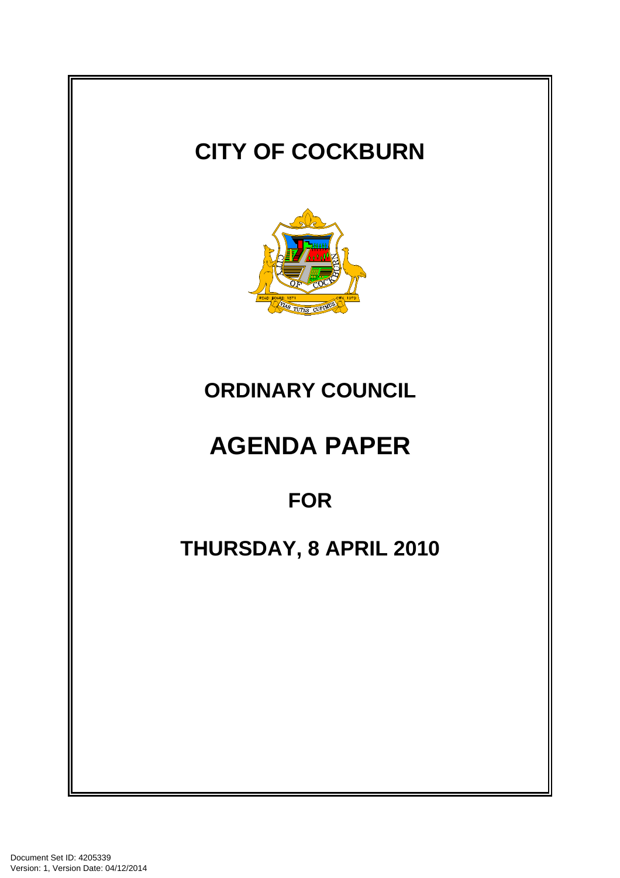# CITY OF COCKBURN

## ORDINARY COUNCIL

# AGENDA PAPER

## FOR

## THURSDAY, 8 APRIL 2010

Document Set ID: 4205339
Version: 1, Version Date: 04/12/2014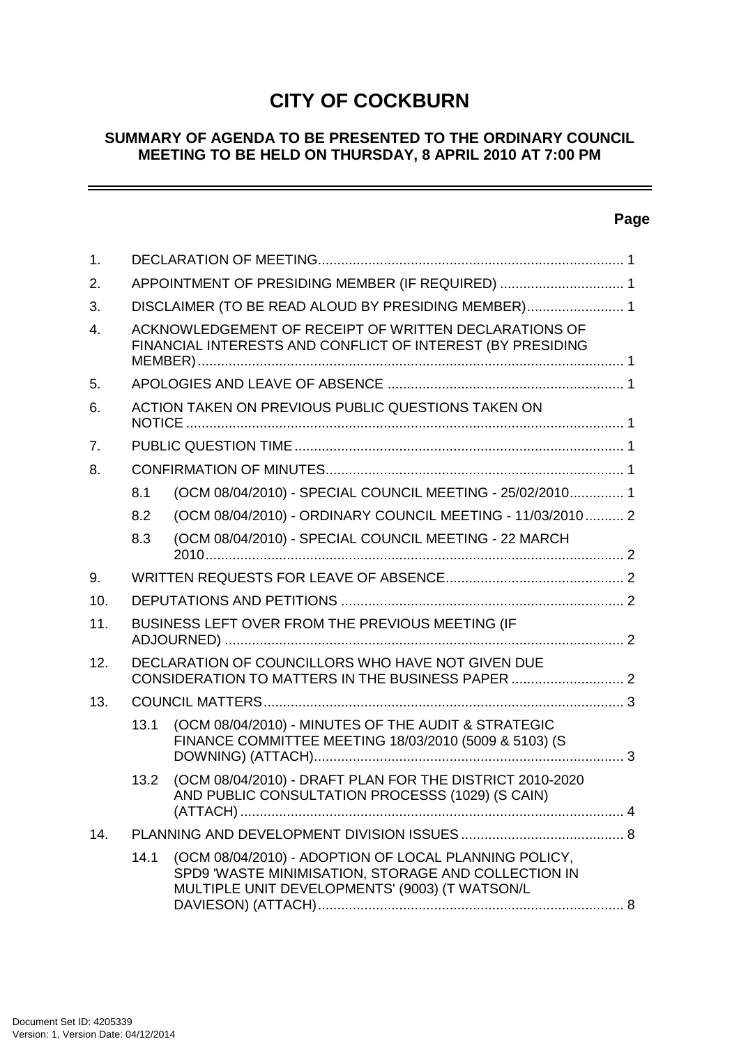# CITY OF COCKBURN

## SUMMARY OF AGENDA TO BE PRESENTED TO THE ORDINARY COUNCIL MEETING TO BE HELD ON THURSDAY, 8 APRIL 2010 AT 7:00 PM

**Page**

1. DECLARATION OF MEETING ............................................................................... 1
2. APPOINTMENT OF PRESIDING MEMBER (IF REQUIRED) ................................ 1
3. DISCLAIMER (TO BE READ ALOUD BY PRESIDING MEMBER) ......................... 1
4. ACKNOWLEDGEMENT OF RECEIPT OF WRITTEN DECLARATIONS OF FINANCIAL INTERESTS AND CONFLICT OF INTEREST (BY PRESIDING MEMBER) ............................................................................................................ 1
5. APOLOGIES AND LEAVE OF ABSENCE ............................................................ 1
6. ACTION TAKEN ON PREVIOUS PUBLIC QUESTIONS TAKEN ON NOTICE ................................................................................................................ 1
7. PUBLIC QUESTION TIME .................................................................................... 1
8. CONFIRMATION OF MINUTES ............................................................................ 1
   - 8.1 (OCM 08/04/2010) - SPECIAL COUNCIL MEETING - 25/02/2010 .............. 1
   - 8.2 (OCM 08/04/2010) - ORDINARY COUNCIL MEETING - 11/03/2010 .......... 2
   - 8.3 (OCM 08/04/2010) - SPECIAL COUNCIL MEETING - 22 MARCH 2010 ........................................................................................................... 2
9. WRITTEN REQUESTS FOR LEAVE OF ABSENCE .............................................. 2
10. DEPUTATIONS AND PETITIONS ......................................................................... 2
11. BUSINESS LEFT OVER FROM THE PREVIOUS MEETING (IF ADJOURNED) ...................................................................................................... 2
12. DECLARATION OF COUNCILLORS WHO HAVE NOT GIVEN DUE CONSIDERATION TO MATTERS IN THE BUSINESS PAPER ............................. 2
13. COUNCIL MATTERS ............................................................................................. 3
    - 13.1 (OCM 08/04/2010) - MINUTES OF THE AUDIT & STRATEGIC FINANCE COMMITTEE MEETING 18/03/2010 (5009 & 5103) (S DOWNING) (ATTACH) ................................................................................ 3
    - 13.2 (OCM 08/04/2010) - DRAFT PLAN FOR THE DISTRICT 2010-2020 AND PUBLIC CONSULTATION PROCESSS (1029) (S CAIN) (ATTACH) .................................................................................................. 4
14. PLANNING AND DEVELOPMENT DIVISION ISSUES .......................................... 8
    - 14.1 (OCM 08/04/2010) - ADOPTION OF LOCAL PLANNING POLICY, SPD9 'WASTE MINIMISATION, STORAGE AND COLLECTION IN MULTIPLE UNIT DEVELOPMENTS' (9003) (T WATSON/L DAVIESON) (ATTACH) ............................................................................... 8

Document Set ID: 4205339
Version: 1, Version Date: 04/12/2014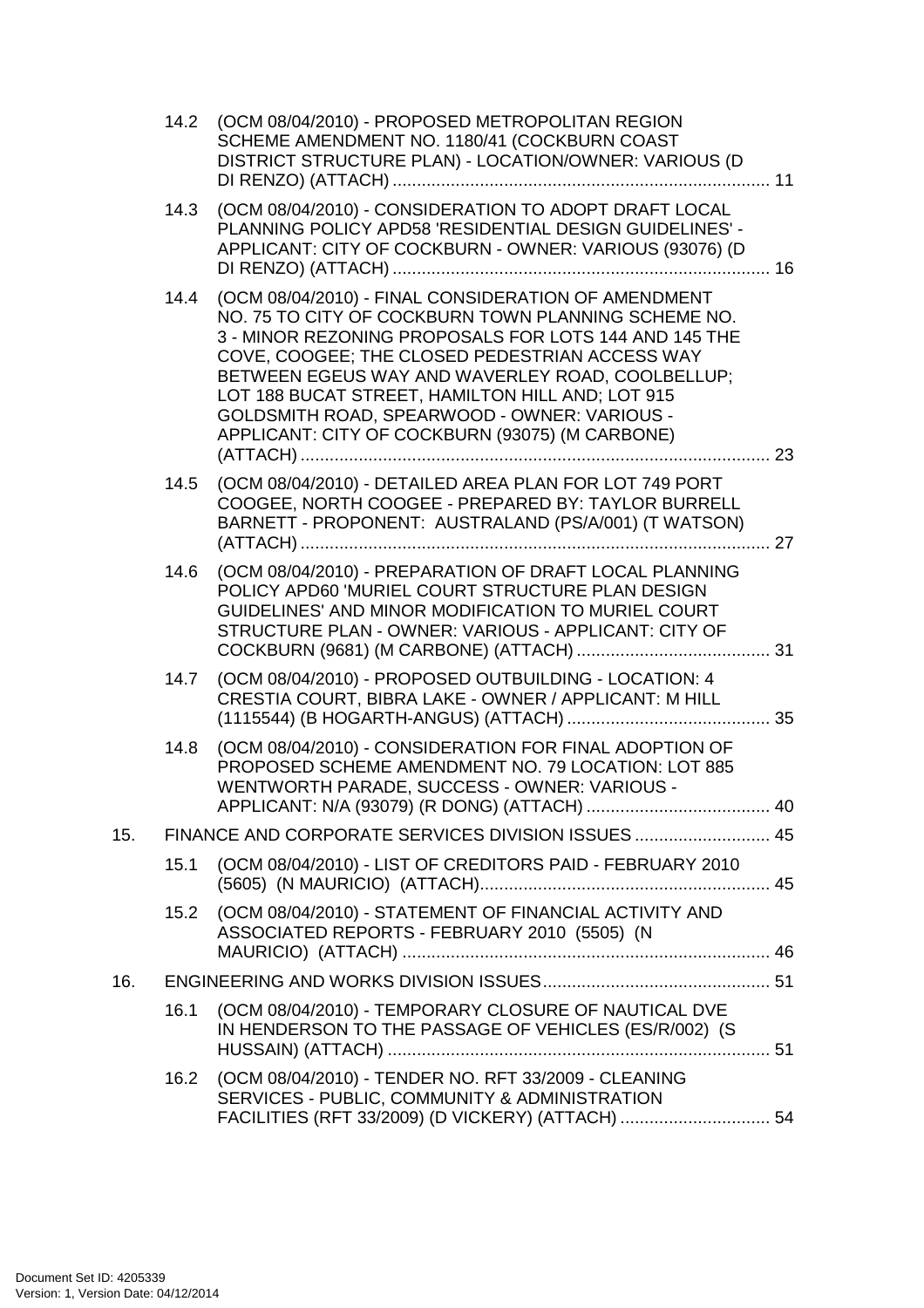14.2 (OCM 08/04/2010) - PROPOSED METROPOLITAN REGION SCHEME AMENDMENT NO. 1180/41 (COCKBURN COAST DISTRICT STRUCTURE PLAN) - LOCATION/OWNER: VARIOUS (D DI RENZO) (ATTACH) .......... 11

14.3 (OCM 08/04/2010) - CONSIDERATION TO ADOPT DRAFT LOCAL PLANNING POLICY APD58 'RESIDENTIAL DESIGN GUIDELINES' - APPLICANT: CITY OF COCKBURN - OWNER: VARIOUS (93076) (D DI RENZO) (ATTACH) .......... 16

14.4 (OCM 08/04/2010) - FINAL CONSIDERATION OF AMENDMENT NO. 75 TO CITY OF COCKBURN TOWN PLANNING SCHEME NO. 3 - MINOR REZONING PROPOSALS FOR LOTS 144 AND 145 THE COVE, COOGEE; THE CLOSED PEDESTRIAN ACCESS WAY BETWEEN EGEUS WAY AND WAVERLEY ROAD, COOLBELLUP; LOT 188 BUCAT STREET, HAMILTON HILL AND; LOT 915 GOLDSMITH ROAD, SPEARWOOD - OWNER: VARIOUS - APPLICANT: CITY OF COCKBURN (93075) (M CARBONE) (ATTACH) .......... 23

14.5 (OCM 08/04/2010) - DETAILED AREA PLAN FOR LOT 749 PORT COOGEE, NORTH COOGEE - PREPARED BY: TAYLOR BURRELL BARNETT - PROPONENT: AUSTRALAND (PS/A/001) (T WATSON) (ATTACH) .......... 27

14.6 (OCM 08/04/2010) - PREPARATION OF DRAFT LOCAL PLANNING POLICY APD60 'MURIEL COURT STRUCTURE PLAN DESIGN GUIDELINES' AND MINOR MODIFICATION TO MURIEL COURT STRUCTURE PLAN - OWNER: VARIOUS - APPLICANT: CITY OF COCKBURN (9681) (M CARBONE) (ATTACH) .......... 31

14.7 (OCM 08/04/2010) - PROPOSED OUTBUILDING - LOCATION: 4 CRESTIA COURT, BIBRA LAKE - OWNER / APPLICANT: M HILL (1115544) (B HOGARTH-ANGUS) (ATTACH) .......... 35

14.8 (OCM 08/04/2010) - CONSIDERATION FOR FINAL ADOPTION OF PROPOSED SCHEME AMENDMENT NO. 79 LOCATION: LOT 885 WENTWORTH PARADE, SUCCESS - OWNER: VARIOUS - APPLICANT: N/A (93079) (R DONG) (ATTACH) .......... 40

15. FINANCE AND CORPORATE SERVICES DIVISION ISSUES .......... 45

15.1 (OCM 08/04/2010) - LIST OF CREDITORS PAID - FEBRUARY 2010 (5605) (N MAURICIO) (ATTACH) .......... 45

15.2 (OCM 08/04/2010) - STATEMENT OF FINANCIAL ACTIVITY AND ASSOCIATED REPORTS - FEBRUARY 2010 (5505) (N MAURICIO) (ATTACH) .......... 46

16. ENGINEERING AND WORKS DIVISION ISSUES .......... 51

16.1 (OCM 08/04/2010) - TEMPORARY CLOSURE OF NAUTICAL DVE IN HENDERSON TO THE PASSAGE OF VEHICLES (ES/R/002) (S HUSSAIN) (ATTACH) .......... 51

16.2 (OCM 08/04/2010) - TENDER NO. RFT 33/2009 - CLEANING SERVICES - PUBLIC, COMMUNITY & ADMINISTRATION FACILITIES (RFT 33/2009) (D VICKERY) (ATTACH) .......... 54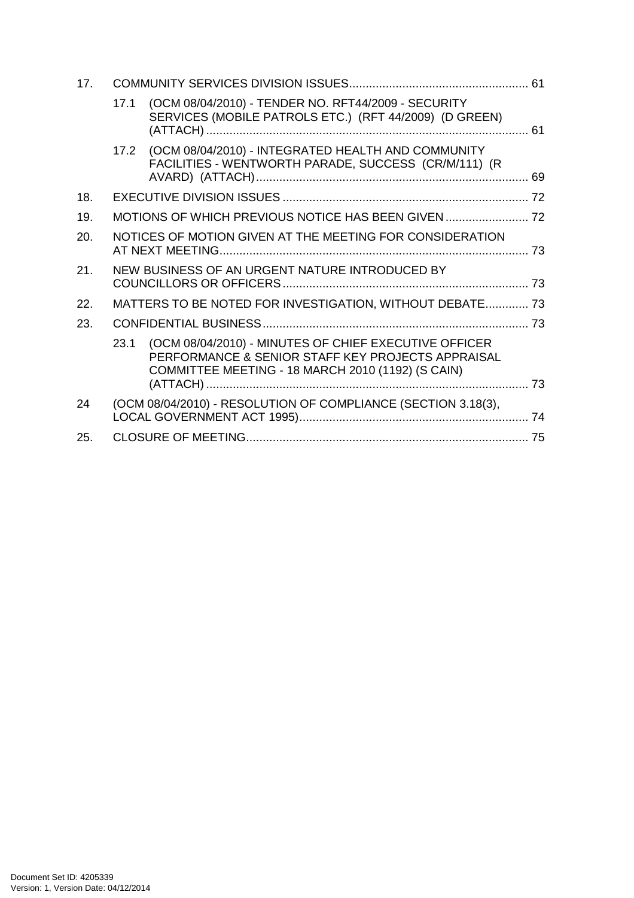17. COMMUNITY SERVICES DIVISION ISSUES ..................................................... 61

 17.1 (OCM 08/04/2010) - TENDER NO. RFT44/2009 - SECURITY SERVICES (MOBILE PATROLS ETC.) (RFT 44/2009) (D GREEN) (ATTACH) ................................................................................................ 61

 17.2 (OCM 08/04/2010) - INTEGRATED HEALTH AND COMMUNITY FACILITIES - WENTWORTH PARADE, SUCCESS (CR/M/111) (R AVARD) (ATTACH) ................................................................................. 69

18. EXECUTIVE DIVISION ISSUES .......................................................................... 72

19. MOTIONS OF WHICH PREVIOUS NOTICE HAS BEEN GIVEN ......................... 72

20. NOTICES OF MOTION GIVEN AT THE MEETING FOR CONSIDERATION AT NEXT MEETING ............................................................................................ 73

21. NEW BUSINESS OF AN URGENT NATURE INTRODUCED BY COUNCILLORS OR OFFICERS .......................................................................... 73

22. MATTERS TO BE NOTED FOR INVESTIGATION, WITHOUT DEBATE ............. 73

23. CONFIDENTIAL BUSINESS ................................................................................ 73

 23.1 (OCM 08/04/2010) - MINUTES OF CHIEF EXECUTIVE OFFICER PERFORMANCE & SENIOR STAFF KEY PROJECTS APPRAISAL COMMITTEE MEETING - 18 MARCH 2010 (1192) (S CAIN) (ATTACH) ................................................................................................ 73

24 (OCM 08/04/2010) - RESOLUTION OF COMPLIANCE (SECTION 3.18(3), LOCAL GOVERNMENT ACT 1995) .................................................................... 74

25. CLOSURE OF MEETING .................................................................................... 75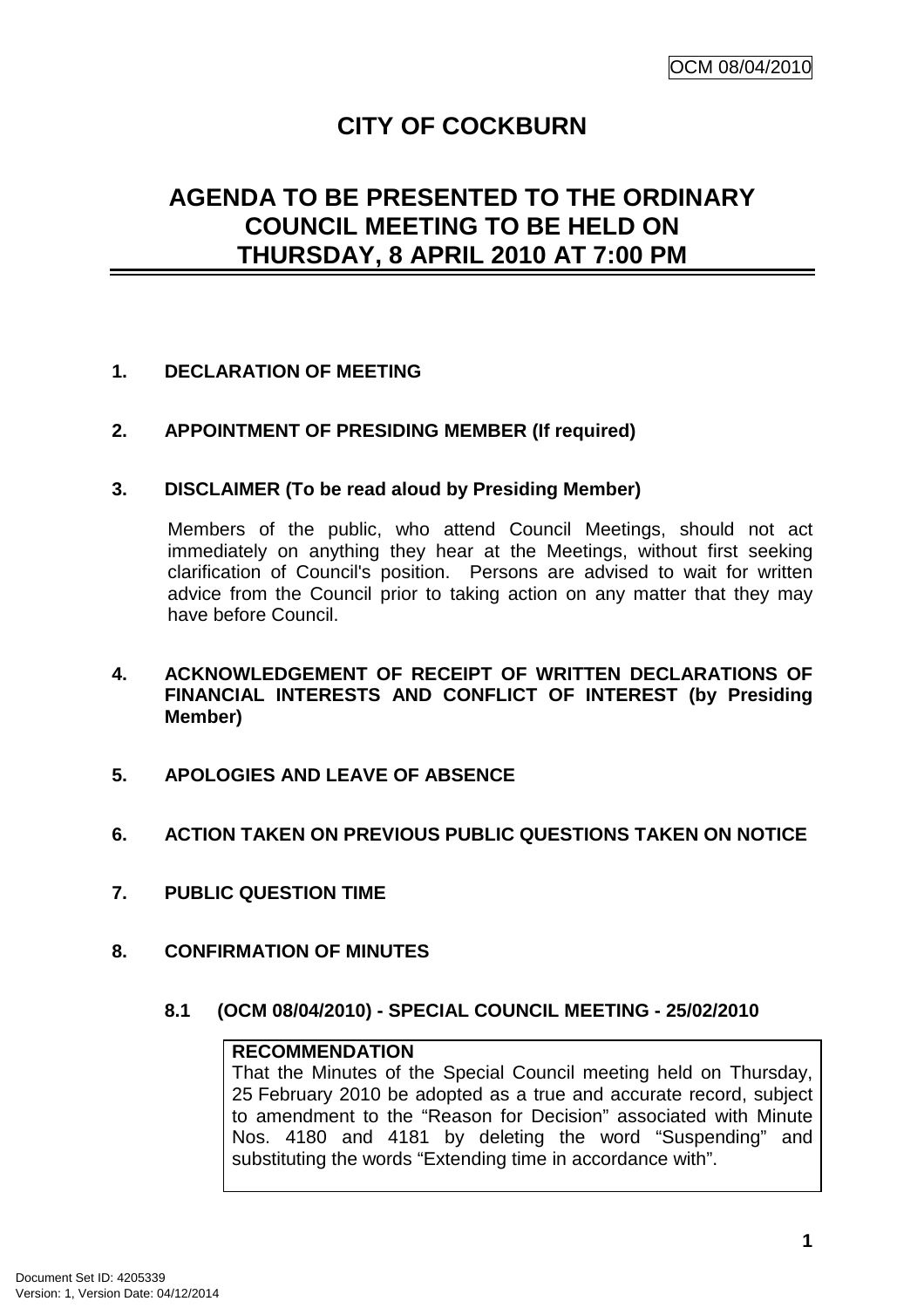# CITY OF COCKBURN

## AGENDA TO BE PRESENTED TO THE ORDINARY COUNCIL MEETING TO BE HELD ON THURSDAY, 8 APRIL 2010 AT 7:00 PM

### 1. DECLARATION OF MEETING

### 2. APPOINTMENT OF PRESIDING MEMBER (If required)

### 3. DISCLAIMER (To be read aloud by Presiding Member)

Members of the public, who attend Council Meetings, should not act immediately on anything they hear at the Meetings, without first seeking clarification of Council's position. Persons are advised to wait for written advice from the Council prior to taking action on any matter that they may have before Council.

### 4. ACKNOWLEDGEMENT OF RECEIPT OF WRITTEN DECLARATIONS OF FINANCIAL INTERESTS AND CONFLICT OF INTEREST (by Presiding Member)

### 5. APOLOGIES AND LEAVE OF ABSENCE

### 6. ACTION TAKEN ON PREVIOUS PUBLIC QUESTIONS TAKEN ON NOTICE

### 7. PUBLIC QUESTION TIME

### 8. CONFIRMATION OF MINUTES

#### 8.1 (OCM 08/04/2010) - SPECIAL COUNCIL MEETING - 25/02/2010

**RECOMMENDATION**
That the Minutes of the Special Council meeting held on Thursday, 25 February 2010 be adopted as a true and accurate record, subject to amendment to the "Reason for Decision" associated with Minute Nos. 4180 and 4181 by deleting the word "Suspending" and substituting the words "Extending time in accordance with".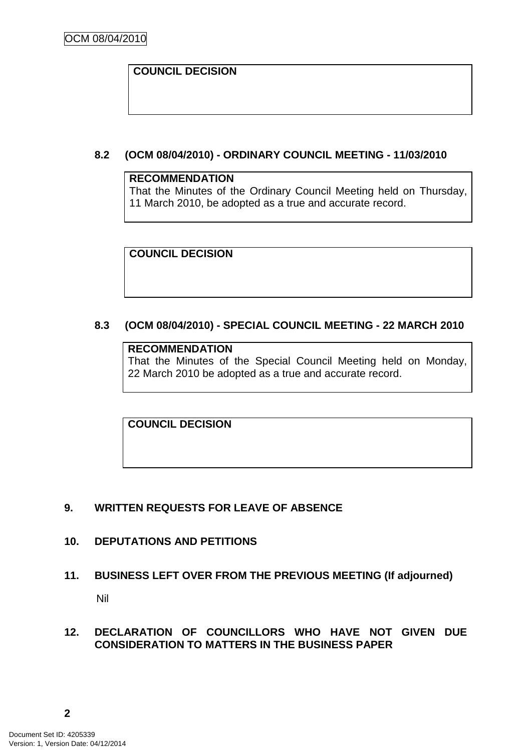**COUNCIL DECISION**

### 8.2 (OCM 08/04/2010) - ORDINARY COUNCIL MEETING - 11/03/2010

**RECOMMENDATION**
That the Minutes of the Ordinary Council Meeting held on Thursday, 11 March 2010, be adopted as a true and accurate record.

**COUNCIL DECISION**

### 8.3 (OCM 08/04/2010) - SPECIAL COUNCIL MEETING - 22 MARCH 2010

**RECOMMENDATION**
That the Minutes of the Special Council Meeting held on Monday, 22 March 2010 be adopted as a true and accurate record.

**COUNCIL DECISION**

## 9. WRITTEN REQUESTS FOR LEAVE OF ABSENCE

## 10. DEPUTATIONS AND PETITIONS

## 11. BUSINESS LEFT OVER FROM THE PREVIOUS MEETING (If adjourned)

Nil

## 12. DECLARATION OF COUNCILLORS WHO HAVE NOT GIVEN DUE CONSIDERATION TO MATTERS IN THE BUSINESS PAPER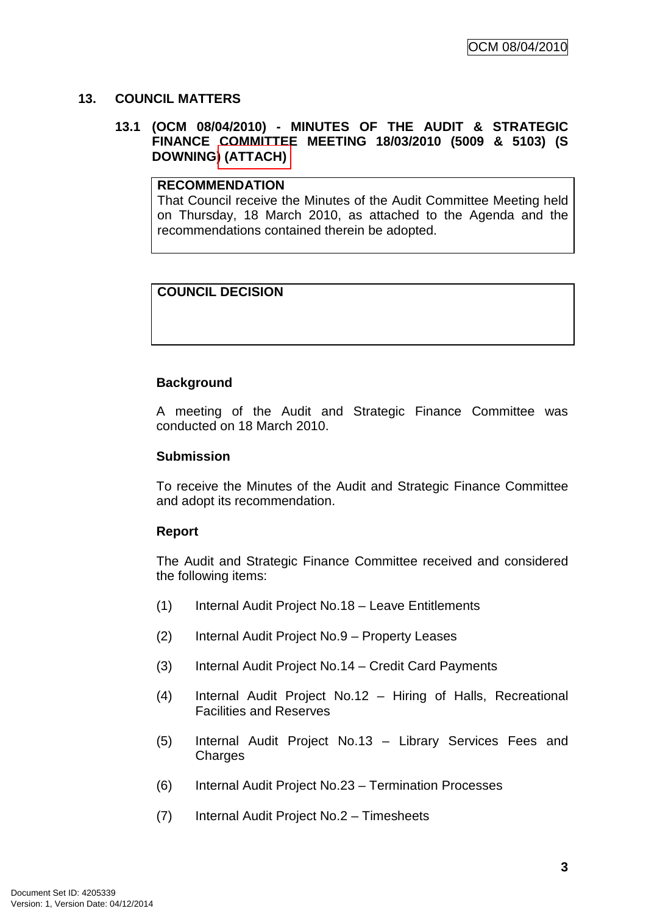## 13. COUNCIL MATTERS

### 13.1 (OCM 08/04/2010) - MINUTES OF THE AUDIT & STRATEGIC FINANCE COMMITTEE MEETING 18/03/2010 (5009 & 5103) (S DOWNING) (ATTACH)

**RECOMMENDATION**

That Council receive the Minutes of the Audit Committee Meeting held on Thursday, 18 March 2010, as attached to the Agenda and the recommendations contained therein be adopted.

**COUNCIL DECISION**

**Background**

A meeting of the Audit and Strategic Finance Committee was conducted on 18 March 2010.

**Submission**

To receive the Minutes of the Audit and Strategic Finance Committee and adopt its recommendation.

**Report**

The Audit and Strategic Finance Committee received and considered the following items:

(1) Internal Audit Project No.18 – Leave Entitlements

(2) Internal Audit Project No.9 – Property Leases

(3) Internal Audit Project No.14 – Credit Card Payments

(4) Internal Audit Project No.12 – Hiring of Halls, Recreational Facilities and Reserves

(5) Internal Audit Project No.13 – Library Services Fees and Charges

(6) Internal Audit Project No.23 – Termination Processes

(7) Internal Audit Project No.2 – Timesheets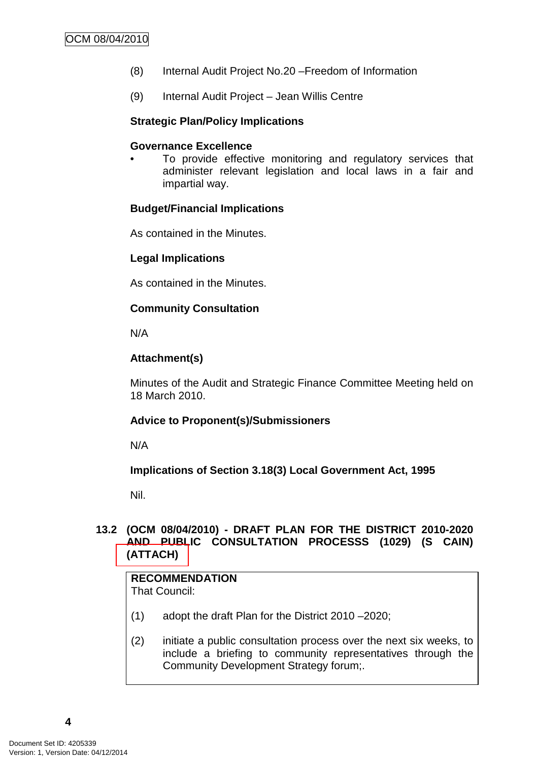(8) Internal Audit Project No.20 –Freedom of Information

(9) Internal Audit Project – Jean Willis Centre

**Strategic Plan/Policy Implications**

**Governance Excellence**

- To provide effective monitoring and regulatory services that administer relevant legislation and local laws in a fair and impartial way.

**Budget/Financial Implications**

As contained in the Minutes.

**Legal Implications**

As contained in the Minutes.

**Community Consultation**

N/A

**Attachment(s)**

Minutes of the Audit and Strategic Finance Committee Meeting held on 18 March 2010.

**Advice to Proponent(s)/Submissioners**

N/A

**Implications of Section 3.18(3) Local Government Act, 1995**

Nil.

## 13.2 (OCM 08/04/2010) - DRAFT PLAN FOR THE DISTRICT 2010-2020 AND PUBLIC CONSULTATION PROCESSS (1029) (S CAIN) (ATTACH)

**RECOMMENDATION**
That Council:

(1) adopt the draft Plan for the District 2010 –2020;

(2) initiate a public consultation process over the next six weeks, to include a briefing to community representatives through the Community Development Strategy forum;.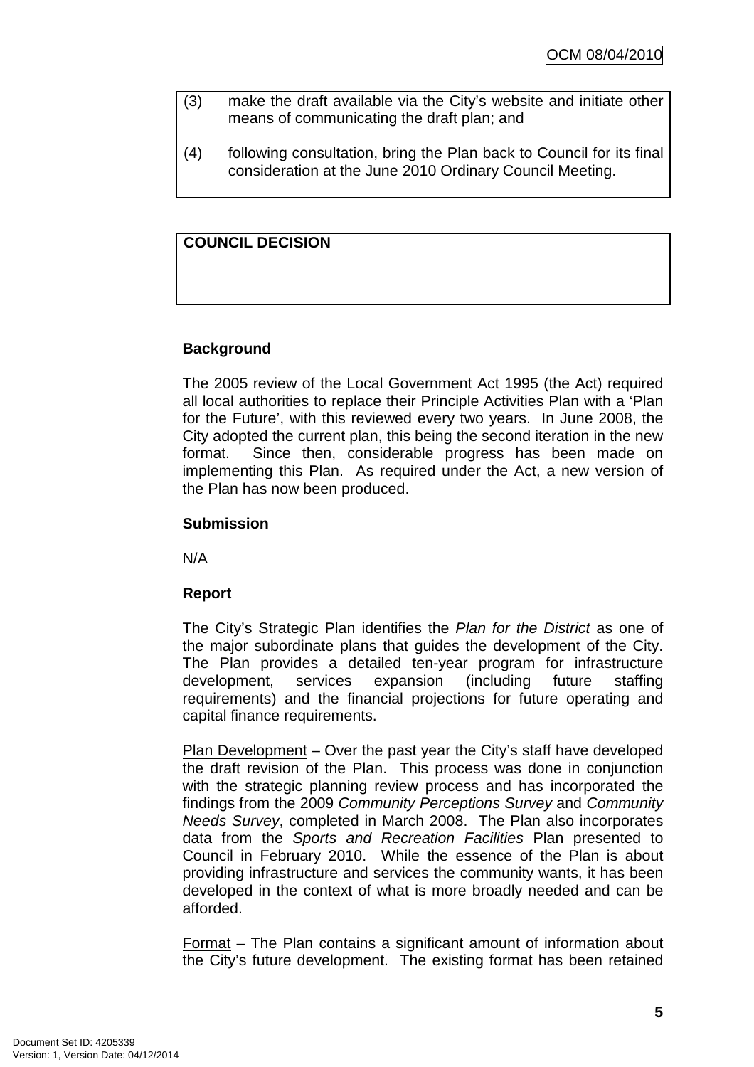(3) make the draft available via the City's website and initiate other means of communicating the draft plan; and

(4) following consultation, bring the Plan back to Council for its final consideration at the June 2010 Ordinary Council Meeting.

**COUNCIL DECISION**

**Background**

The 2005 review of the Local Government Act 1995 (the Act) required all local authorities to replace their Principle Activities Plan with a 'Plan for the Future', with this reviewed every two years. In June 2008, the City adopted the current plan, this being the second iteration in the new format. Since then, considerable progress has been made on implementing this Plan. As required under the Act, a new version of the Plan has now been produced.

**Submission**

N/A

**Report**

The City's Strategic Plan identifies the *Plan for the District* as one of the major subordinate plans that guides the development of the City. The Plan provides a detailed ten-year program for infrastructure development, services expansion (including future staffing requirements) and the financial projections for future operating and capital finance requirements.

Plan Development – Over the past year the City's staff have developed the draft revision of the Plan. This process was done in conjunction with the strategic planning review process and has incorporated the findings from the 2009 *Community Perceptions Survey* and *Community Needs Survey*, completed in March 2008. The Plan also incorporates data from the *Sports and Recreation Facilities* Plan presented to Council in February 2010. While the essence of the Plan is about providing infrastructure and services the community wants, it has been developed in the context of what is more broadly needed and can be afforded.

Format – The Plan contains a significant amount of information about the City's future development. The existing format has been retained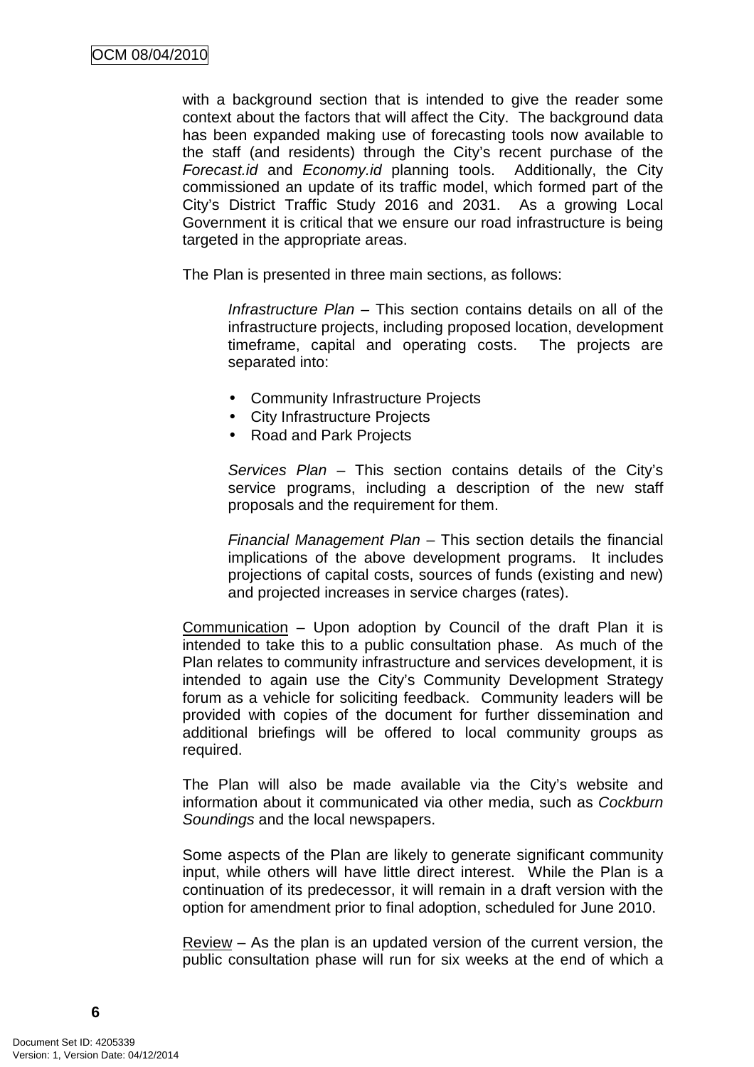with a background section that is intended to give the reader some context about the factors that will affect the City. The background data has been expanded making use of forecasting tools now available to the staff (and residents) through the City's recent purchase of the *Forecast.id* and *Economy.id* planning tools. Additionally, the City commissioned an update of its traffic model, which formed part of the City's District Traffic Study 2016 and 2031. As a growing Local Government it is critical that we ensure our road infrastructure is being targeted in the appropriate areas.

The Plan is presented in three main sections, as follows:

> *Infrastructure Plan* – This section contains details on all of the infrastructure projects, including proposed location, development timeframe, capital and operating costs. The projects are separated into:
>
> - Community Infrastructure Projects
> - City Infrastructure Projects
> - Road and Park Projects
>
> *Services Plan* – This section contains details of the City's service programs, including a description of the new staff proposals and the requirement for them.
>
> *Financial Management Plan* – This section details the financial implications of the above development programs. It includes projections of capital costs, sources of funds (existing and new) and projected increases in service charges (rates).

<u>Communication</u> – Upon adoption by Council of the draft Plan it is intended to take this to a public consultation phase. As much of the Plan relates to community infrastructure and services development, it is intended to again use the City's Community Development Strategy forum as a vehicle for soliciting feedback. Community leaders will be provided with copies of the document for further dissemination and additional briefings will be offered to local community groups as required.

The Plan will also be made available via the City's website and information about it communicated via other media, such as *Cockburn Soundings* and the local newspapers.

Some aspects of the Plan are likely to generate significant community input, while others will have little direct interest. While the Plan is a continuation of its predecessor, it will remain in a draft version with the option for amendment prior to final adoption, scheduled for June 2010.

<u>Review</u> – As the plan is an updated version of the current version, the public consultation phase will run for six weeks at the end of which a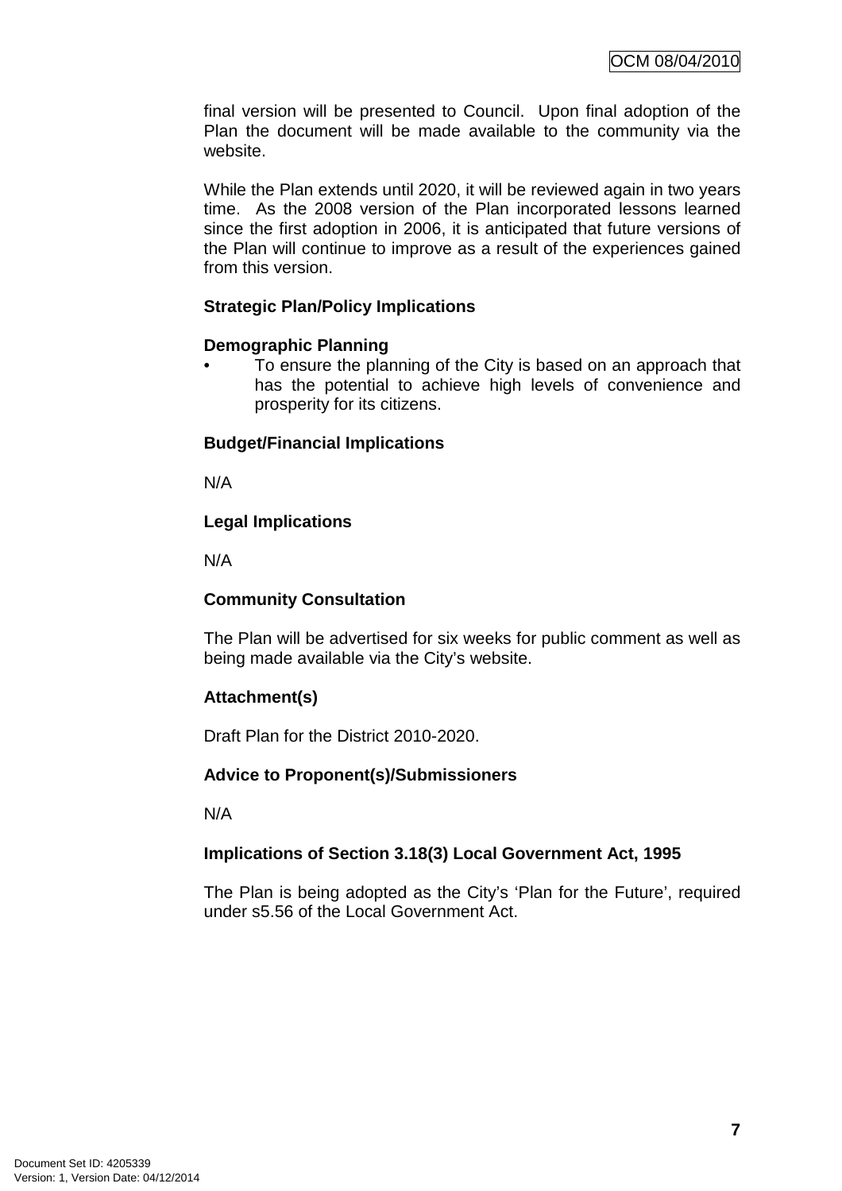final version will be presented to Council. Upon final adoption of the Plan the document will be made available to the community via the website.

While the Plan extends until 2020, it will be reviewed again in two years time. As the 2008 version of the Plan incorporated lessons learned since the first adoption in 2006, it is anticipated that future versions of the Plan will continue to improve as a result of the experiences gained from this version.

**Strategic Plan/Policy Implications**

**Demographic Planning**

- To ensure the planning of the City is based on an approach that has the potential to achieve high levels of convenience and prosperity for its citizens.

**Budget/Financial Implications**

N/A

**Legal Implications**

N/A

**Community Consultation**

The Plan will be advertised for six weeks for public comment as well as being made available via the City's website.

**Attachment(s)**

Draft Plan for the District 2010-2020.

**Advice to Proponent(s)/Submissioners**

N/A

**Implications of Section 3.18(3) Local Government Act, 1995**

The Plan is being adopted as the City's 'Plan for the Future', required under s5.56 of the Local Government Act.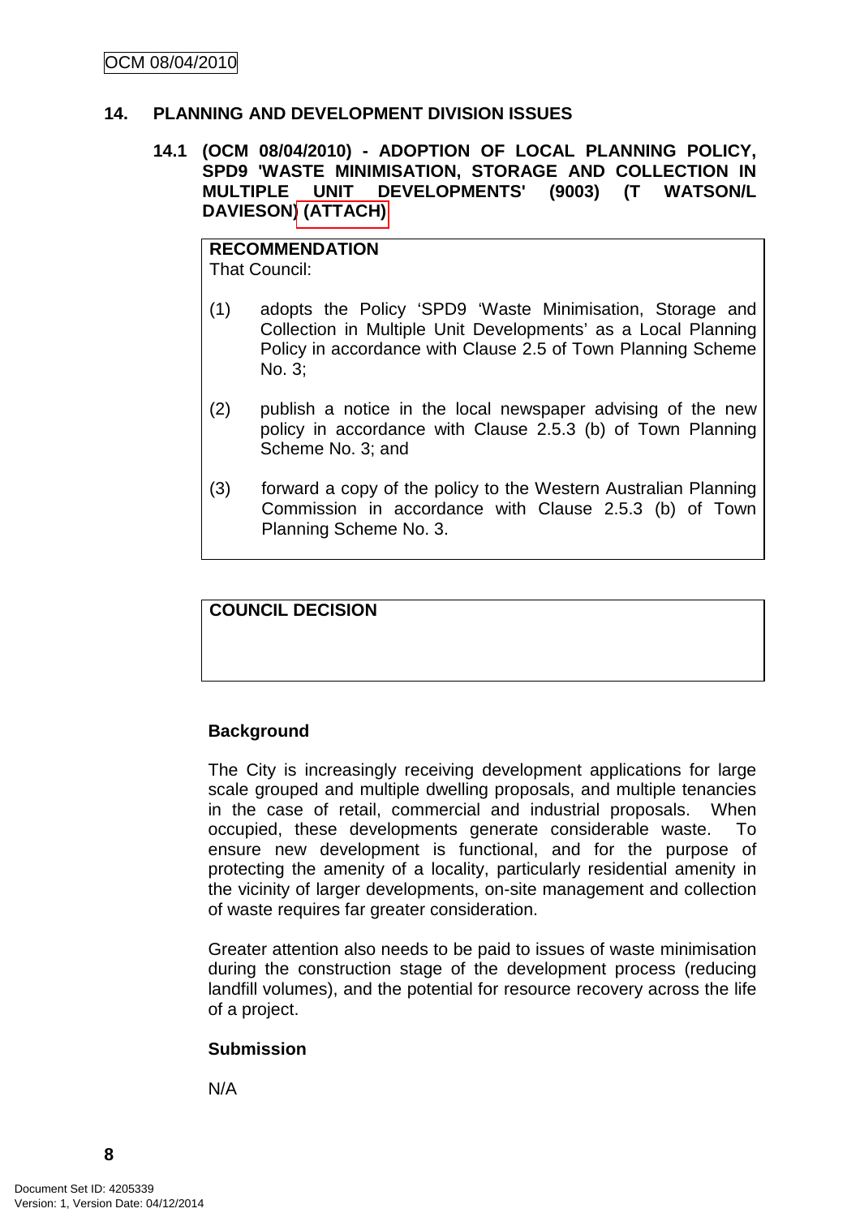## 14. PLANNING AND DEVELOPMENT DIVISION ISSUES

### 14.1 (OCM 08/04/2010) - ADOPTION OF LOCAL PLANNING POLICY, SPD9 'WASTE MINIMISATION, STORAGE AND COLLECTION IN MULTIPLE UNIT DEVELOPMENTS' (9003) (T WATSON/L DAVIESON) (ATTACH)

**RECOMMENDATION**
That Council:

(1) adopts the Policy 'SPD9 'Waste Minimisation, Storage and Collection in Multiple Unit Developments' as a Local Planning Policy in accordance with Clause 2.5 of Town Planning Scheme No. 3;

(2) publish a notice in the local newspaper advising of the new policy in accordance with Clause 2.5.3 (b) of Town Planning Scheme No. 3; and

(3) forward a copy of the policy to the Western Australian Planning Commission in accordance with Clause 2.5.3 (b) of Town Planning Scheme No. 3.

**COUNCIL DECISION**

**Background**

The City is increasingly receiving development applications for large scale grouped and multiple dwelling proposals, and multiple tenancies in the case of retail, commercial and industrial proposals. When occupied, these developments generate considerable waste. To ensure new development is functional, and for the purpose of protecting the amenity of a locality, particularly residential amenity in the vicinity of larger developments, on-site management and collection of waste requires far greater consideration.

Greater attention also needs to be paid to issues of waste minimisation during the construction stage of the development process (reducing landfill volumes), and the potential for resource recovery across the life of a project.

**Submission**

N/A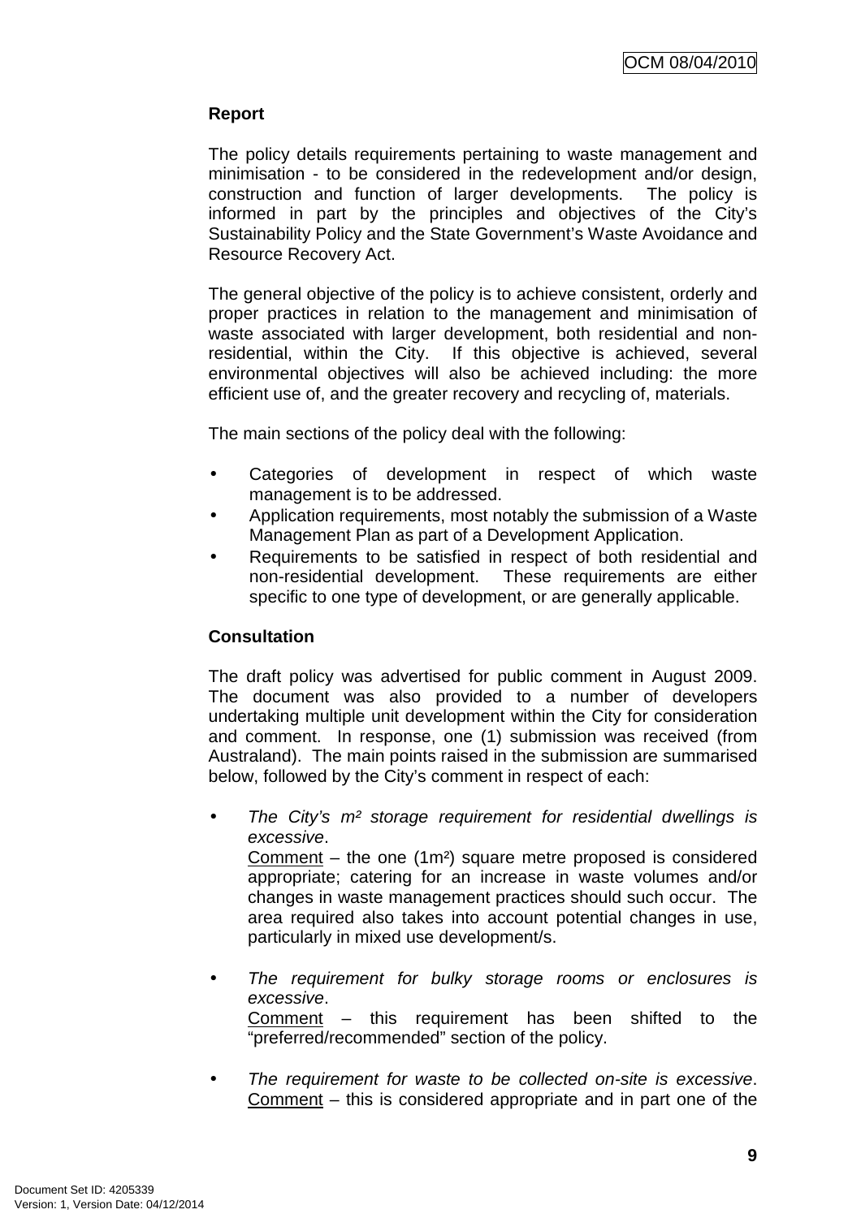**Report**

The policy details requirements pertaining to waste management and minimisation - to be considered in the redevelopment and/or design, construction and function of larger developments. The policy is informed in part by the principles and objectives of the City's Sustainability Policy and the State Government's Waste Avoidance and Resource Recovery Act.

The general objective of the policy is to achieve consistent, orderly and proper practices in relation to the management and minimisation of waste associated with larger development, both residential and non-residential, within the City. If this objective is achieved, several environmental objectives will also be achieved including: the more efficient use of, and the greater recovery and recycling of, materials.

The main sections of the policy deal with the following:

- Categories of development in respect of which waste management is to be addressed.
- Application requirements, most notably the submission of a Waste Management Plan as part of a Development Application.
- Requirements to be satisfied in respect of both residential and non-residential development. These requirements are either specific to one type of development, or are generally applicable.

**Consultation**

The draft policy was advertised for public comment in August 2009. The document was also provided to a number of developers undertaking multiple unit development within the City for consideration and comment. In response, one (1) submission was received (from Australand). The main points raised in the submission are summarised below, followed by the City's comment in respect of each:

- *The City's m² storage requirement for residential dwellings is excessive*.
  Comment – the one (1m²) square metre proposed is considered appropriate; catering for an increase in waste volumes and/or changes in waste management practices should such occur. The area required also takes into account potential changes in use, particularly in mixed use development/s.

- *The requirement for bulky storage rooms or enclosures is excessive*.
  Comment – this requirement has been shifted to the "preferred/recommended" section of the policy.

- *The requirement for waste to be collected on-site is excessive*.
  Comment – this is considered appropriate and in part one of the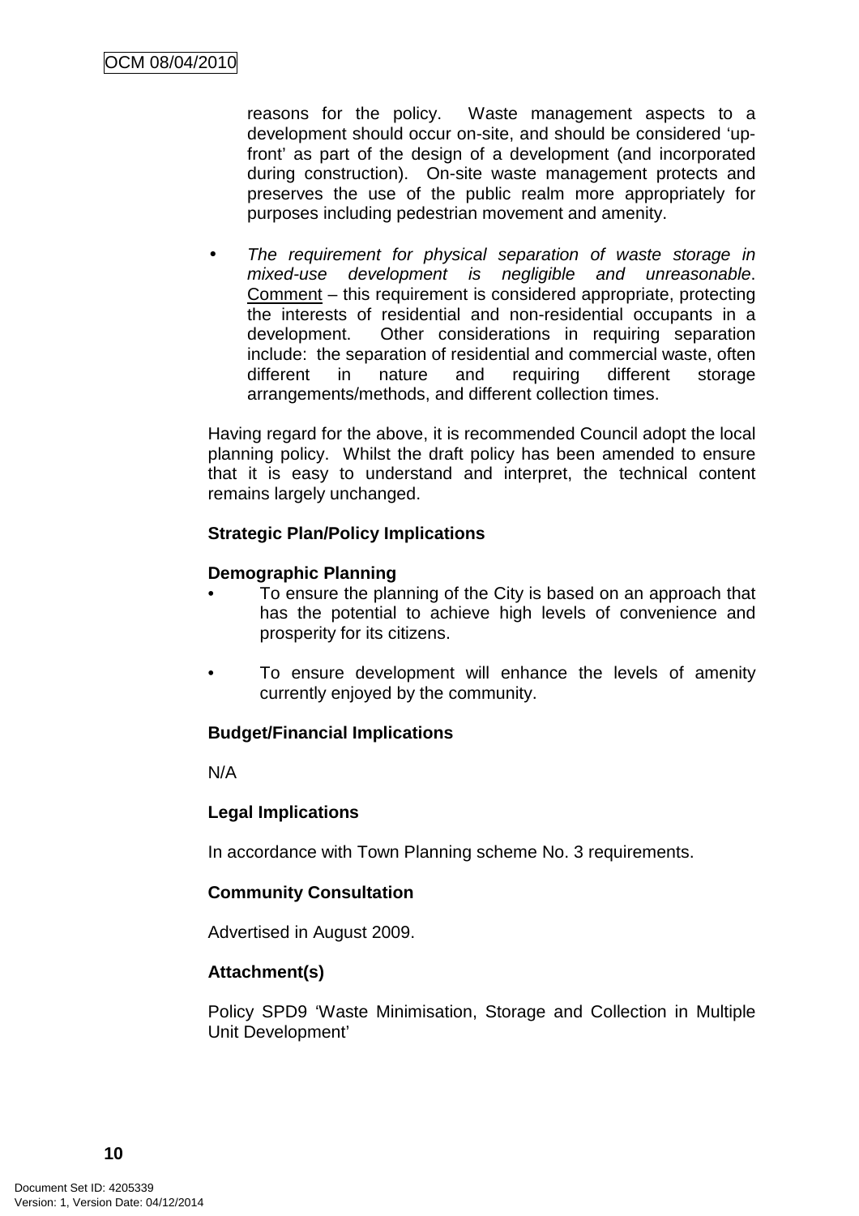reasons for the policy. Waste management aspects to a development should occur on-site, and should be considered 'up-front' as part of the design of a development (and incorporated during construction). On-site waste management protects and preserves the use of the public realm more appropriately for purposes including pedestrian movement and amenity.

- *The requirement for physical separation of waste storage in mixed-use development is negligible and unreasonable*. Comment – this requirement is considered appropriate, protecting the interests of residential and non-residential occupants in a development. Other considerations in requiring separation include: the separation of residential and commercial waste, often different in nature and requiring different storage arrangements/methods, and different collection times.

Having regard for the above, it is recommended Council adopt the local planning policy. Whilst the draft policy has been amended to ensure that it is easy to understand and interpret, the technical content remains largely unchanged.

**Strategic Plan/Policy Implications**

**Demographic Planning**

- To ensure the planning of the City is based on an approach that has the potential to achieve high levels of convenience and prosperity for its citizens.

- To ensure development will enhance the levels of amenity currently enjoyed by the community.

**Budget/Financial Implications**

N/A

**Legal Implications**

In accordance with Town Planning scheme No. 3 requirements.

**Community Consultation**

Advertised in August 2009.

**Attachment(s)**

Policy SPD9 'Waste Minimisation, Storage and Collection in Multiple Unit Development'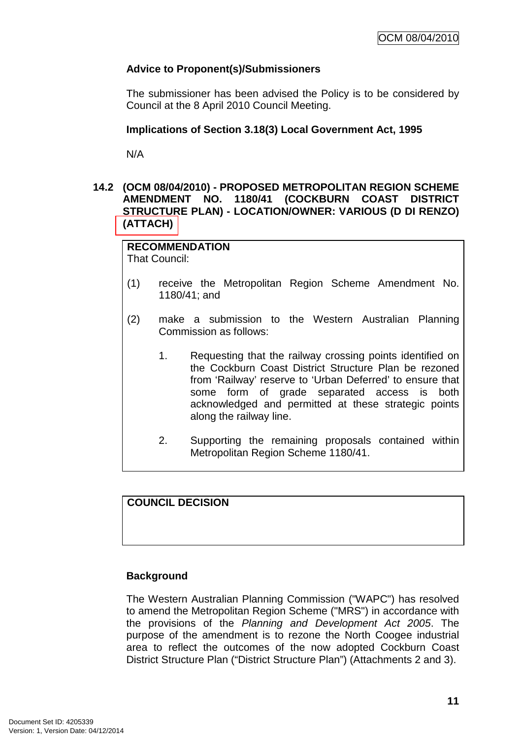**Advice to Proponent(s)/Submissioners**

The submissioner has been advised the Policy is to be considered by Council at the 8 April 2010 Council Meeting.

**Implications of Section 3.18(3) Local Government Act, 1995**

N/A

**14.2 (OCM 08/04/2010) - PROPOSED METROPOLITAN REGION SCHEME AMENDMENT NO. 1180/41 (COCKBURN COAST DISTRICT STRUCTURE PLAN) - LOCATION/OWNER: VARIOUS (D DI RENZO) (ATTACH)**

**RECOMMENDATION**
That Council:

(1) receive the Metropolitan Region Scheme Amendment No. 1180/41; and

(2) make a submission to the Western Australian Planning Commission as follows:

1. Requesting that the railway crossing points identified on the Cockburn Coast District Structure Plan be rezoned from 'Railway' reserve to 'Urban Deferred' to ensure that some form of grade separated access is both acknowledged and permitted at these strategic points along the railway line.

2. Supporting the remaining proposals contained within Metropolitan Region Scheme 1180/41.

**COUNCIL DECISION**

**Background**

The Western Australian Planning Commission ("WAPC") has resolved to amend the Metropolitan Region Scheme ("MRS") in accordance with the provisions of the *Planning and Development Act 2005*. The purpose of the amendment is to rezone the North Coogee industrial area to reflect the outcomes of the now adopted Cockburn Coast District Structure Plan ("District Structure Plan") (Attachments 2 and 3).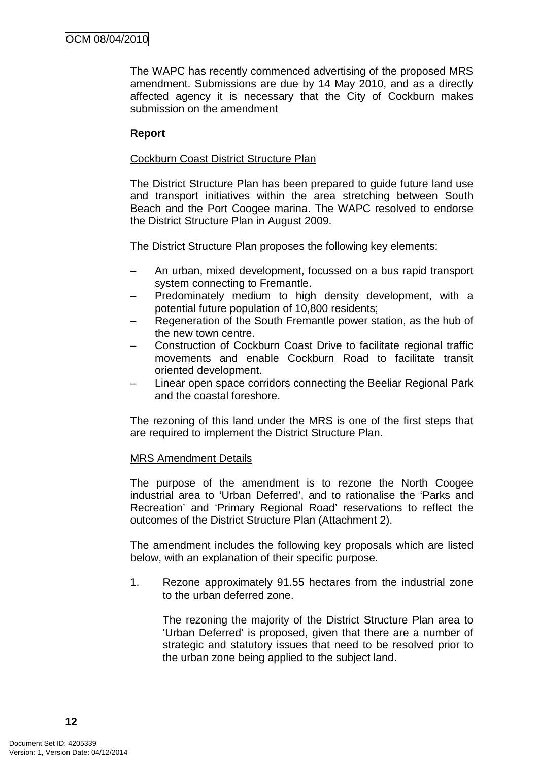The WAPC has recently commenced advertising of the proposed MRS amendment. Submissions are due by 14 May 2010, and as a directly affected agency it is necessary that the City of Cockburn makes submission on the amendment

**Report**

Cockburn Coast District Structure Plan

The District Structure Plan has been prepared to guide future land use and transport initiatives within the area stretching between South Beach and the Port Coogee marina. The WAPC resolved to endorse the District Structure Plan in August 2009.

The District Structure Plan proposes the following key elements:

– An urban, mixed development, focussed on a bus rapid transport system connecting to Fremantle.
– Predominately medium to high density development, with a potential future population of 10,800 residents;
– Regeneration of the South Fremantle power station, as the hub of the new town centre.
– Construction of Cockburn Coast Drive to facilitate regional traffic movements and enable Cockburn Road to facilitate transit oriented development.
– Linear open space corridors connecting the Beeliar Regional Park and the coastal foreshore.

The rezoning of this land under the MRS is one of the first steps that are required to implement the District Structure Plan.

MRS Amendment Details

The purpose of the amendment is to rezone the North Coogee industrial area to 'Urban Deferred', and to rationalise the 'Parks and Recreation' and 'Primary Regional Road' reservations to reflect the outcomes of the District Structure Plan (Attachment 2).

The amendment includes the following key proposals which are listed below, with an explanation of their specific purpose.

1. Rezone approximately 91.55 hectares from the industrial zone to the urban deferred zone.

   The rezoning the majority of the District Structure Plan area to 'Urban Deferred' is proposed, given that there are a number of strategic and statutory issues that need to be resolved prior to the urban zone being applied to the subject land.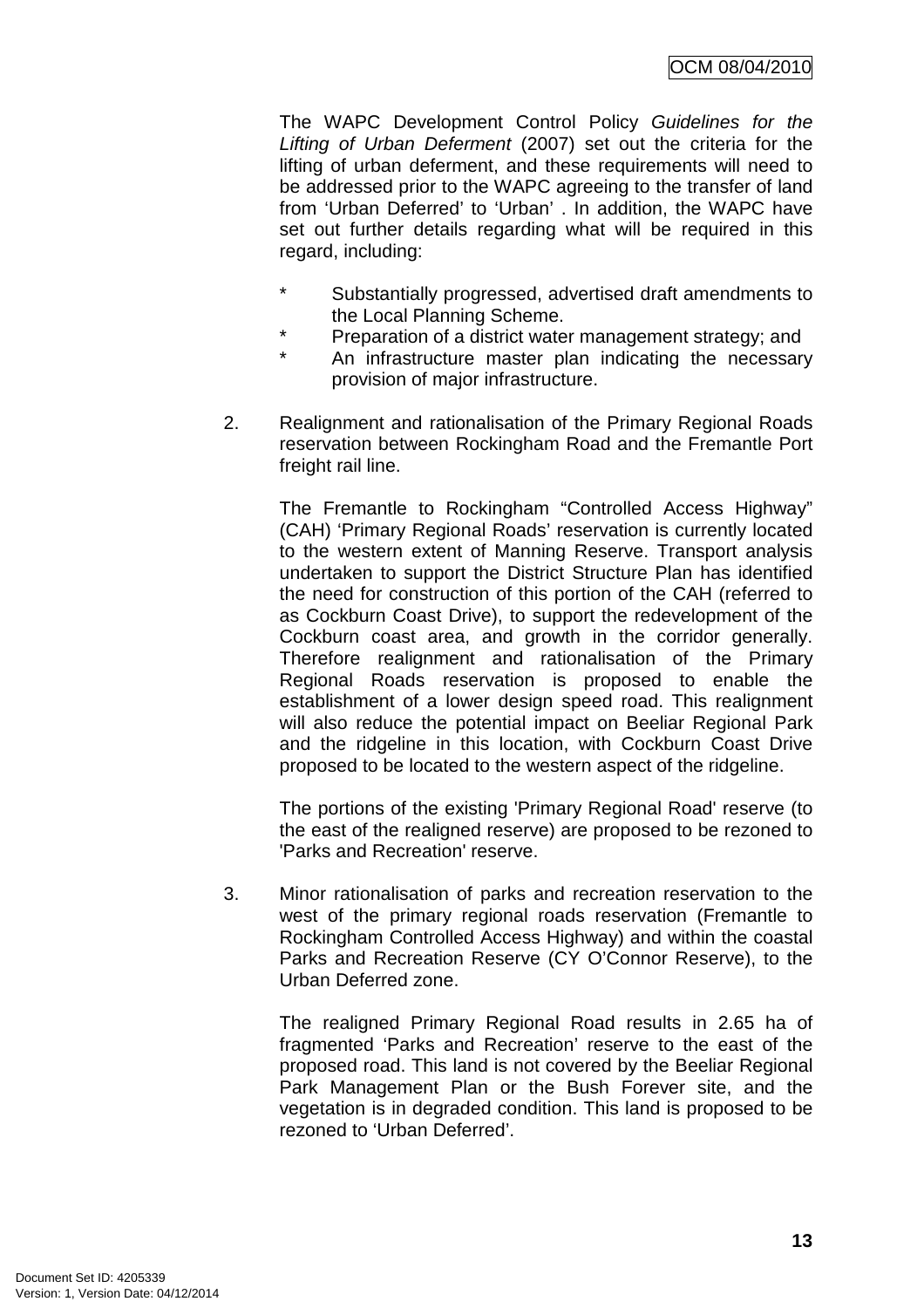The WAPC Development Control Policy *Guidelines for the Lifting of Urban Deferment* (2007) set out the criteria for the lifting of urban deferment, and these requirements will need to be addressed prior to the WAPC agreeing to the transfer of land from 'Urban Deferred' to 'Urban' . In addition, the WAPC have set out further details regarding what will be required in this regard, including:

* Substantially progressed, advertised draft amendments to the Local Planning Scheme.
* Preparation of a district water management strategy; and
* An infrastructure master plan indicating the necessary provision of major infrastructure.

2. Realignment and rationalisation of the Primary Regional Roads reservation between Rockingham Road and the Fremantle Port freight rail line.

   The Fremantle to Rockingham "Controlled Access Highway" (CAH) 'Primary Regional Roads' reservation is currently located to the western extent of Manning Reserve. Transport analysis undertaken to support the District Structure Plan has identified the need for construction of this portion of the CAH (referred to as Cockburn Coast Drive), to support the redevelopment of the Cockburn coast area, and growth in the corridor generally. Therefore realignment and rationalisation of the Primary Regional Roads reservation is proposed to enable the establishment of a lower design speed road. This realignment will also reduce the potential impact on Beeliar Regional Park and the ridgeline in this location, with Cockburn Coast Drive proposed to be located to the western aspect of the ridgeline.

   The portions of the existing 'Primary Regional Road' reserve (to the east of the realigned reserve) are proposed to be rezoned to 'Parks and Recreation' reserve.

3. Minor rationalisation of parks and recreation reservation to the west of the primary regional roads reservation (Fremantle to Rockingham Controlled Access Highway) and within the coastal Parks and Recreation Reserve (CY O'Connor Reserve), to the Urban Deferred zone.

   The realigned Primary Regional Road results in 2.65 ha of fragmented 'Parks and Recreation' reserve to the east of the proposed road. This land is not covered by the Beeliar Regional Park Management Plan or the Bush Forever site, and the vegetation is in degraded condition. This land is proposed to be rezoned to 'Urban Deferred'.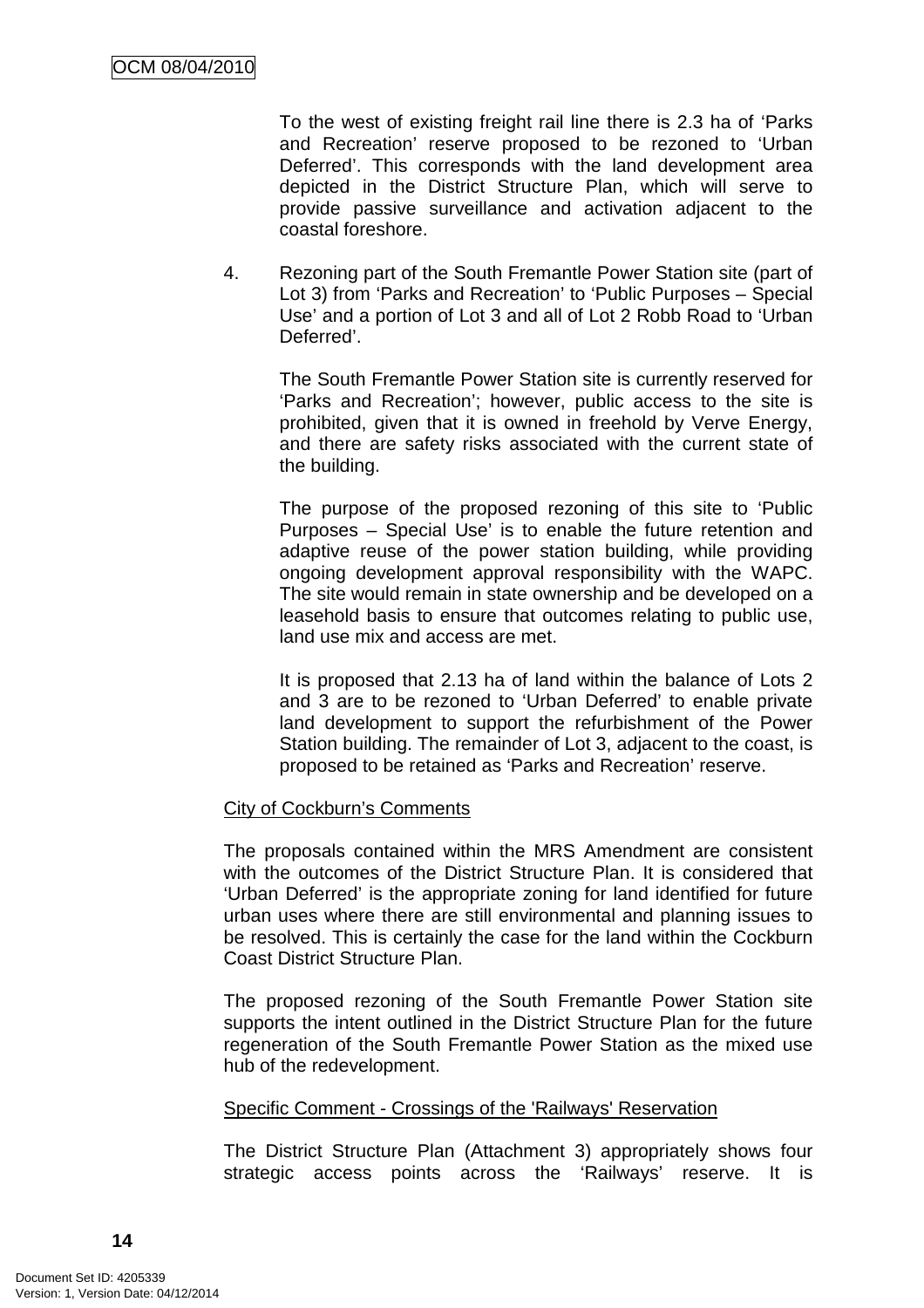To the west of existing freight rail line there is 2.3 ha of 'Parks and Recreation' reserve proposed to be rezoned to 'Urban Deferred'. This corresponds with the land development area depicted in the District Structure Plan, which will serve to provide passive surveillance and activation adjacent to the coastal foreshore.

4. Rezoning part of the South Fremantle Power Station site (part of Lot 3) from 'Parks and Recreation' to 'Public Purposes – Special Use' and a portion of Lot 3 and all of Lot 2 Robb Road to 'Urban Deferred'.

   The South Fremantle Power Station site is currently reserved for 'Parks and Recreation'; however, public access to the site is prohibited, given that it is owned in freehold by Verve Energy, and there are safety risks associated with the current state of the building.

   The purpose of the proposed rezoning of this site to 'Public Purposes – Special Use' is to enable the future retention and adaptive reuse of the power station building, while providing ongoing development approval responsibility with the WAPC. The site would remain in state ownership and be developed on a leasehold basis to ensure that outcomes relating to public use, land use mix and access are met.

   It is proposed that 2.13 ha of land within the balance of Lots 2 and 3 are to be rezoned to 'Urban Deferred' to enable private land development to support the refurbishment of the Power Station building. The remainder of Lot 3, adjacent to the coast, is proposed to be retained as 'Parks and Recreation' reserve.

<u>City of Cockburn's Comments</u>

The proposals contained within the MRS Amendment are consistent with the outcomes of the District Structure Plan. It is considered that 'Urban Deferred' is the appropriate zoning for land identified for future urban uses where there are still environmental and planning issues to be resolved. This is certainly the case for the land within the Cockburn Coast District Structure Plan.

The proposed rezoning of the South Fremantle Power Station site supports the intent outlined in the District Structure Plan for the future regeneration of the South Fremantle Power Station as the mixed use hub of the redevelopment.

<u>Specific Comment - Crossings of the 'Railways' Reservation</u>

The District Structure Plan (Attachment 3) appropriately shows four strategic access points across the 'Railways' reserve. It is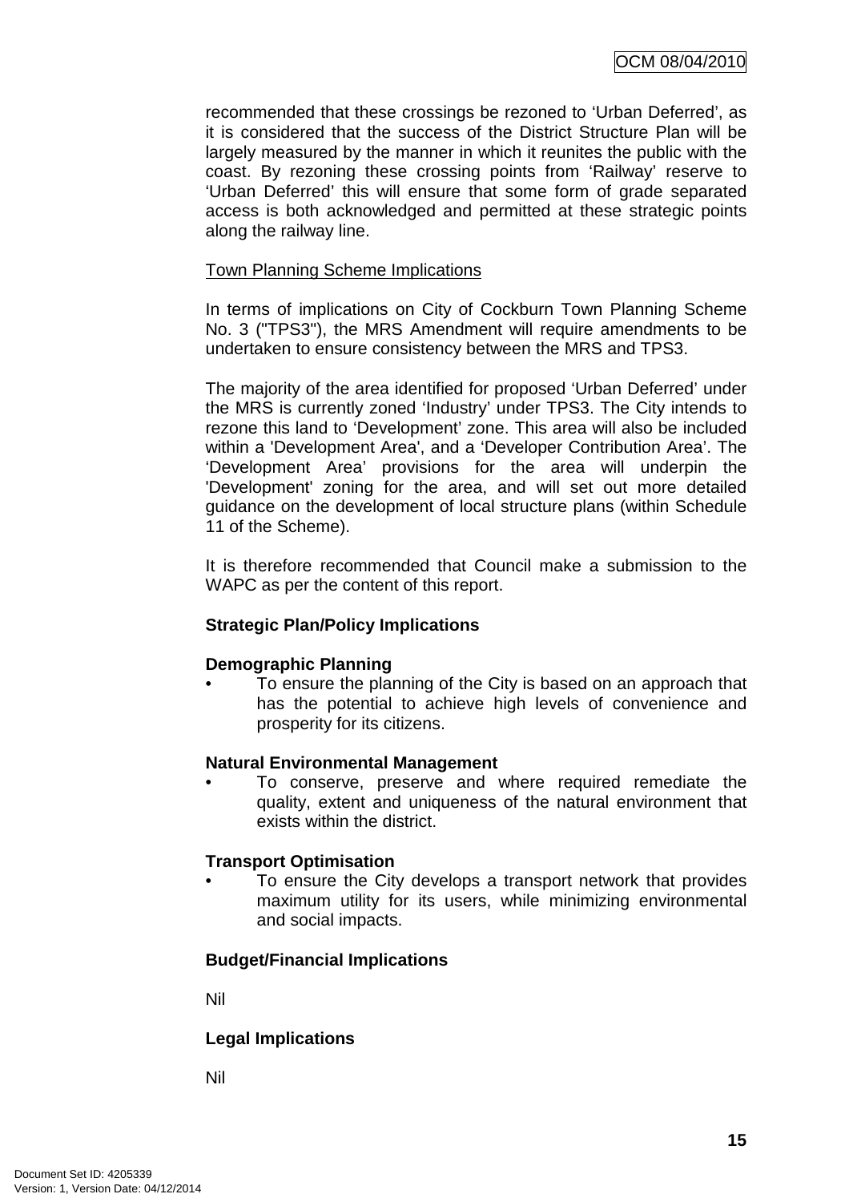recommended that these crossings be rezoned to 'Urban Deferred', as it is considered that the success of the District Structure Plan will be largely measured by the manner in which it reunites the public with the coast. By rezoning these crossing points from 'Railway' reserve to 'Urban Deferred' this will ensure that some form of grade separated access is both acknowledged and permitted at these strategic points along the railway line.

Town Planning Scheme Implications

In terms of implications on City of Cockburn Town Planning Scheme No. 3 ("TPS3"), the MRS Amendment will require amendments to be undertaken to ensure consistency between the MRS and TPS3.

The majority of the area identified for proposed 'Urban Deferred' under the MRS is currently zoned 'Industry' under TPS3. The City intends to rezone this land to 'Development' zone. This area will also be included within a 'Development Area', and a 'Developer Contribution Area'. The 'Development Area' provisions for the area will underpin the 'Development' zoning for the area, and will set out more detailed guidance on the development of local structure plans (within Schedule 11 of the Scheme).

It is therefore recommended that Council make a submission to the WAPC as per the content of this report.

**Strategic Plan/Policy Implications**

**Demographic Planning**

- To ensure the planning of the City is based on an approach that has the potential to achieve high levels of convenience and prosperity for its citizens.

**Natural Environmental Management**

- To conserve, preserve and where required remediate the quality, extent and uniqueness of the natural environment that exists within the district.

**Transport Optimisation**

- To ensure the City develops a transport network that provides maximum utility for its users, while minimizing environmental and social impacts.

**Budget/Financial Implications**

Nil

**Legal Implications**

Nil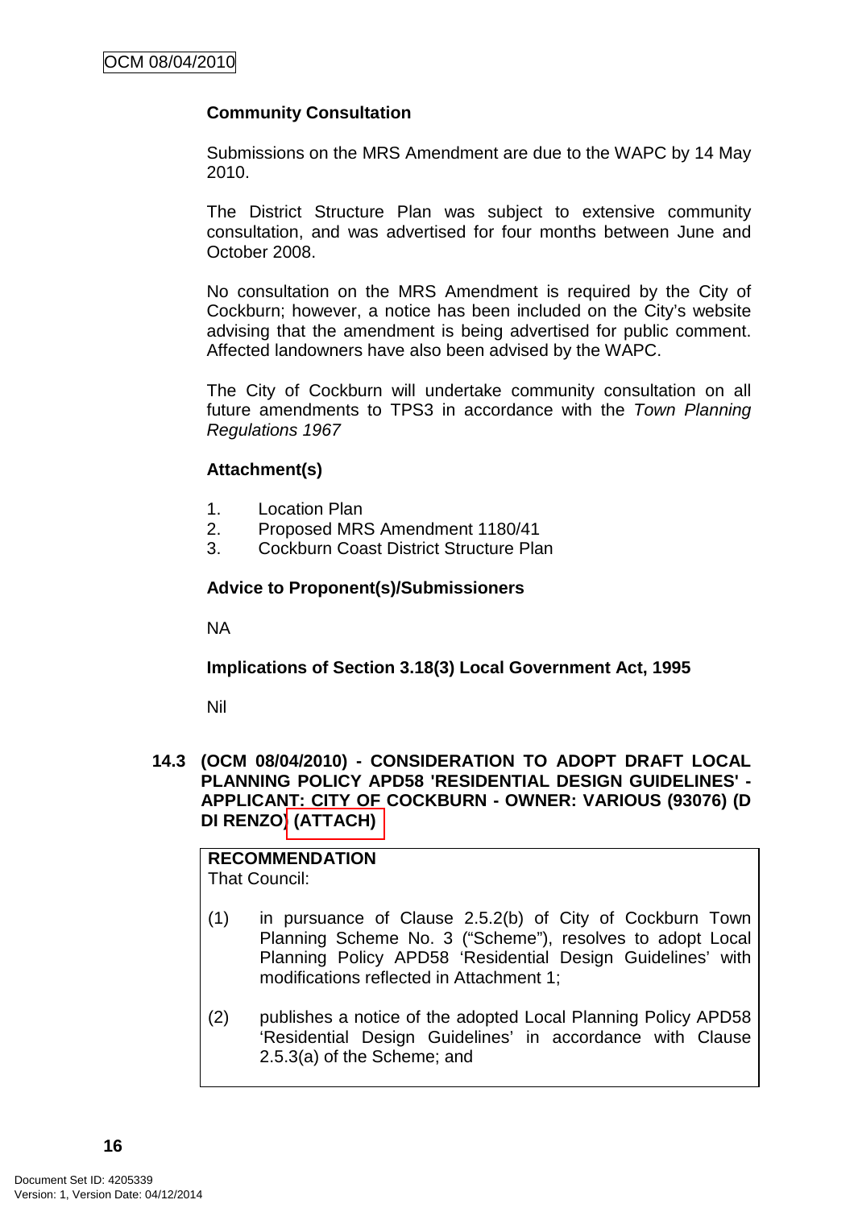**Community Consultation**

Submissions on the MRS Amendment are due to the WAPC by 14 May 2010.

The District Structure Plan was subject to extensive community consultation, and was advertised for four months between June and October 2008.

No consultation on the MRS Amendment is required by the City of Cockburn; however, a notice has been included on the City's website advising that the amendment is being advertised for public comment. Affected landowners have also been advised by the WAPC.

The City of Cockburn will undertake community consultation on all future amendments to TPS3 in accordance with the *Town Planning Regulations 1967*

**Attachment(s)**

1. Location Plan
2. Proposed MRS Amendment 1180/41
3. Cockburn Coast District Structure Plan

**Advice to Proponent(s)/Submissioners**

NA

**Implications of Section 3.18(3) Local Government Act, 1995**

Nil

**14.3 (OCM 08/04/2010) - CONSIDERATION TO ADOPT DRAFT LOCAL PLANNING POLICY APD58 'RESIDENTIAL DESIGN GUIDELINES' - APPLICANT: CITY OF COCKBURN - OWNER: VARIOUS (93076) (D DI RENZO) (ATTACH)**

**RECOMMENDATION**
That Council:

(1) in pursuance of Clause 2.5.2(b) of City of Cockburn Town Planning Scheme No. 3 ("Scheme"), resolves to adopt Local Planning Policy APD58 'Residential Design Guidelines' with modifications reflected in Attachment 1;

(2) publishes a notice of the adopted Local Planning Policy APD58 'Residential Design Guidelines' in accordance with Clause 2.5.3(a) of the Scheme; and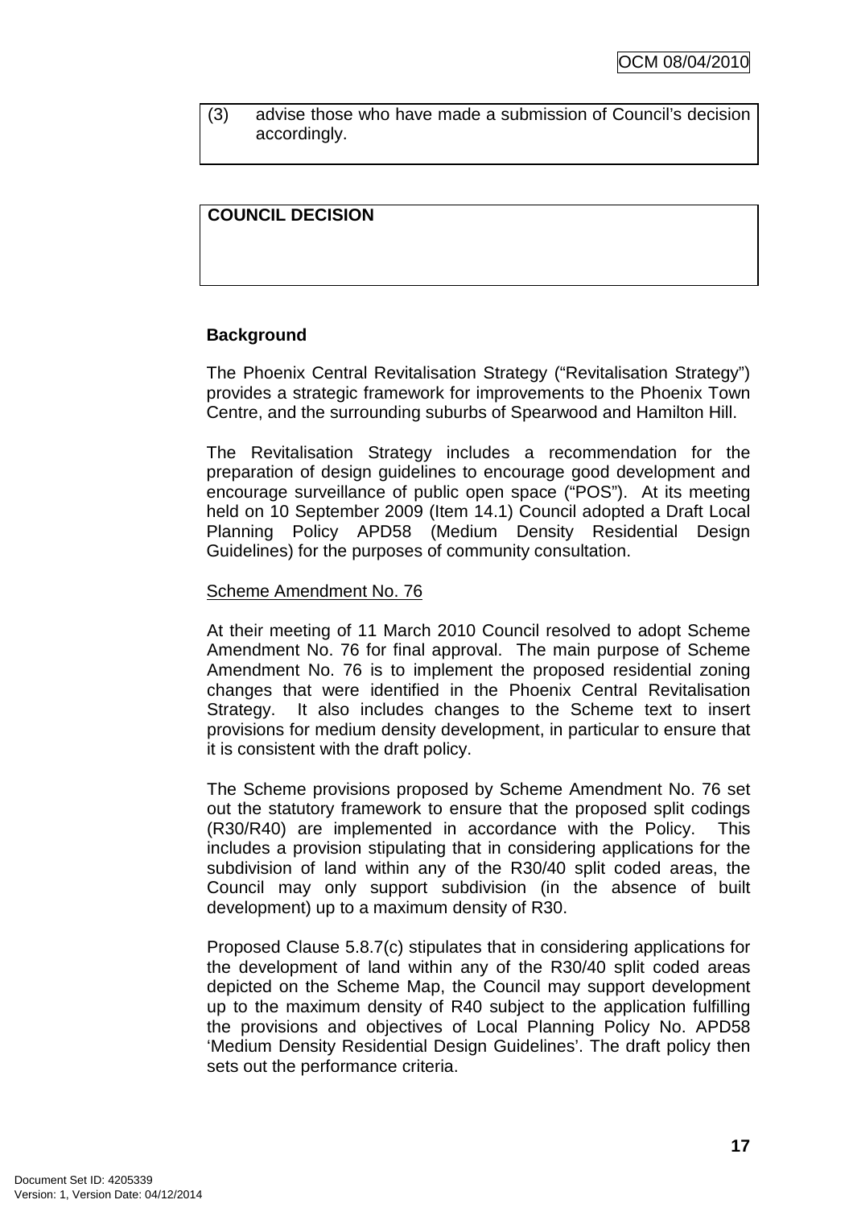(3) advise those who have made a submission of Council's decision accordingly.

**COUNCIL DECISION**

**Background**

The Phoenix Central Revitalisation Strategy ("Revitalisation Strategy") provides a strategic framework for improvements to the Phoenix Town Centre, and the surrounding suburbs of Spearwood and Hamilton Hill.

The Revitalisation Strategy includes a recommendation for the preparation of design guidelines to encourage good development and encourage surveillance of public open space ("POS"). At its meeting held on 10 September 2009 (Item 14.1) Council adopted a Draft Local Planning Policy APD58 (Medium Density Residential Design Guidelines) for the purposes of community consultation.

Scheme Amendment No. 76

At their meeting of 11 March 2010 Council resolved to adopt Scheme Amendment No. 76 for final approval. The main purpose of Scheme Amendment No. 76 is to implement the proposed residential zoning changes that were identified in the Phoenix Central Revitalisation Strategy. It also includes changes to the Scheme text to insert provisions for medium density development, in particular to ensure that it is consistent with the draft policy.

The Scheme provisions proposed by Scheme Amendment No. 76 set out the statutory framework to ensure that the proposed split codings (R30/R40) are implemented in accordance with the Policy. This includes a provision stipulating that in considering applications for the subdivision of land within any of the R30/40 split coded areas, the Council may only support subdivision (in the absence of built development) up to a maximum density of R30.

Proposed Clause 5.8.7(c) stipulates that in considering applications for the development of land within any of the R30/40 split coded areas depicted on the Scheme Map, the Council may support development up to the maximum density of R40 subject to the application fulfilling the provisions and objectives of Local Planning Policy No. APD58 'Medium Density Residential Design Guidelines'. The draft policy then sets out the performance criteria.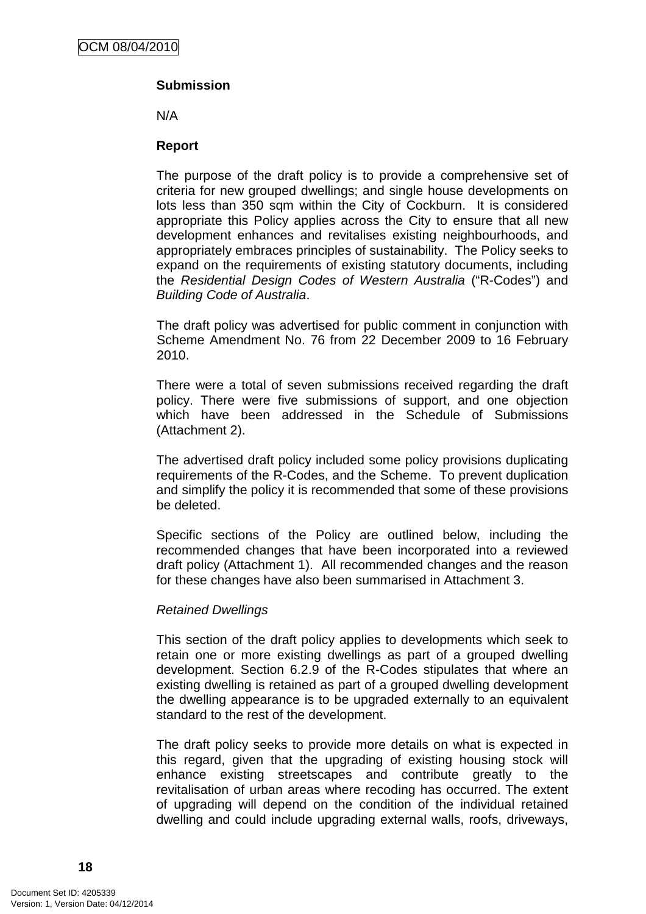**Submission**

N/A

**Report**

The purpose of the draft policy is to provide a comprehensive set of criteria for new grouped dwellings; and single house developments on lots less than 350 sqm within the City of Cockburn. It is considered appropriate this Policy applies across the City to ensure that all new development enhances and revitalises existing neighbourhoods, and appropriately embraces principles of sustainability. The Policy seeks to expand on the requirements of existing statutory documents, including the *Residential Design Codes of Western Australia* ("R-Codes") and *Building Code of Australia*.

The draft policy was advertised for public comment in conjunction with Scheme Amendment No. 76 from 22 December 2009 to 16 February 2010.

There were a total of seven submissions received regarding the draft policy. There were five submissions of support, and one objection which have been addressed in the Schedule of Submissions (Attachment 2).

The advertised draft policy included some policy provisions duplicating requirements of the R-Codes, and the Scheme. To prevent duplication and simplify the policy it is recommended that some of these provisions be deleted.

Specific sections of the Policy are outlined below, including the recommended changes that have been incorporated into a reviewed draft policy (Attachment 1). All recommended changes and the reason for these changes have also been summarised in Attachment 3.

*Retained Dwellings*

This section of the draft policy applies to developments which seek to retain one or more existing dwellings as part of a grouped dwelling development. Section 6.2.9 of the R-Codes stipulates that where an existing dwelling is retained as part of a grouped dwelling development the dwelling appearance is to be upgraded externally to an equivalent standard to the rest of the development.

The draft policy seeks to provide more details on what is expected in this regard, given that the upgrading of existing housing stock will enhance existing streetscapes and contribute greatly to the revitalisation of urban areas where recoding has occurred. The extent of upgrading will depend on the condition of the individual retained dwelling and could include upgrading external walls, roofs, driveways,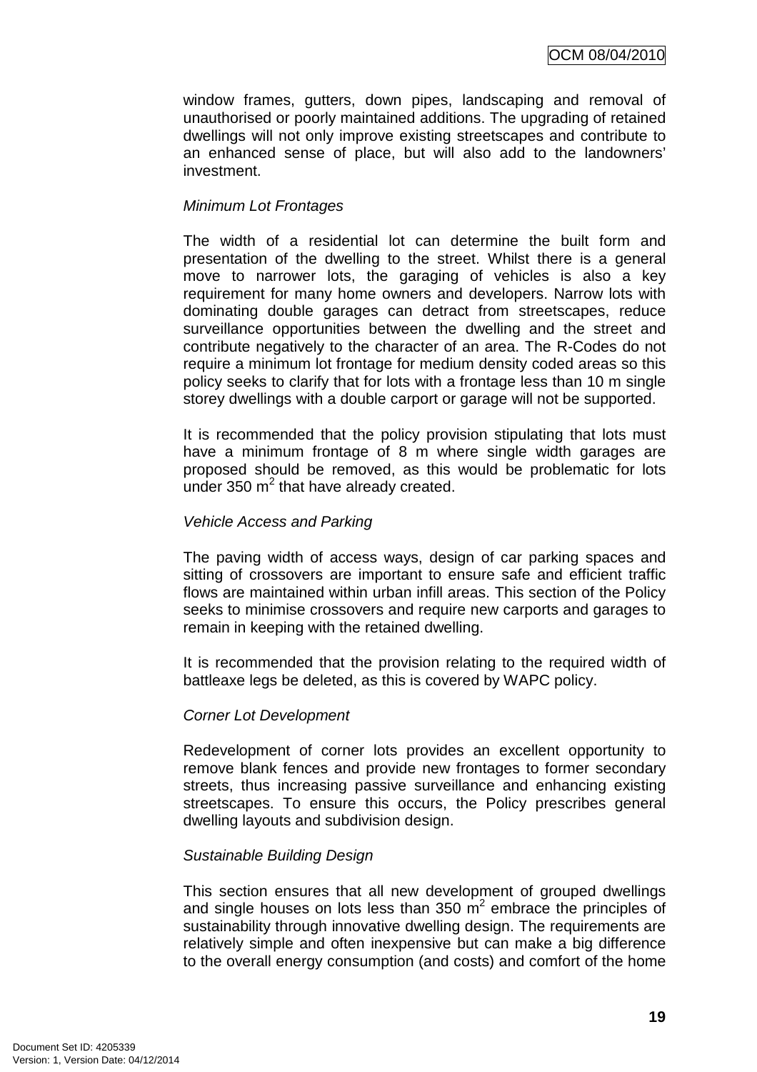window frames, gutters, down pipes, landscaping and removal of unauthorised or poorly maintained additions. The upgrading of retained dwellings will not only improve existing streetscapes and contribute to an enhanced sense of place, but will also add to the landowners' investment.

*Minimum Lot Frontages*

The width of a residential lot can determine the built form and presentation of the dwelling to the street. Whilst there is a general move to narrower lots, the garaging of vehicles is also a key requirement for many home owners and developers. Narrow lots with dominating double garages can detract from streetscapes, reduce surveillance opportunities between the dwelling and the street and contribute negatively to the character of an area. The R-Codes do not require a minimum lot frontage for medium density coded areas so this policy seeks to clarify that for lots with a frontage less than 10 m single storey dwellings with a double carport or garage will not be supported.

It is recommended that the policy provision stipulating that lots must have a minimum frontage of 8 m where single width garages are proposed should be removed, as this would be problematic for lots under 350 m$^2$ that have already created.

*Vehicle Access and Parking*

The paving width of access ways, design of car parking spaces and sitting of crossovers are important to ensure safe and efficient traffic flows are maintained within urban infill areas. This section of the Policy seeks to minimise crossovers and require new carports and garages to remain in keeping with the retained dwelling.

It is recommended that the provision relating to the required width of battleaxe legs be deleted, as this is covered by WAPC policy.

*Corner Lot Development*

Redevelopment of corner lots provides an excellent opportunity to remove blank fences and provide new frontages to former secondary streets, thus increasing passive surveillance and enhancing existing streetscapes. To ensure this occurs, the Policy prescribes general dwelling layouts and subdivision design.

*Sustainable Building Design*

This section ensures that all new development of grouped dwellings and single houses on lots less than 350 m$^2$ embrace the principles of sustainability through innovative dwelling design. The requirements are relatively simple and often inexpensive but can make a big difference to the overall energy consumption (and costs) and comfort of the home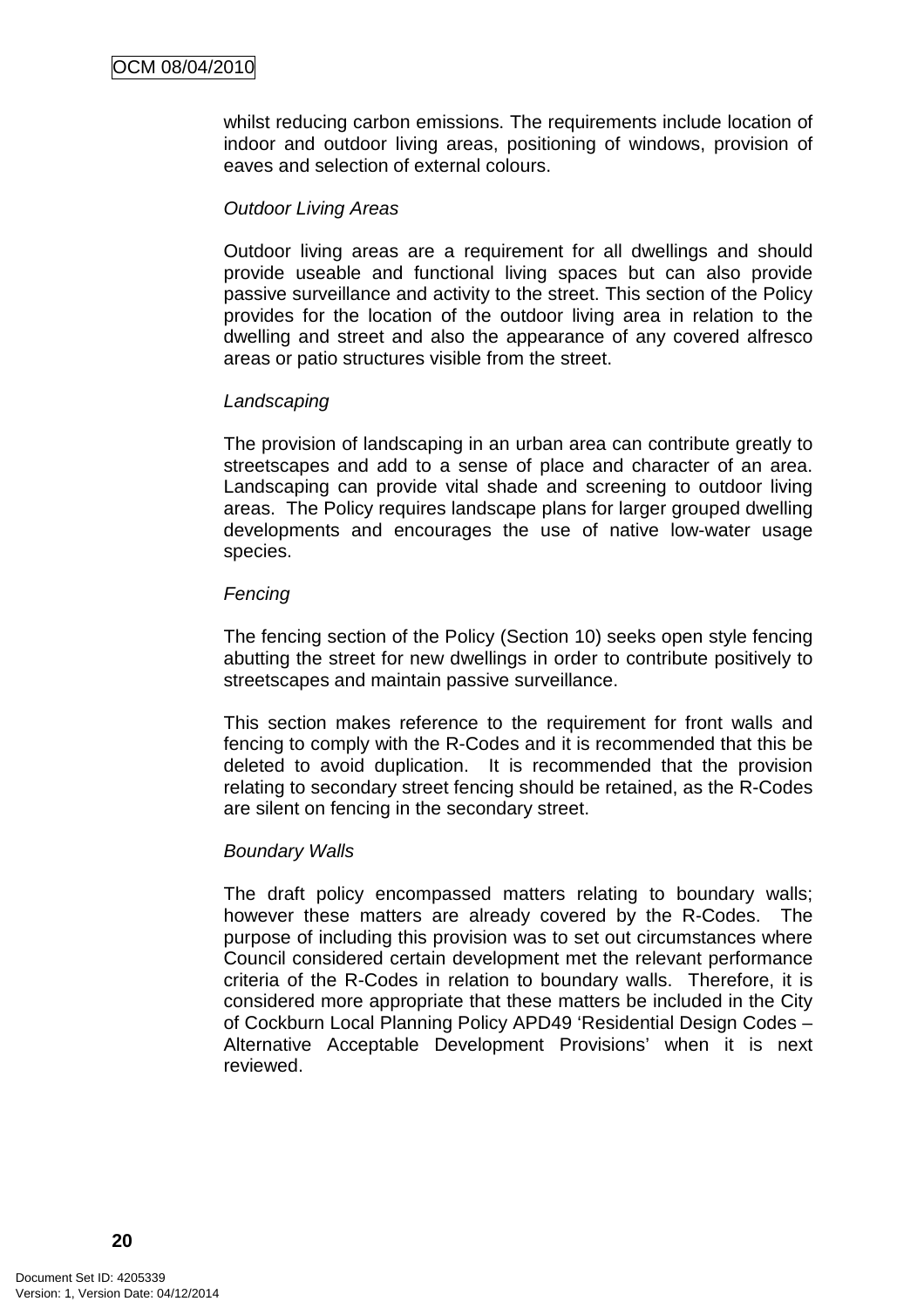whilst reducing carbon emissions. The requirements include location of indoor and outdoor living areas, positioning of windows, provision of eaves and selection of external colours.

*Outdoor Living Areas*

Outdoor living areas are a requirement for all dwellings and should provide useable and functional living spaces but can also provide passive surveillance and activity to the street. This section of the Policy provides for the location of the outdoor living area in relation to the dwelling and street and also the appearance of any covered alfresco areas or patio structures visible from the street.

*Landscaping*

The provision of landscaping in an urban area can contribute greatly to streetscapes and add to a sense of place and character of an area. Landscaping can provide vital shade and screening to outdoor living areas. The Policy requires landscape plans for larger grouped dwelling developments and encourages the use of native low-water usage species.

*Fencing*

The fencing section of the Policy (Section 10) seeks open style fencing abutting the street for new dwellings in order to contribute positively to streetscapes and maintain passive surveillance.

This section makes reference to the requirement for front walls and fencing to comply with the R-Codes and it is recommended that this be deleted to avoid duplication. It is recommended that the provision relating to secondary street fencing should be retained, as the R-Codes are silent on fencing in the secondary street.

*Boundary Walls*

The draft policy encompassed matters relating to boundary walls; however these matters are already covered by the R-Codes. The purpose of including this provision was to set out circumstances where Council considered certain development met the relevant performance criteria of the R-Codes in relation to boundary walls. Therefore, it is considered more appropriate that these matters be included in the City of Cockburn Local Planning Policy APD49 'Residential Design Codes – Alternative Acceptable Development Provisions' when it is next reviewed.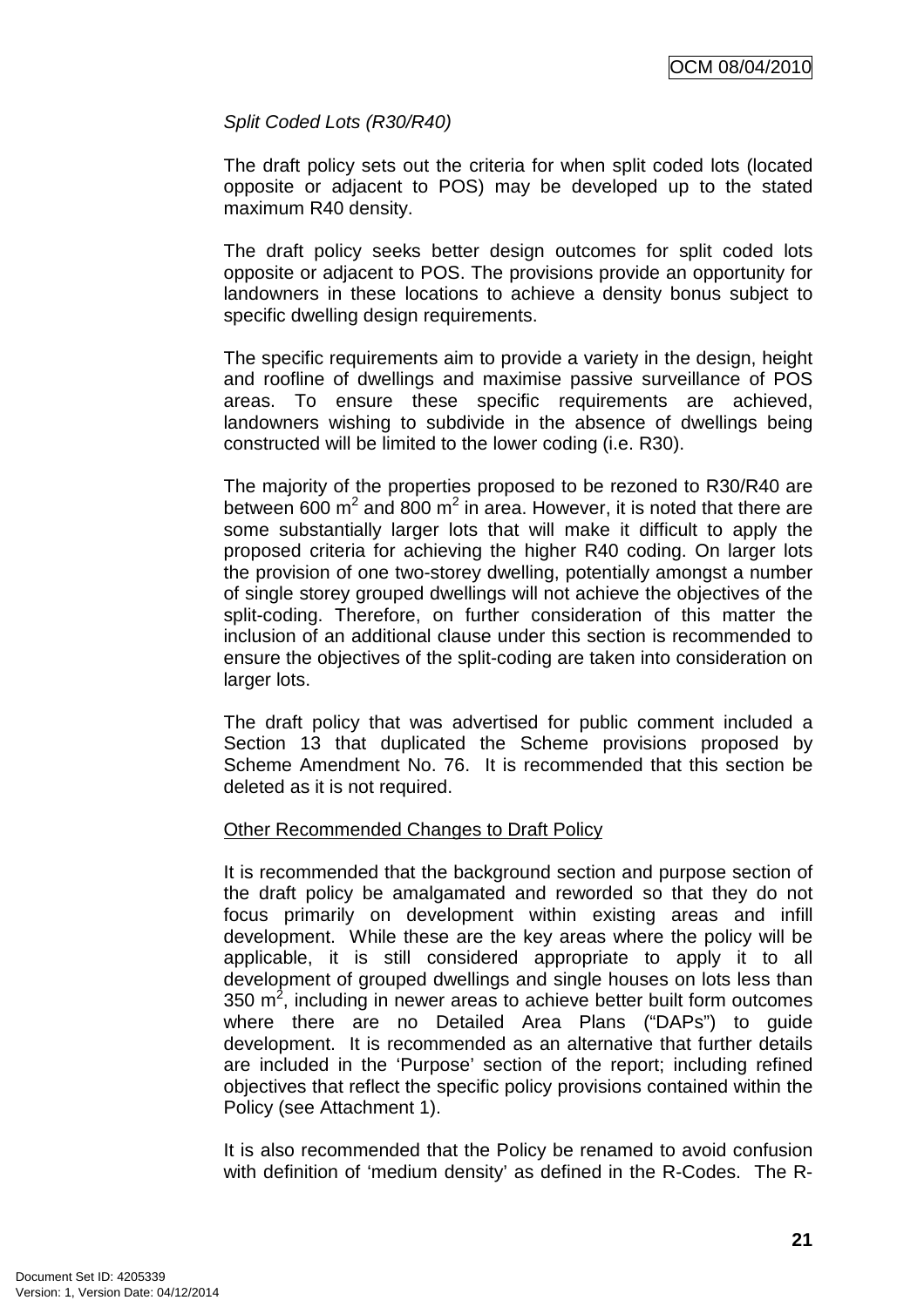*Split Coded Lots (R30/R40)*

The draft policy sets out the criteria for when split coded lots (located opposite or adjacent to POS) may be developed up to the stated maximum R40 density.

The draft policy seeks better design outcomes for split coded lots opposite or adjacent to POS. The provisions provide an opportunity for landowners in these locations to achieve a density bonus subject to specific dwelling design requirements.

The specific requirements aim to provide a variety in the design, height and roofline of dwellings and maximise passive surveillance of POS areas. To ensure these specific requirements are achieved, landowners wishing to subdivide in the absence of dwellings being constructed will be limited to the lower coding (i.e. R30).

The majority of the properties proposed to be rezoned to R30/R40 are between 600 m$^2$ and 800 m$^2$ in area. However, it is noted that there are some substantially larger lots that will make it difficult to apply the proposed criteria for achieving the higher R40 coding. On larger lots the provision of one two-storey dwelling, potentially amongst a number of single storey grouped dwellings will not achieve the objectives of the split-coding. Therefore, on further consideration of this matter the inclusion of an additional clause under this section is recommended to ensure the objectives of the split-coding are taken into consideration on larger lots.

The draft policy that was advertised for public comment included a Section 13 that duplicated the Scheme provisions proposed by Scheme Amendment No. 76. It is recommended that this section be deleted as it is not required.

<u>Other Recommended Changes to Draft Policy</u>

It is recommended that the background section and purpose section of the draft policy be amalgamated and reworded so that they do not focus primarily on development within existing areas and infill development. While these are the key areas where the policy will be applicable, it is still considered appropriate to apply it to all development of grouped dwellings and single houses on lots less than 350 m$^2$, including in newer areas to achieve better built form outcomes where there are no Detailed Area Plans ("DAPs") to guide development. It is recommended as an alternative that further details are included in the 'Purpose' section of the report; including refined objectives that reflect the specific policy provisions contained within the Policy (see Attachment 1).

It is also recommended that the Policy be renamed to avoid confusion with definition of 'medium density' as defined in the R-Codes. The R-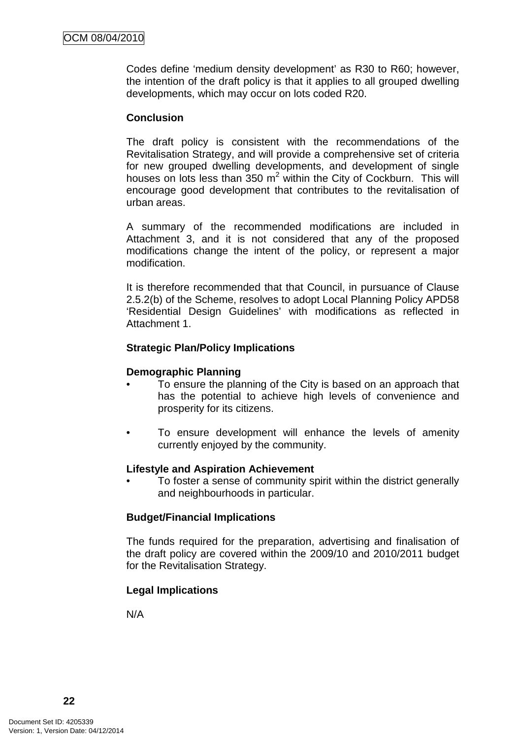Codes define 'medium density development' as R30 to R60; however, the intention of the draft policy is that it applies to all grouped dwelling developments, which may occur on lots coded R20.

**Conclusion**

The draft policy is consistent with the recommendations of the Revitalisation Strategy, and will provide a comprehensive set of criteria for new grouped dwelling developments, and development of single houses on lots less than 350 $m^2$ within the City of Cockburn. This will encourage good development that contributes to the revitalisation of urban areas.

A summary of the recommended modifications are included in Attachment 3, and it is not considered that any of the proposed modifications change the intent of the policy, or represent a major modification.

It is therefore recommended that that Council, in pursuance of Clause 2.5.2(b) of the Scheme, resolves to adopt Local Planning Policy APD58 'Residential Design Guidelines' with modifications as reflected in Attachment 1.

**Strategic Plan/Policy Implications**

**Demographic Planning**

- To ensure the planning of the City is based on an approach that has the potential to achieve high levels of convenience and prosperity for its citizens.

- To ensure development will enhance the levels of amenity currently enjoyed by the community.

**Lifestyle and Aspiration Achievement**

- To foster a sense of community spirit within the district generally and neighbourhoods in particular.

**Budget/Financial Implications**

The funds required for the preparation, advertising and finalisation of the draft policy are covered within the 2009/10 and 2010/2011 budget for the Revitalisation Strategy.

**Legal Implications**

N/A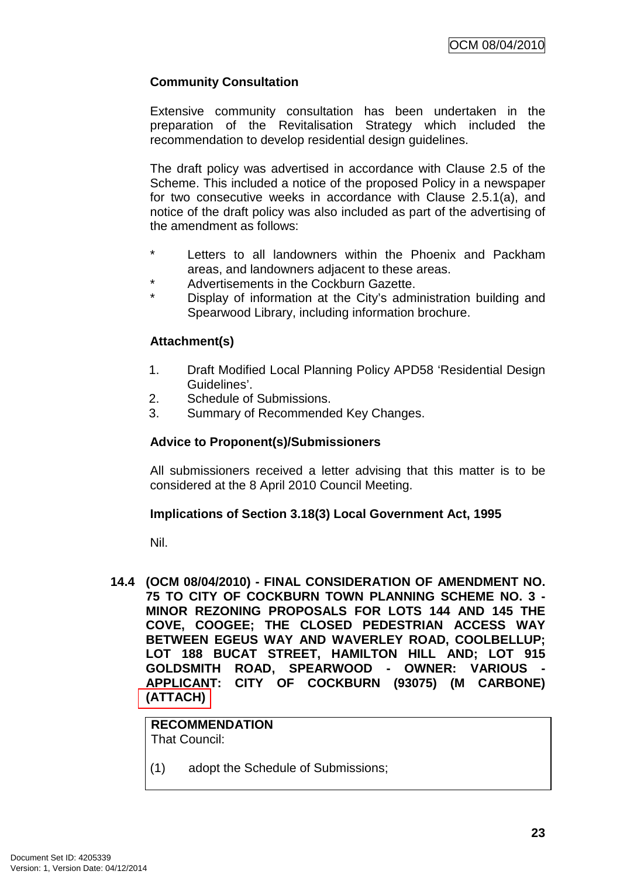**Community Consultation**

Extensive community consultation has been undertaken in the preparation of the Revitalisation Strategy which included the recommendation to develop residential design guidelines.

The draft policy was advertised in accordance with Clause 2.5 of the Scheme. This included a notice of the proposed Policy in a newspaper for two consecutive weeks in accordance with Clause 2.5.1(a), and notice of the draft policy was also included as part of the advertising of the amendment as follows:

* Letters to all landowners within the Phoenix and Packham areas, and landowners adjacent to these areas.
* Advertisements in the Cockburn Gazette.
* Display of information at the City's administration building and Spearwood Library, including information brochure.

**Attachment(s)**

1. Draft Modified Local Planning Policy APD58 'Residential Design Guidelines'.
2. Schedule of Submissions.
3. Summary of Recommended Key Changes.

**Advice to Proponent(s)/Submissioners**

All submissioners received a letter advising that this matter is to be considered at the 8 April 2010 Council Meeting.

**Implications of Section 3.18(3) Local Government Act, 1995**

Nil.

**14.4 (OCM 08/04/2010) - FINAL CONSIDERATION OF AMENDMENT NO. 75 TO CITY OF COCKBURN TOWN PLANNING SCHEME NO. 3 - MINOR REZONING PROPOSALS FOR LOTS 144 AND 145 THE COVE, COOGEE; THE CLOSED PEDESTRIAN ACCESS WAY BETWEEN EGEUS WAY AND WAVERLEY ROAD, COOLBELLUP; LOT 188 BUCAT STREET, HAMILTON HILL AND; LOT 915 GOLDSMITH ROAD, SPEARWOOD - OWNER: VARIOUS - APPLICANT: CITY OF COCKBURN (93075) (M CARBONE) (ATTACH)**

**RECOMMENDATION**
That Council:

(1) adopt the Schedule of Submissions;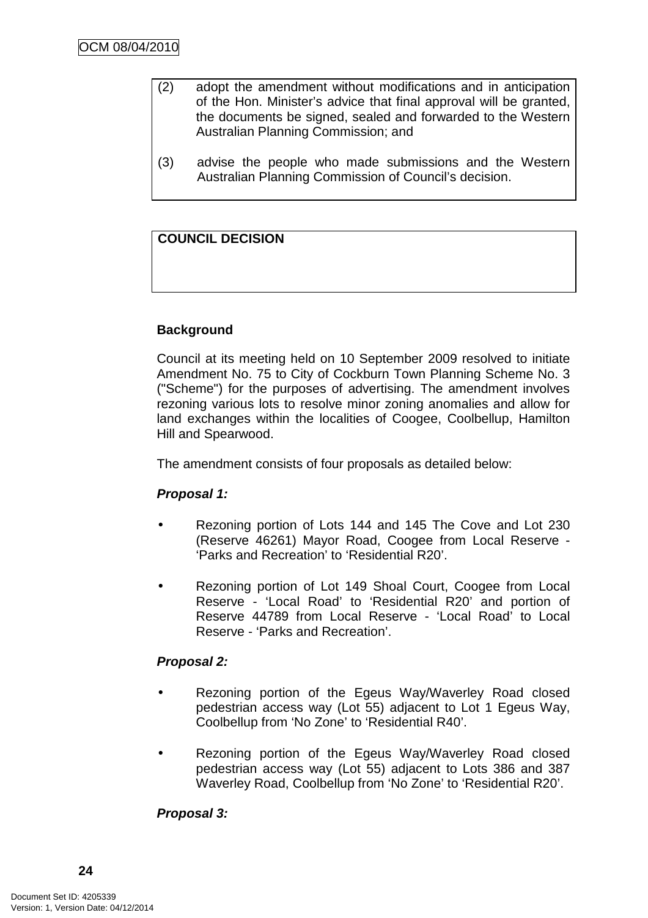(2) adopt the amendment without modifications and in anticipation of the Hon. Minister's advice that final approval will be granted, the documents be signed, sealed and forwarded to the Western Australian Planning Commission; and

(3) advise the people who made submissions and the Western Australian Planning Commission of Council's decision.

**COUNCIL DECISION**

**Background**

Council at its meeting held on 10 September 2009 resolved to initiate Amendment No. 75 to City of Cockburn Town Planning Scheme No. 3 ("Scheme") for the purposes of advertising. The amendment involves rezoning various lots to resolve minor zoning anomalies and allow for land exchanges within the localities of Coogee, Coolbellup, Hamilton Hill and Spearwood.

The amendment consists of four proposals as detailed below:

***Proposal 1:***

- Rezoning portion of Lots 144 and 145 The Cove and Lot 230 (Reserve 46261) Mayor Road, Coogee from Local Reserve - 'Parks and Recreation' to 'Residential R20'.
- Rezoning portion of Lot 149 Shoal Court, Coogee from Local Reserve - 'Local Road' to 'Residential R20' and portion of Reserve 44789 from Local Reserve - 'Local Road' to Local Reserve - 'Parks and Recreation'.

***Proposal 2:***

- Rezoning portion of the Egeus Way/Waverley Road closed pedestrian access way (Lot 55) adjacent to Lot 1 Egeus Way, Coolbellup from 'No Zone' to 'Residential R40'.
- Rezoning portion of the Egeus Way/Waverley Road closed pedestrian access way (Lot 55) adjacent to Lots 386 and 387 Waverley Road, Coolbellup from 'No Zone' to 'Residential R20'.

***Proposal 3:***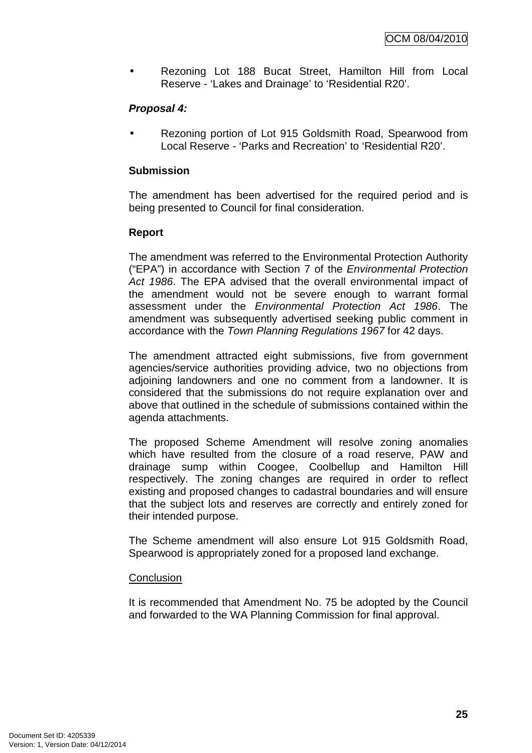- Rezoning Lot 188 Bucat Street, Hamilton Hill from Local Reserve - 'Lakes and Drainage' to 'Residential R20'.

***Proposal 4:***

- Rezoning portion of Lot 915 Goldsmith Road, Spearwood from Local Reserve - 'Parks and Recreation' to 'Residential R20'.

**Submission**

The amendment has been advertised for the required period and is being presented to Council for final consideration.

**Report**

The amendment was referred to the Environmental Protection Authority ("EPA") in accordance with Section 7 of the *Environmental Protection Act 1986*. The EPA advised that the overall environmental impact of the amendment would not be severe enough to warrant formal assessment under the *Environmental Protection Act 1986*. The amendment was subsequently advertised seeking public comment in accordance with the *Town Planning Regulations 1967* for 42 days.

The amendment attracted eight submissions, five from government agencies/service authorities providing advice, two no objections from adjoining landowners and one no comment from a landowner. It is considered that the submissions do not require explanation over and above that outlined in the schedule of submissions contained within the agenda attachments.

The proposed Scheme Amendment will resolve zoning anomalies which have resulted from the closure of a road reserve, PAW and drainage sump within Coogee, Coolbellup and Hamilton Hill respectively. The zoning changes are required in order to reflect existing and proposed changes to cadastral boundaries and will ensure that the subject lots and reserves are correctly and entirely zoned for their intended purpose.

The Scheme amendment will also ensure Lot 915 Goldsmith Road, Spearwood is appropriately zoned for a proposed land exchange.

<u>Conclusion</u>

It is recommended that Amendment No. 75 be adopted by the Council and forwarded to the WA Planning Commission for final approval.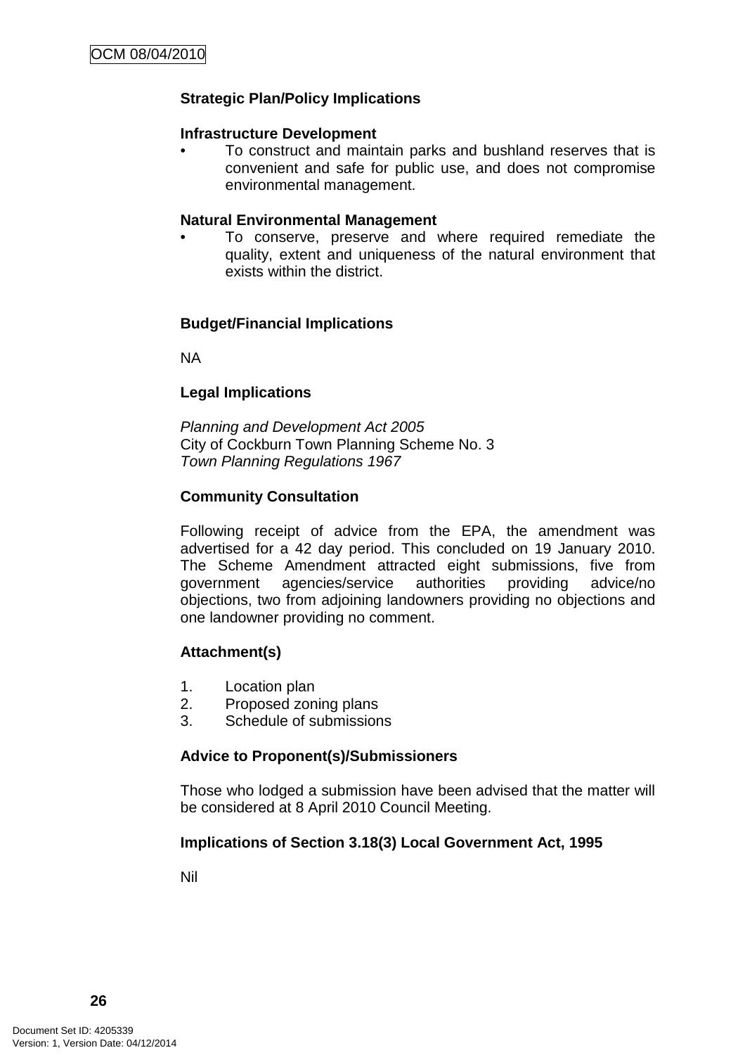**Strategic Plan/Policy Implications**

**Infrastructure Development**

- To construct and maintain parks and bushland reserves that is convenient and safe for public use, and does not compromise environmental management.

**Natural Environmental Management**

- To conserve, preserve and where required remediate the quality, extent and uniqueness of the natural environment that exists within the district.

**Budget/Financial Implications**

NA

**Legal Implications**

*Planning and Development Act 2005*
City of Cockburn Town Planning Scheme No. 3
*Town Planning Regulations 1967*

**Community Consultation**

Following receipt of advice from the EPA, the amendment was advertised for a 42 day period. This concluded on 19 January 2010. The Scheme Amendment attracted eight submissions, five from government agencies/service authorities providing advice/no objections, two from adjoining landowners providing no objections and one landowner providing no comment.

**Attachment(s)**

1. Location plan
2. Proposed zoning plans
3. Schedule of submissions

**Advice to Proponent(s)/Submissioners**

Those who lodged a submission have been advised that the matter will be considered at 8 April 2010 Council Meeting.

**Implications of Section 3.18(3) Local Government Act, 1995**

Nil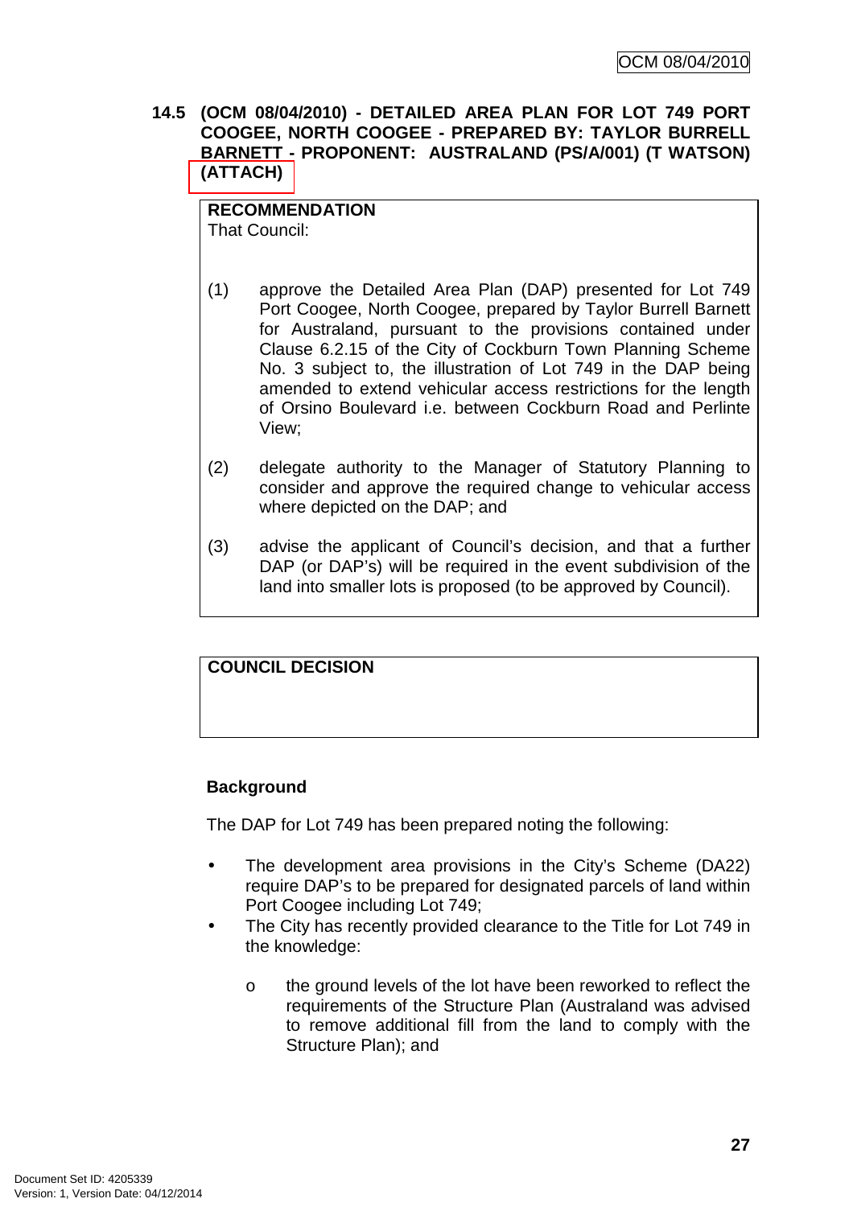**14.5 (OCM 08/04/2010) - DETAILED AREA PLAN FOR LOT 749 PORT COOGEE, NORTH COOGEE - PREPARED BY: TAYLOR BURRELL BARNETT - PROPONENT: AUSTRALAND (PS/A/001) (T WATSON) (ATTACH)**

**RECOMMENDATION**
That Council:

(1) approve the Detailed Area Plan (DAP) presented for Lot 749 Port Coogee, North Coogee, prepared by Taylor Burrell Barnett for Australand, pursuant to the provisions contained under Clause 6.2.15 of the City of Cockburn Town Planning Scheme No. 3 subject to, the illustration of Lot 749 in the DAP being amended to extend vehicular access restrictions for the length of Orsino Boulevard i.e. between Cockburn Road and Perlinte View;

(2) delegate authority to the Manager of Statutory Planning to consider and approve the required change to vehicular access where depicted on the DAP; and

(3) advise the applicant of Council's decision, and that a further DAP (or DAP's) will be required in the event subdivision of the land into smaller lots is proposed (to be approved by Council).

**COUNCIL DECISION**

**Background**

The DAP for Lot 749 has been prepared noting the following:

- The development area provisions in the City's Scheme (DA22) require DAP's to be prepared for designated parcels of land within Port Coogee including Lot 749;
- The City has recently provided clearance to the Title for Lot 749 in the knowledge:
    - the ground levels of the lot have been reworked to reflect the requirements of the Structure Plan (Australand was advised to remove additional fill from the land to comply with the Structure Plan); and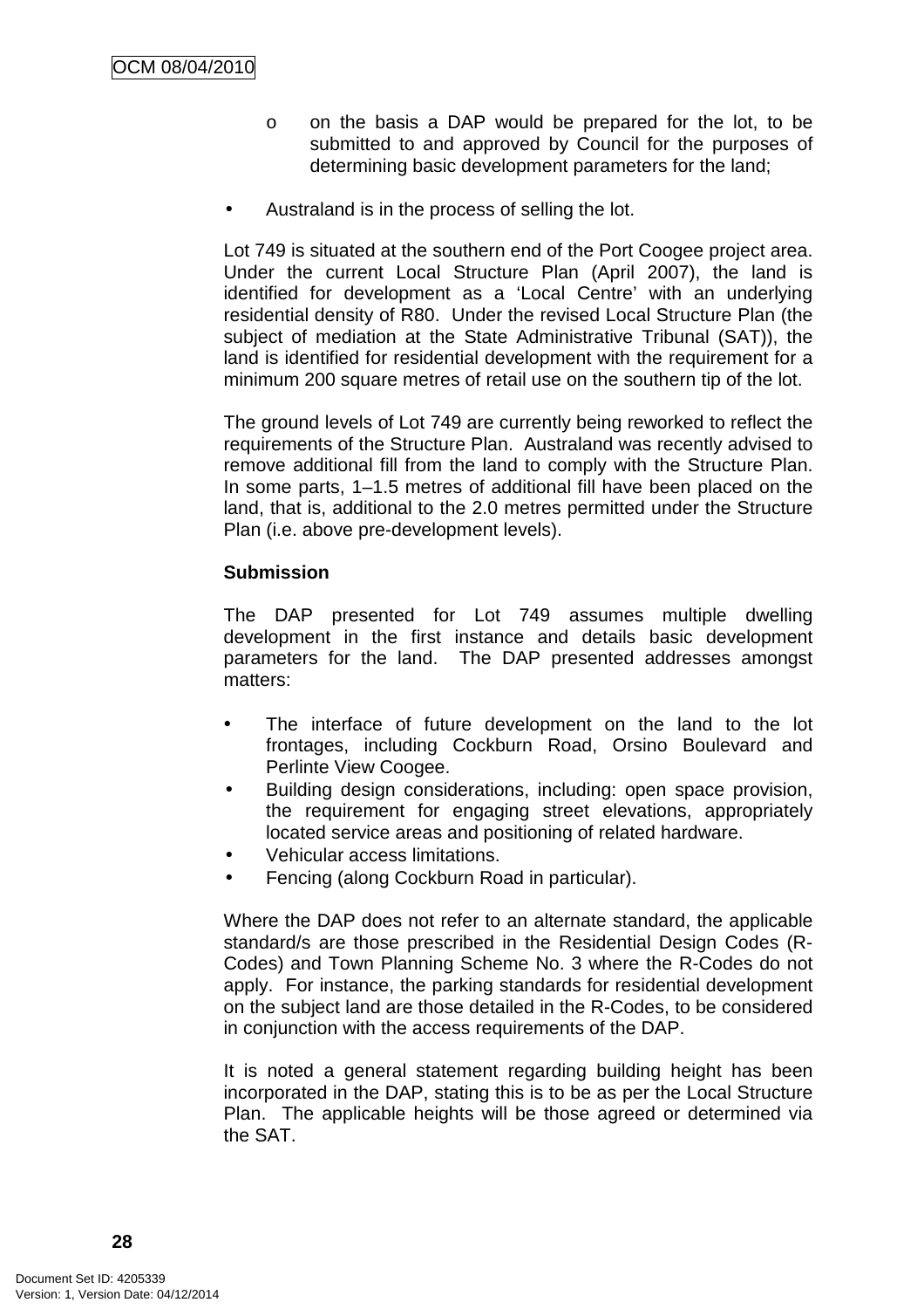- o on the basis a DAP would be prepared for the lot, to be submitted to and approved by Council for the purposes of determining basic development parameters for the land;

- Australand is in the process of selling the lot.

Lot 749 is situated at the southern end of the Port Coogee project area. Under the current Local Structure Plan (April 2007), the land is identified for development as a 'Local Centre' with an underlying residential density of R80. Under the revised Local Structure Plan (the subject of mediation at the State Administrative Tribunal (SAT)), the land is identified for residential development with the requirement for a minimum 200 square metres of retail use on the southern tip of the lot.

The ground levels of Lot 749 are currently being reworked to reflect the requirements of the Structure Plan. Australand was recently advised to remove additional fill from the land to comply with the Structure Plan. In some parts, 1–1.5 metres of additional fill have been placed on the land, that is, additional to the 2.0 metres permitted under the Structure Plan (i.e. above pre-development levels).

**Submission**

The DAP presented for Lot 749 assumes multiple dwelling development in the first instance and details basic development parameters for the land. The DAP presented addresses amongst matters:

- The interface of future development on the land to the lot frontages, including Cockburn Road, Orsino Boulevard and Perlinte View Coogee.
- Building design considerations, including: open space provision, the requirement for engaging street elevations, appropriately located service areas and positioning of related hardware.
- Vehicular access limitations.
- Fencing (along Cockburn Road in particular).

Where the DAP does not refer to an alternate standard, the applicable standard/s are those prescribed in the Residential Design Codes (R-Codes) and Town Planning Scheme No. 3 where the R-Codes do not apply. For instance, the parking standards for residential development on the subject land are those detailed in the R-Codes, to be considered in conjunction with the access requirements of the DAP.

It is noted a general statement regarding building height has been incorporated in the DAP, stating this is to be as per the Local Structure Plan. The applicable heights will be those agreed or determined via the SAT.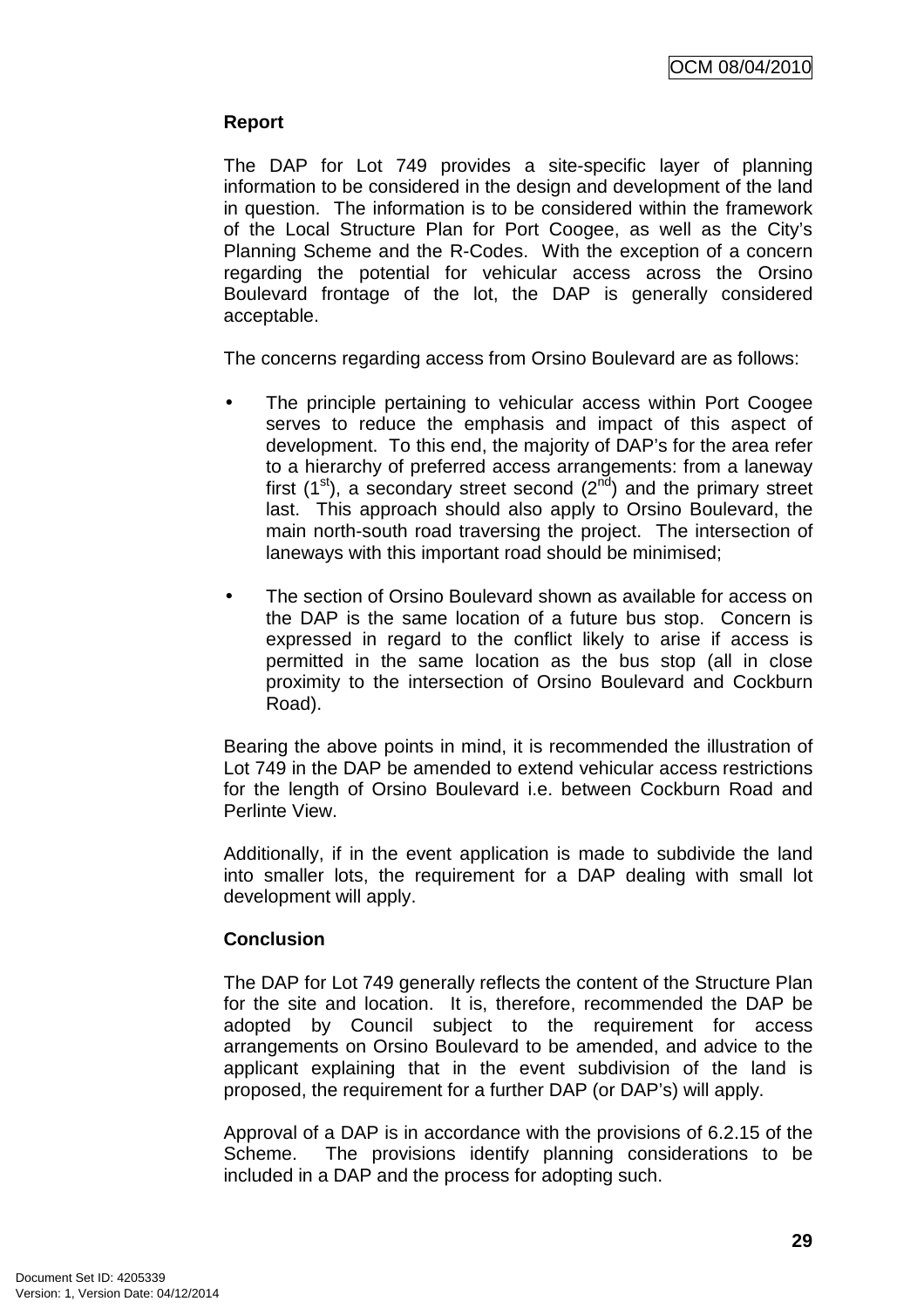**Report**

The DAP for Lot 749 provides a site-specific layer of planning information to be considered in the design and development of the land in question. The information is to be considered within the framework of the Local Structure Plan for Port Coogee, as well as the City's Planning Scheme and the R-Codes. With the exception of a concern regarding the potential for vehicular access across the Orsino Boulevard frontage of the lot, the DAP is generally considered acceptable.

The concerns regarding access from Orsino Boulevard are as follows:

- The principle pertaining to vehicular access within Port Coogee serves to reduce the emphasis and impact of this aspect of development. To this end, the majority of DAP's for the area refer to a hierarchy of preferred access arrangements: from a laneway first (1st), a secondary street second (2nd) and the primary street last. This approach should also apply to Orsino Boulevard, the main north-south road traversing the project. The intersection of laneways with this important road should be minimised;

- The section of Orsino Boulevard shown as available for access on the DAP is the same location of a future bus stop. Concern is expressed in regard to the conflict likely to arise if access is permitted in the same location as the bus stop (all in close proximity to the intersection of Orsino Boulevard and Cockburn Road).

Bearing the above points in mind, it is recommended the illustration of Lot 749 in the DAP be amended to extend vehicular access restrictions for the length of Orsino Boulevard i.e. between Cockburn Road and Perlinte View.

Additionally, if in the event application is made to subdivide the land into smaller lots, the requirement for a DAP dealing with small lot development will apply.

**Conclusion**

The DAP for Lot 749 generally reflects the content of the Structure Plan for the site and location. It is, therefore, recommended the DAP be adopted by Council subject to the requirement for access arrangements on Orsino Boulevard to be amended, and advice to the applicant explaining that in the event subdivision of the land is proposed, the requirement for a further DAP (or DAP's) will apply.

Approval of a DAP is in accordance with the provisions of 6.2.15 of the Scheme. The provisions identify planning considerations to be included in a DAP and the process for adopting such.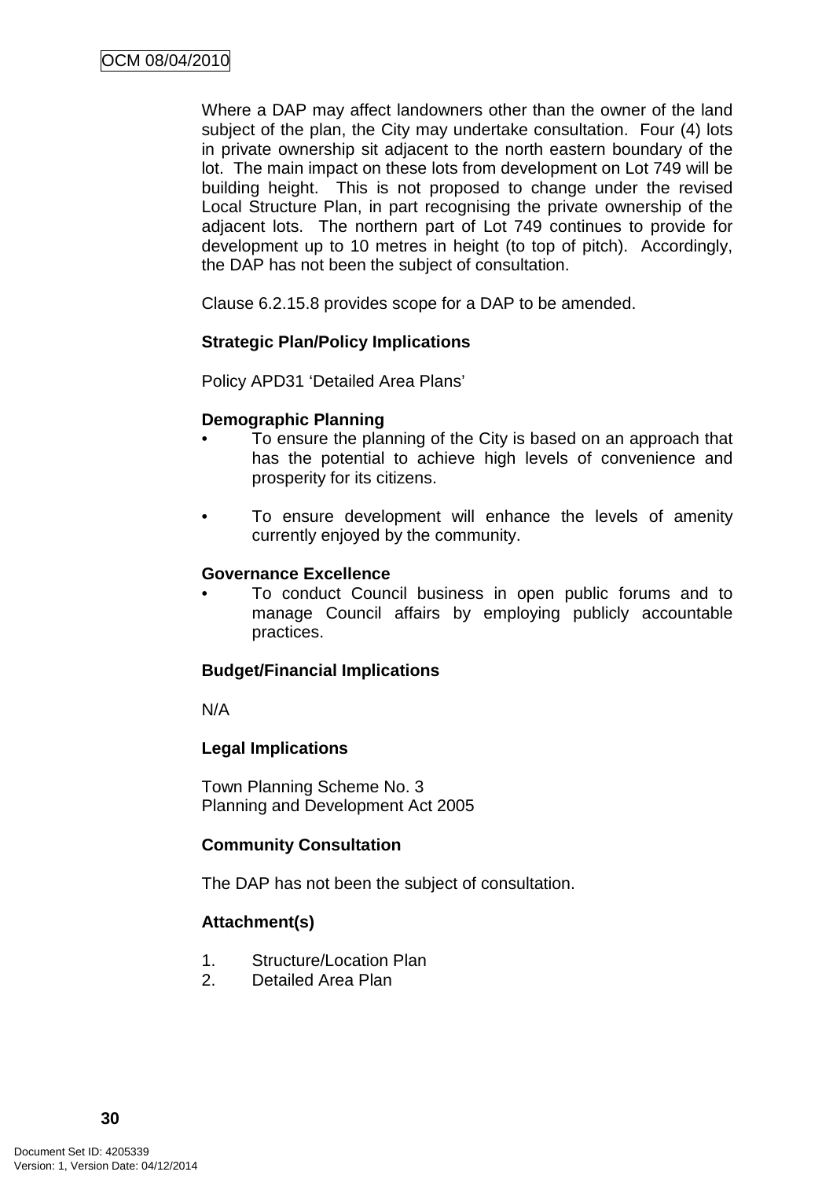Where a DAP may affect landowners other than the owner of the land subject of the plan, the City may undertake consultation. Four (4) lots in private ownership sit adjacent to the north eastern boundary of the lot. The main impact on these lots from development on Lot 749 will be building height. This is not proposed to change under the revised Local Structure Plan, in part recognising the private ownership of the adjacent lots. The northern part of Lot 749 continues to provide for development up to 10 metres in height (to top of pitch). Accordingly, the DAP has not been the subject of consultation.

Clause 6.2.15.8 provides scope for a DAP to be amended.

**Strategic Plan/Policy Implications**

Policy APD31 'Detailed Area Plans'

**Demographic Planning**

- To ensure the planning of the City is based on an approach that has the potential to achieve high levels of convenience and prosperity for its citizens.

- To ensure development will enhance the levels of amenity currently enjoyed by the community.

**Governance Excellence**

- To conduct Council business in open public forums and to manage Council affairs by employing publicly accountable practices.

**Budget/Financial Implications**

N/A

**Legal Implications**

Town Planning Scheme No. 3
Planning and Development Act 2005

**Community Consultation**

The DAP has not been the subject of consultation.

**Attachment(s)**

1. Structure/Location Plan
2. Detailed Area Plan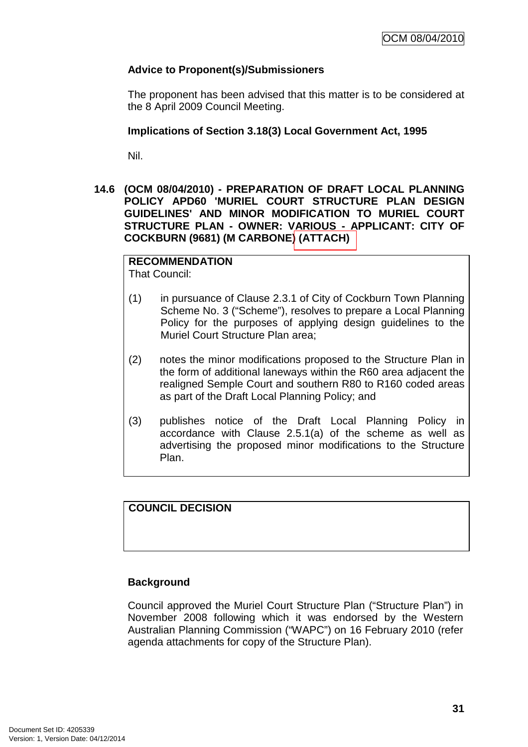**Advice to Proponent(s)/Submissioners**

The proponent has been advised that this matter is to be considered at the 8 April 2009 Council Meeting.

**Implications of Section 3.18(3) Local Government Act, 1995**

Nil.

**14.6 (OCM 08/04/2010) - PREPARATION OF DRAFT LOCAL PLANNING POLICY APD60 'MURIEL COURT STRUCTURE PLAN DESIGN GUIDELINES' AND MINOR MODIFICATION TO MURIEL COURT STRUCTURE PLAN - OWNER: VARIOUS - APPLICANT: CITY OF COCKBURN (9681) (M CARBONE) (ATTACH)**

**RECOMMENDATION**
That Council:

(1) in pursuance of Clause 2.3.1 of City of Cockburn Town Planning Scheme No. 3 ("Scheme"), resolves to prepare a Local Planning Policy for the purposes of applying design guidelines to the Muriel Court Structure Plan area;

(2) notes the minor modifications proposed to the Structure Plan in the form of additional laneways within the R60 area adjacent the realigned Semple Court and southern R80 to R160 coded areas as part of the Draft Local Planning Policy; and

(3) publishes notice of the Draft Local Planning Policy in accordance with Clause 2.5.1(a) of the scheme as well as advertising the proposed minor modifications to the Structure Plan.

**COUNCIL DECISION**

**Background**

Council approved the Muriel Court Structure Plan ("Structure Plan") in November 2008 following which it was endorsed by the Western Australian Planning Commission ("WAPC") on 16 February 2010 (refer agenda attachments for copy of the Structure Plan).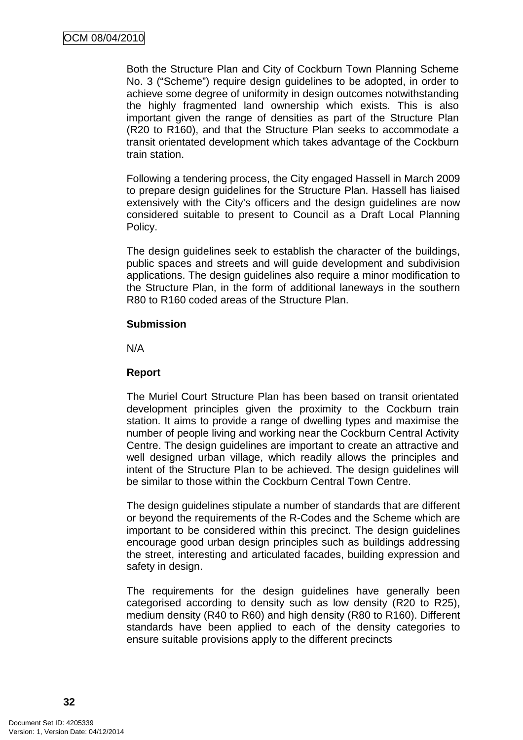Both the Structure Plan and City of Cockburn Town Planning Scheme No. 3 ("Scheme") require design guidelines to be adopted, in order to achieve some degree of uniformity in design outcomes notwithstanding the highly fragmented land ownership which exists. This is also important given the range of densities as part of the Structure Plan (R20 to R160), and that the Structure Plan seeks to accommodate a transit orientated development which takes advantage of the Cockburn train station.

Following a tendering process, the City engaged Hassell in March 2009 to prepare design guidelines for the Structure Plan. Hassell has liaised extensively with the City's officers and the design guidelines are now considered suitable to present to Council as a Draft Local Planning Policy.

The design guidelines seek to establish the character of the buildings, public spaces and streets and will guide development and subdivision applications. The design guidelines also require a minor modification to the Structure Plan, in the form of additional laneways in the southern R80 to R160 coded areas of the Structure Plan.

**Submission**

N/A

**Report**

The Muriel Court Structure Plan has been based on transit orientated development principles given the proximity to the Cockburn train station. It aims to provide a range of dwelling types and maximise the number of people living and working near the Cockburn Central Activity Centre. The design guidelines are important to create an attractive and well designed urban village, which readily allows the principles and intent of the Structure Plan to be achieved. The design guidelines will be similar to those within the Cockburn Central Town Centre.

The design guidelines stipulate a number of standards that are different or beyond the requirements of the R-Codes and the Scheme which are important to be considered within this precinct. The design guidelines encourage good urban design principles such as buildings addressing the street, interesting and articulated facades, building expression and safety in design.

The requirements for the design guidelines have generally been categorised according to density such as low density (R20 to R25), medium density (R40 to R60) and high density (R80 to R160). Different standards have been applied to each of the density categories to ensure suitable provisions apply to the different precincts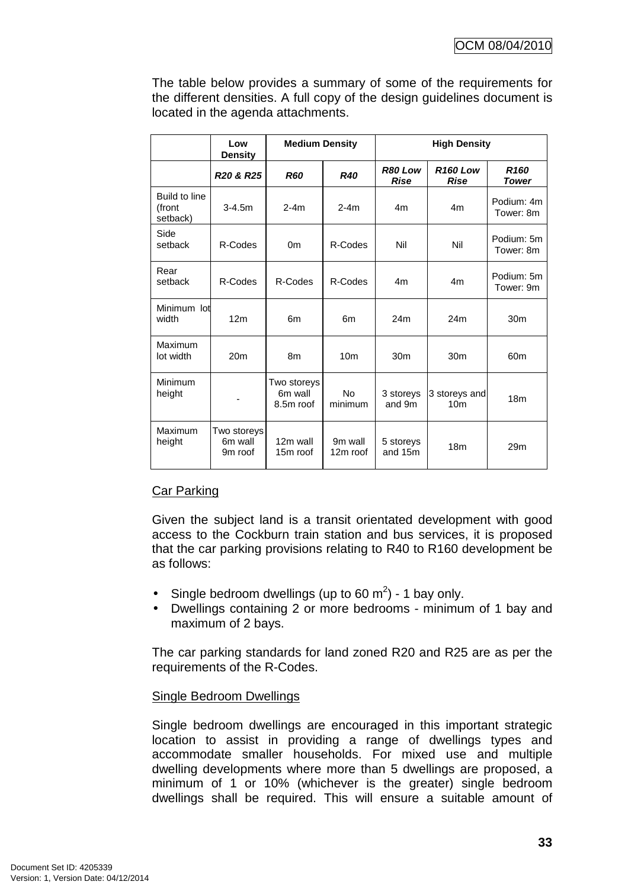The table below provides a summary of some of the requirements for the different densities. A full copy of the design guidelines document is located in the agenda attachments.

| | Low Density | Medium Density | | High Density | | |
|---|---|---|---|---|---|---|
| | ***R20 & R25*** | ***R60*** | ***R40*** | ***R80 Low Rise*** | ***R160 Low Rise*** | ***R160 Tower*** |
| Build to line (front setback) | 3-4.5m | 2-4m | 2-4m | 4m | 4m | Podium: 4m Tower: 8m |
| Side setback | R-Codes | 0m | R-Codes | Nil | Nil | Podium: 5m Tower: 8m |
| Rear setback | R-Codes | R-Codes | R-Codes | 4m | 4m | Podium: 5m Tower: 9m |
| Minimum lot width | 12m | 6m | 6m | 24m | 24m | 30m |
| Maximum lot width | 20m | 8m | 10m | 30m | 30m | 60m |
| Minimum height | - | Two storeys 6m wall 8.5m roof | No minimum | 3 storeys and 9m | 3 storeys and 10m | 18m |
| Maximum height | Two storeys 6m wall 9m roof | 12m wall 15m roof | 9m wall 12m roof | 5 storeys and 15m | 18m | 29m |

Car Parking

Given the subject land is a transit orientated development with good access to the Cockburn train station and bus services, it is proposed that the car parking provisions relating to R40 to R160 development be as follows:

- Single bedroom dwellings (up to 60 $m^2$) - 1 bay only.
- Dwellings containing 2 or more bedrooms - minimum of 1 bay and maximum of 2 bays.

The car parking standards for land zoned R20 and R25 are as per the requirements of the R-Codes.

Single Bedroom Dwellings

Single bedroom dwellings are encouraged in this important strategic location to assist in providing a range of dwellings types and accommodate smaller households. For mixed use and multiple dwelling developments where more than 5 dwellings are proposed, a minimum of 1 or 10% (whichever is the greater) single bedroom dwellings shall be required. This will ensure a suitable amount of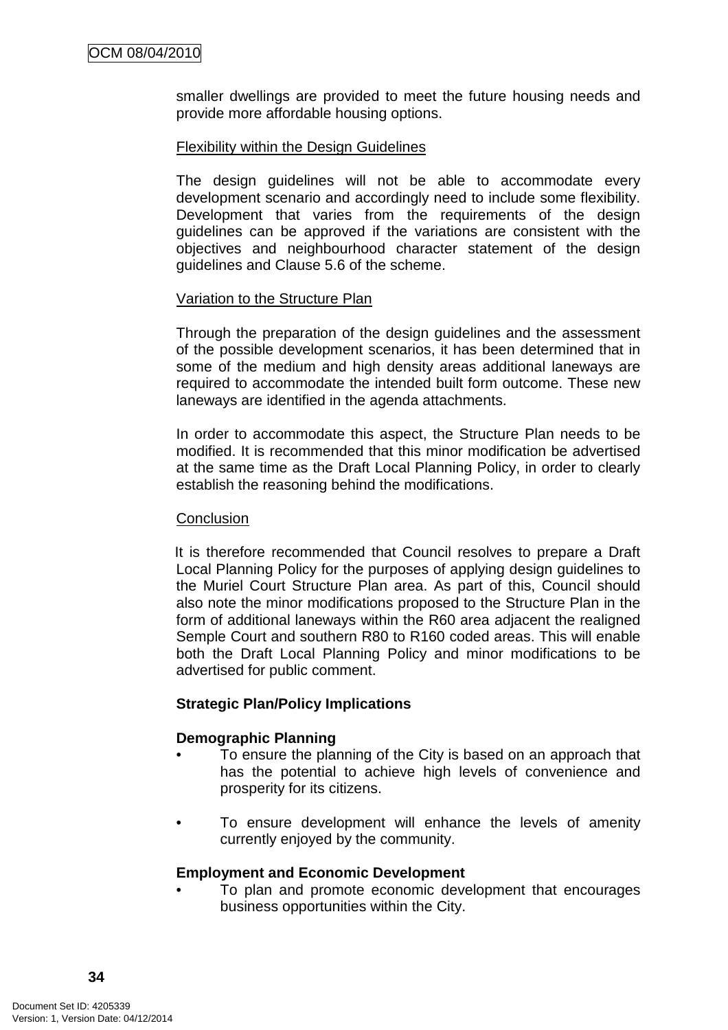smaller dwellings are provided to meet the future housing needs and provide more affordable housing options.

Flexibility within the Design Guidelines

The design guidelines will not be able to accommodate every development scenario and accordingly need to include some flexibility. Development that varies from the requirements of the design guidelines can be approved if the variations are consistent with the objectives and neighbourhood character statement of the design guidelines and Clause 5.6 of the scheme.

Variation to the Structure Plan

Through the preparation of the design guidelines and the assessment of the possible development scenarios, it has been determined that in some of the medium and high density areas additional laneways are required to accommodate the intended built form outcome. These new laneways are identified in the agenda attachments.

In order to accommodate this aspect, the Structure Plan needs to be modified. It is recommended that this minor modification be advertised at the same time as the Draft Local Planning Policy, in order to clearly establish the reasoning behind the modifications.

Conclusion

It is therefore recommended that Council resolves to prepare a Draft Local Planning Policy for the purposes of applying design guidelines to the Muriel Court Structure Plan area. As part of this, Council should also note the minor modifications proposed to the Structure Plan in the form of additional laneways within the R60 area adjacent the realigned Semple Court and southern R80 to R160 coded areas. This will enable both the Draft Local Planning Policy and minor modifications to be advertised for public comment.

**Strategic Plan/Policy Implications**

**Demographic Planning**

- To ensure the planning of the City is based on an approach that has the potential to achieve high levels of convenience and prosperity for its citizens.
- To ensure development will enhance the levels of amenity currently enjoyed by the community.

**Employment and Economic Development**

- To plan and promote economic development that encourages business opportunities within the City.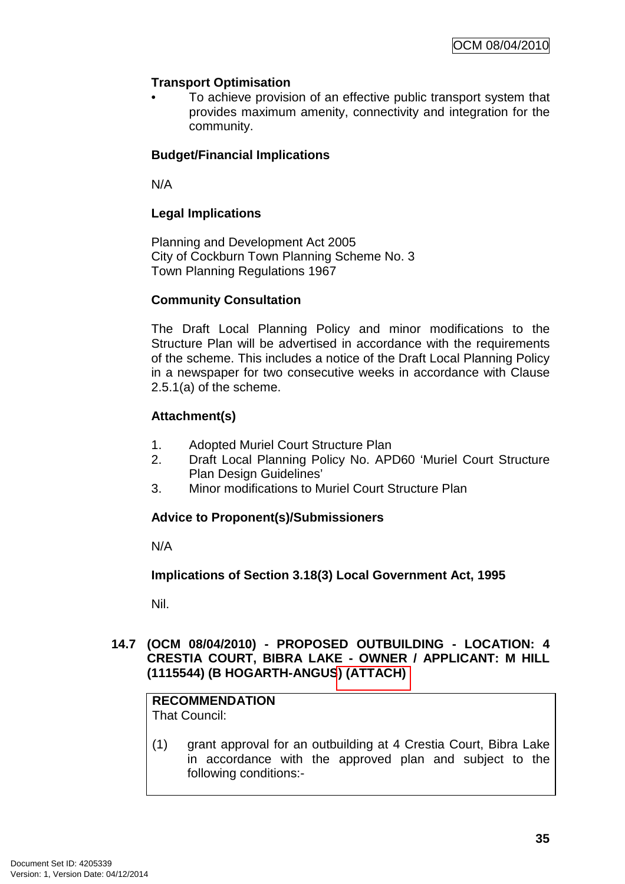**Transport Optimisation**

- To achieve provision of an effective public transport system that provides maximum amenity, connectivity and integration for the community.

**Budget/Financial Implications**

N/A

**Legal Implications**

Planning and Development Act 2005
City of Cockburn Town Planning Scheme No. 3
Town Planning Regulations 1967

**Community Consultation**

The Draft Local Planning Policy and minor modifications to the Structure Plan will be advertised in accordance with the requirements of the scheme. This includes a notice of the Draft Local Planning Policy in a newspaper for two consecutive weeks in accordance with Clause 2.5.1(a) of the scheme.

**Attachment(s)**

1. Adopted Muriel Court Structure Plan
2. Draft Local Planning Policy No. APD60 'Muriel Court Structure Plan Design Guidelines'
3. Minor modifications to Muriel Court Structure Plan

**Advice to Proponent(s)/Submissioners**

N/A

**Implications of Section 3.18(3) Local Government Act, 1995**

Nil.

## 14.7 (OCM 08/04/2010) - PROPOSED OUTBUILDING - LOCATION: 4 CRESTIA COURT, BIBRA LAKE - OWNER / APPLICANT: M HILL (1115544) (B HOGARTH-ANGUS) (ATTACH)

**RECOMMENDATION**
That Council:

(1) grant approval for an outbuilding at 4 Crestia Court, Bibra Lake in accordance with the approved plan and subject to the following conditions:-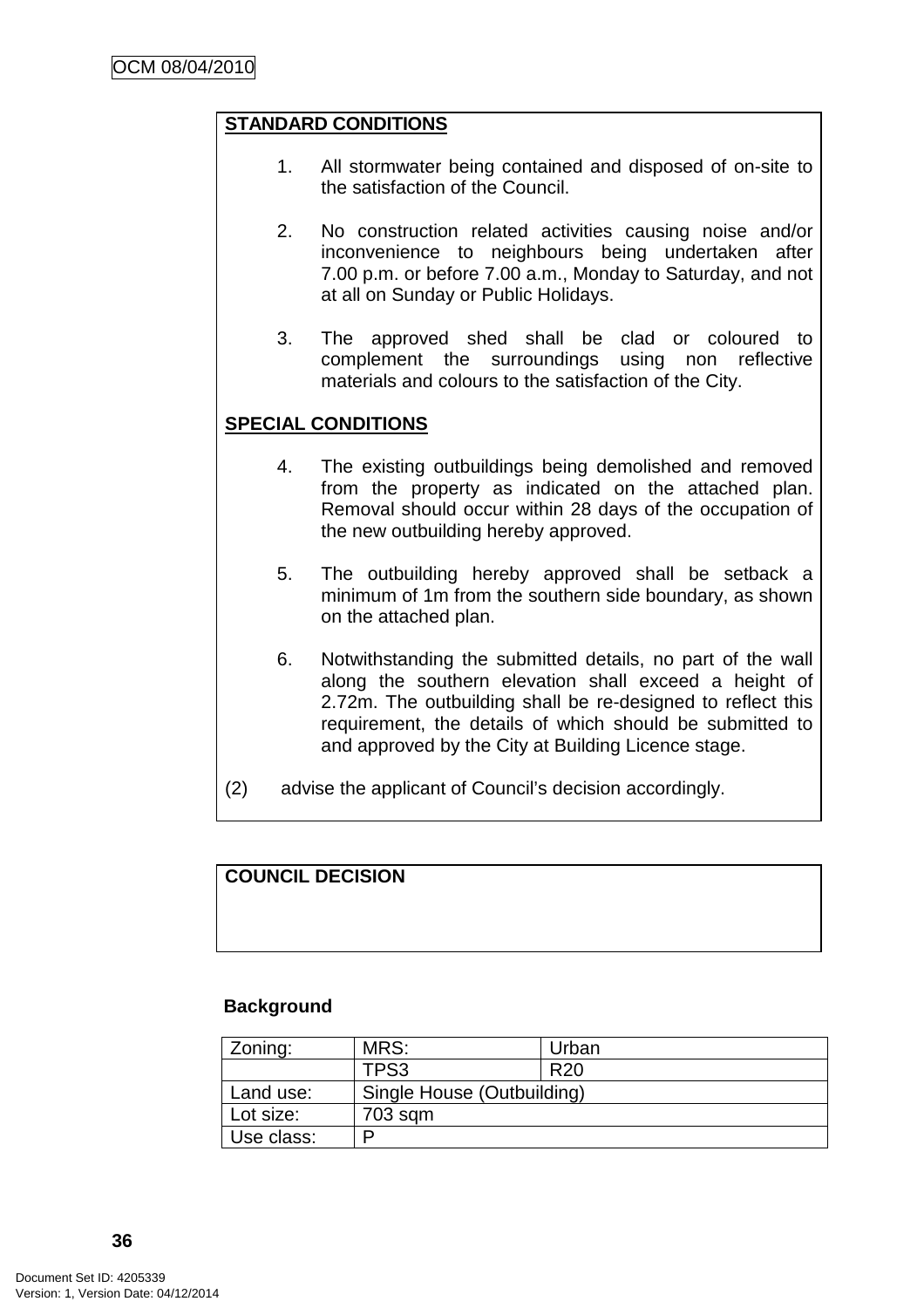**STANDARD CONDITIONS**

1. All stormwater being contained and disposed of on-site to the satisfaction of the Council.

2. No construction related activities causing noise and/or inconvenience to neighbours being undertaken after 7.00 p.m. or before 7.00 a.m., Monday to Saturday, and not at all on Sunday or Public Holidays.

3. The approved shed shall be clad or coloured to complement the surroundings using non reflective materials and colours to the satisfaction of the City.

**SPECIAL CONDITIONS**

4. The existing outbuildings being demolished and removed from the property as indicated on the attached plan. Removal should occur within 28 days of the occupation of the new outbuilding hereby approved.

5. The outbuilding hereby approved shall be setback a minimum of 1m from the southern side boundary, as shown on the attached plan.

6. Notwithstanding the submitted details, no part of the wall along the southern elevation shall exceed a height of 2.72m. The outbuilding shall be re-designed to reflect this requirement, the details of which should be submitted to and approved by the City at Building Licence stage.

(2) advise the applicant of Council's decision accordingly.

**COUNCIL DECISION**

**Background**

| Zoning: | MRS: | Urban |
|---|---|---|
| | TPS3 | R20 |
| Land use: | Single House (Outbuilding) | |
| Lot size: | 703 sqm | |
| Use class: | P | |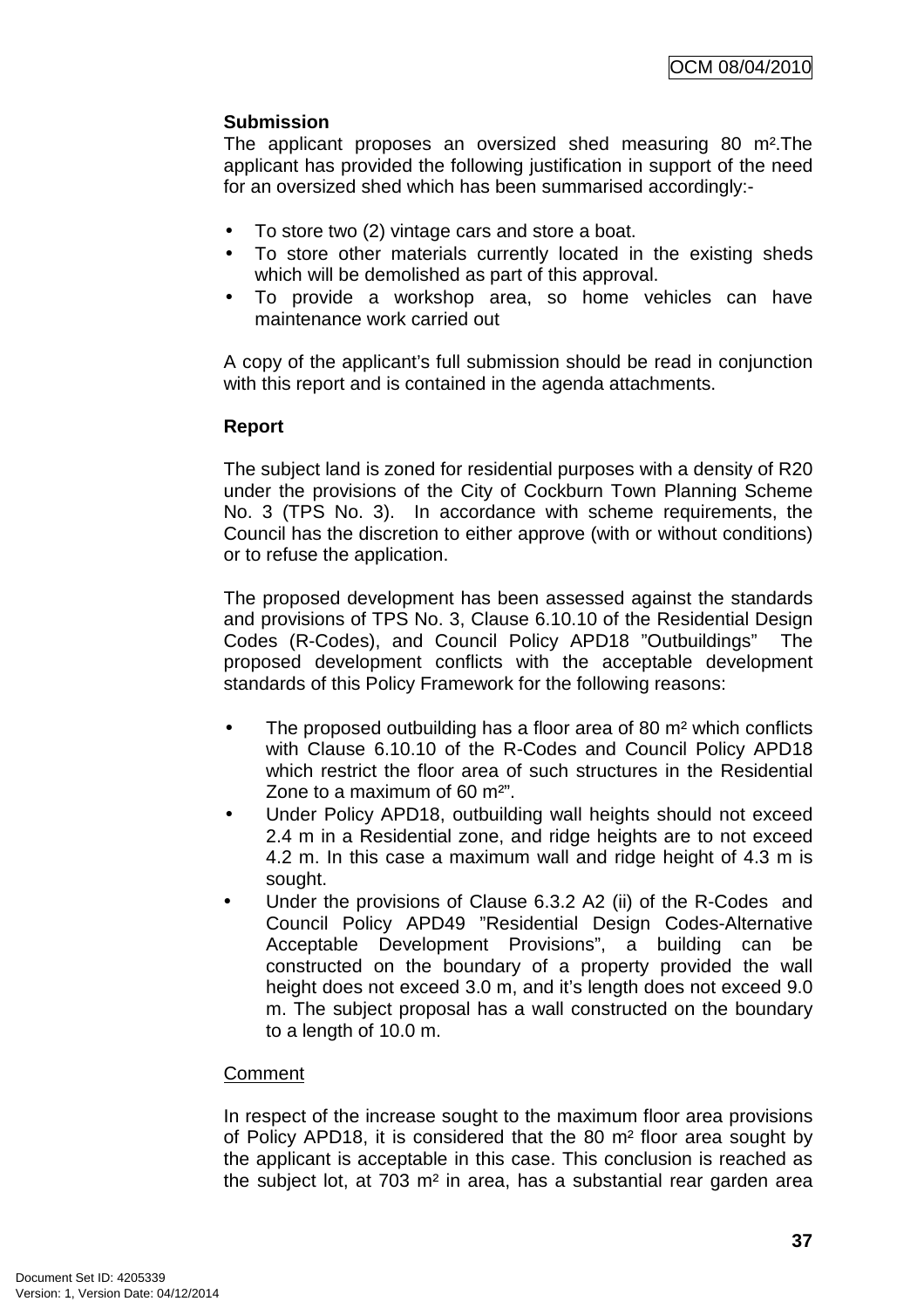**Submission**

The applicant proposes an oversized shed measuring 80 m².The applicant has provided the following justification in support of the need for an oversized shed which has been summarised accordingly:-

- To store two (2) vintage cars and store a boat.
- To store other materials currently located in the existing sheds which will be demolished as part of this approval.
- To provide a workshop area, so home vehicles can have maintenance work carried out

A copy of the applicant's full submission should be read in conjunction with this report and is contained in the agenda attachments.

**Report**

The subject land is zoned for residential purposes with a density of R20 under the provisions of the City of Cockburn Town Planning Scheme No. 3 (TPS No. 3). In accordance with scheme requirements, the Council has the discretion to either approve (with or without conditions) or to refuse the application.

The proposed development has been assessed against the standards and provisions of TPS No. 3, Clause 6.10.10 of the Residential Design Codes (R-Codes), and Council Policy APD18 "Outbuildings" The proposed development conflicts with the acceptable development standards of this Policy Framework for the following reasons:

- The proposed outbuilding has a floor area of 80 m² which conflicts with Clause 6.10.10 of the R-Codes and Council Policy APD18 which restrict the floor area of such structures in the Residential Zone to a maximum of 60 m²".
- Under Policy APD18, outbuilding wall heights should not exceed 2.4 m in a Residential zone, and ridge heights are to not exceed 4.2 m. In this case a maximum wall and ridge height of 4.3 m is sought.
- Under the provisions of Clause 6.3.2 A2 (ii) of the R-Codes and Council Policy APD49 "Residential Design Codes-Alternative Acceptable Development Provisions", a building can be constructed on the boundary of a property provided the wall height does not exceed 3.0 m, and it's length does not exceed 9.0 m. The subject proposal has a wall constructed on the boundary to a length of 10.0 m.

Comment

In respect of the increase sought to the maximum floor area provisions of Policy APD18, it is considered that the 80 m² floor area sought by the applicant is acceptable in this case. This conclusion is reached as the subject lot, at 703 m² in area, has a substantial rear garden area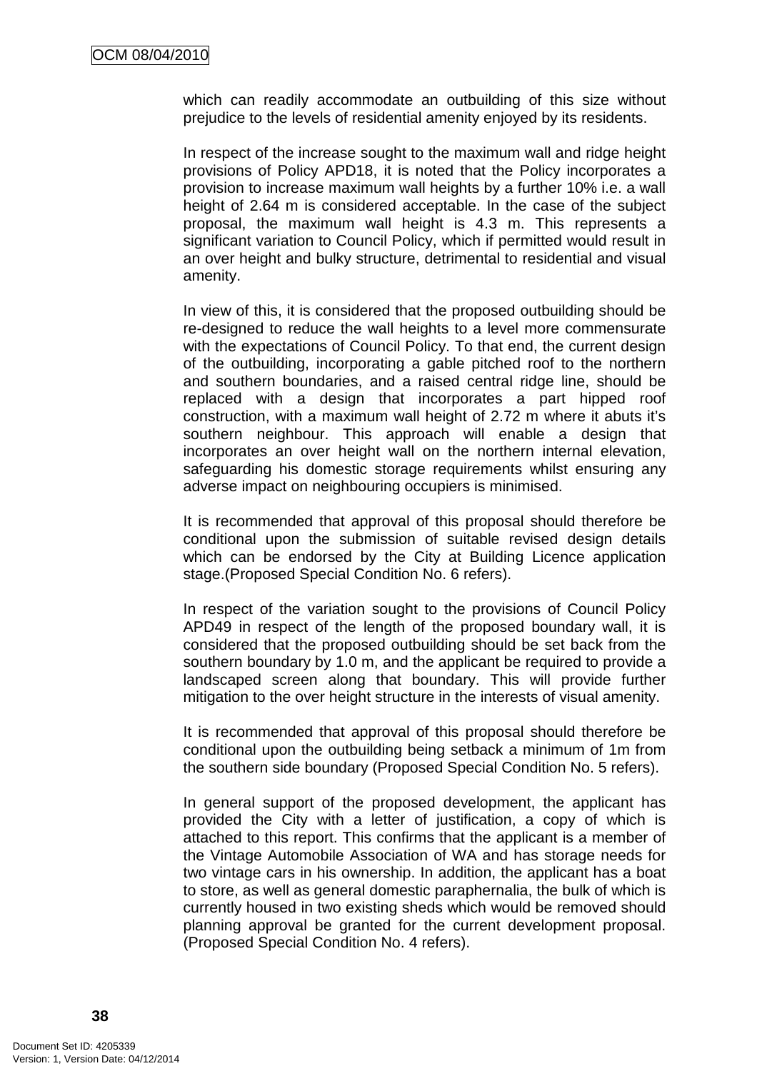which can readily accommodate an outbuilding of this size without prejudice to the levels of residential amenity enjoyed by its residents.

In respect of the increase sought to the maximum wall and ridge height provisions of Policy APD18, it is noted that the Policy incorporates a provision to increase maximum wall heights by a further 10% i.e. a wall height of 2.64 m is considered acceptable. In the case of the subject proposal, the maximum wall height is 4.3 m. This represents a significant variation to Council Policy, which if permitted would result in an over height and bulky structure, detrimental to residential and visual amenity.

In view of this, it is considered that the proposed outbuilding should be re-designed to reduce the wall heights to a level more commensurate with the expectations of Council Policy. To that end, the current design of the outbuilding, incorporating a gable pitched roof to the northern and southern boundaries, and a raised central ridge line, should be replaced with a design that incorporates a part hipped roof construction, with a maximum wall height of 2.72 m where it abuts it's southern neighbour. This approach will enable a design that incorporates an over height wall on the northern internal elevation, safeguarding his domestic storage requirements whilst ensuring any adverse impact on neighbouring occupiers is minimised.

It is recommended that approval of this proposal should therefore be conditional upon the submission of suitable revised design details which can be endorsed by the City at Building Licence application stage.(Proposed Special Condition No. 6 refers).

In respect of the variation sought to the provisions of Council Policy APD49 in respect of the length of the proposed boundary wall, it is considered that the proposed outbuilding should be set back from the southern boundary by 1.0 m, and the applicant be required to provide a landscaped screen along that boundary. This will provide further mitigation to the over height structure in the interests of visual amenity.

It is recommended that approval of this proposal should therefore be conditional upon the outbuilding being setback a minimum of 1m from the southern side boundary (Proposed Special Condition No. 5 refers).

In general support of the proposed development, the applicant has provided the City with a letter of justification, a copy of which is attached to this report. This confirms that the applicant is a member of the Vintage Automobile Association of WA and has storage needs for two vintage cars in his ownership. In addition, the applicant has a boat to store, as well as general domestic paraphernalia, the bulk of which is currently housed in two existing sheds which would be removed should planning approval be granted for the current development proposal. (Proposed Special Condition No. 4 refers).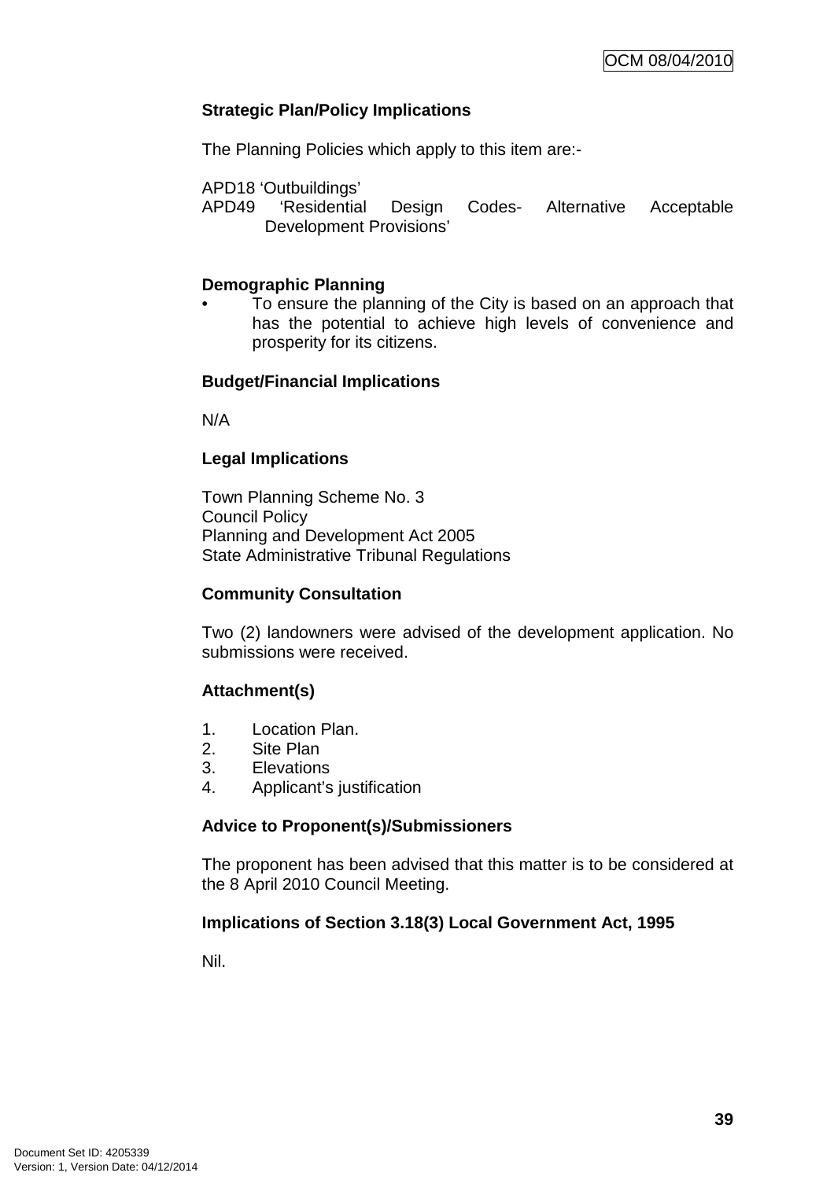**Strategic Plan/Policy Implications**

The Planning Policies which apply to this item are:-

APD18 'Outbuildings'
APD49 'Residential Design Codes- Alternative Acceptable Development Provisions'

**Demographic Planning**

- To ensure the planning of the City is based on an approach that has the potential to achieve high levels of convenience and prosperity for its citizens.

**Budget/Financial Implications**

N/A

**Legal Implications**

Town Planning Scheme No. 3
Council Policy
Planning and Development Act 2005
State Administrative Tribunal Regulations

**Community Consultation**

Two (2) landowners were advised of the development application. No submissions were received.

**Attachment(s)**

1. Location Plan.
2. Site Plan
3. Elevations
4. Applicant's justification

**Advice to Proponent(s)/Submissioners**

The proponent has been advised that this matter is to be considered at the 8 April 2010 Council Meeting.

**Implications of Section 3.18(3) Local Government Act, 1995**

Nil.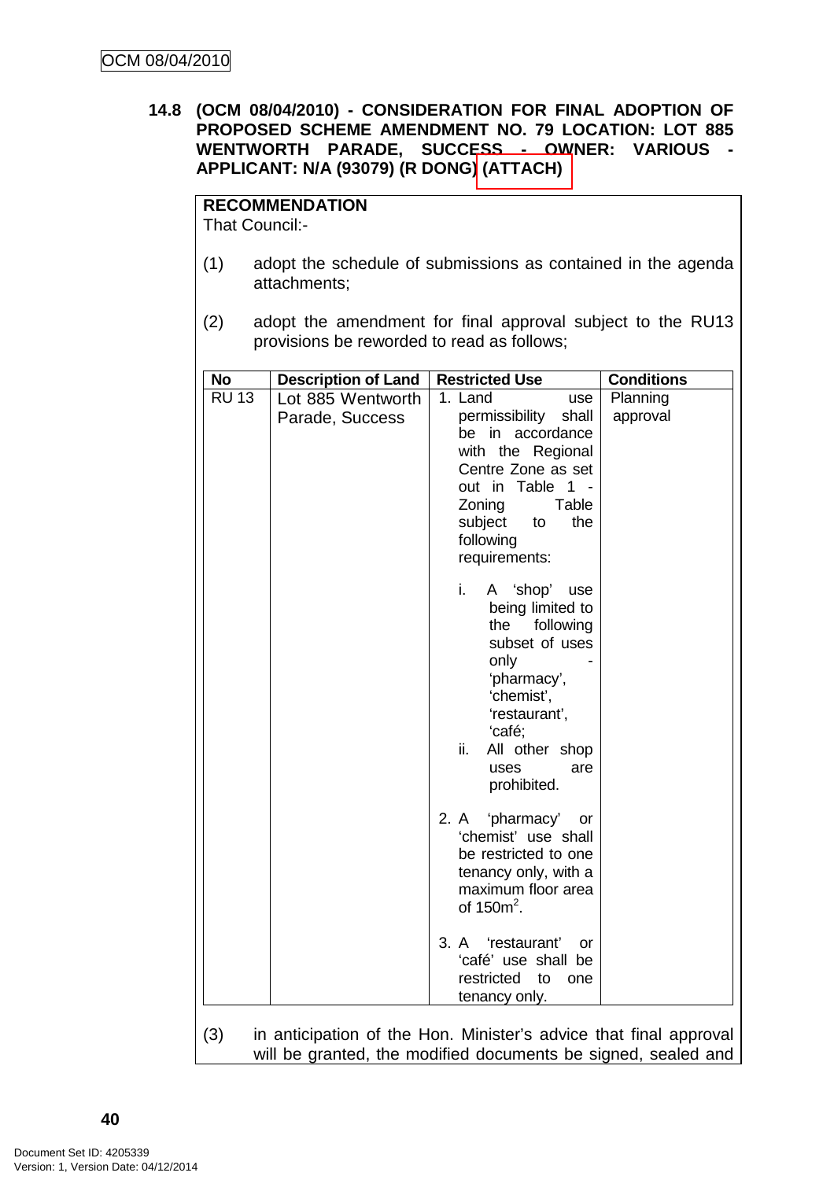**14.8 (OCM 08/04/2010) - CONSIDERATION FOR FINAL ADOPTION OF PROPOSED SCHEME AMENDMENT NO. 79 LOCATION: LOT 885 WENTWORTH PARADE, SUCCESS - OWNER: VARIOUS - APPLICANT: N/A (93079) (R DONG) (ATTACH)**

**RECOMMENDATION**
That Council:-

(1) adopt the schedule of submissions as contained in the agenda attachments;

(2) adopt the amendment for final approval subject to the RU13 provisions be reworded to read as follows;

| No | Description of Land | Restricted Use | Conditions |
|---|---|---|---|
| RU 13 | Lot 885 Wentworth Parade, Success | 1. Land use permissibility shall be in accordance with the Regional Centre Zone as set out in Table 1 - Zoning Table subject to the following requirements:<br><br>i. A 'shop' use being limited to the following subset of uses only - 'pharmacy', 'chemist', 'restaurant', 'café;<br>ii. All other shop uses are prohibited.<br><br>2. A 'pharmacy' or 'chemist' use shall be restricted to one tenancy only, with a maximum floor area of $150m^2$.<br><br>3. A 'restaurant' or 'café' use shall be restricted to one tenancy only. | Planning approval |

(3) in anticipation of the Hon. Minister's advice that final approval will be granted, the modified documents be signed, sealed and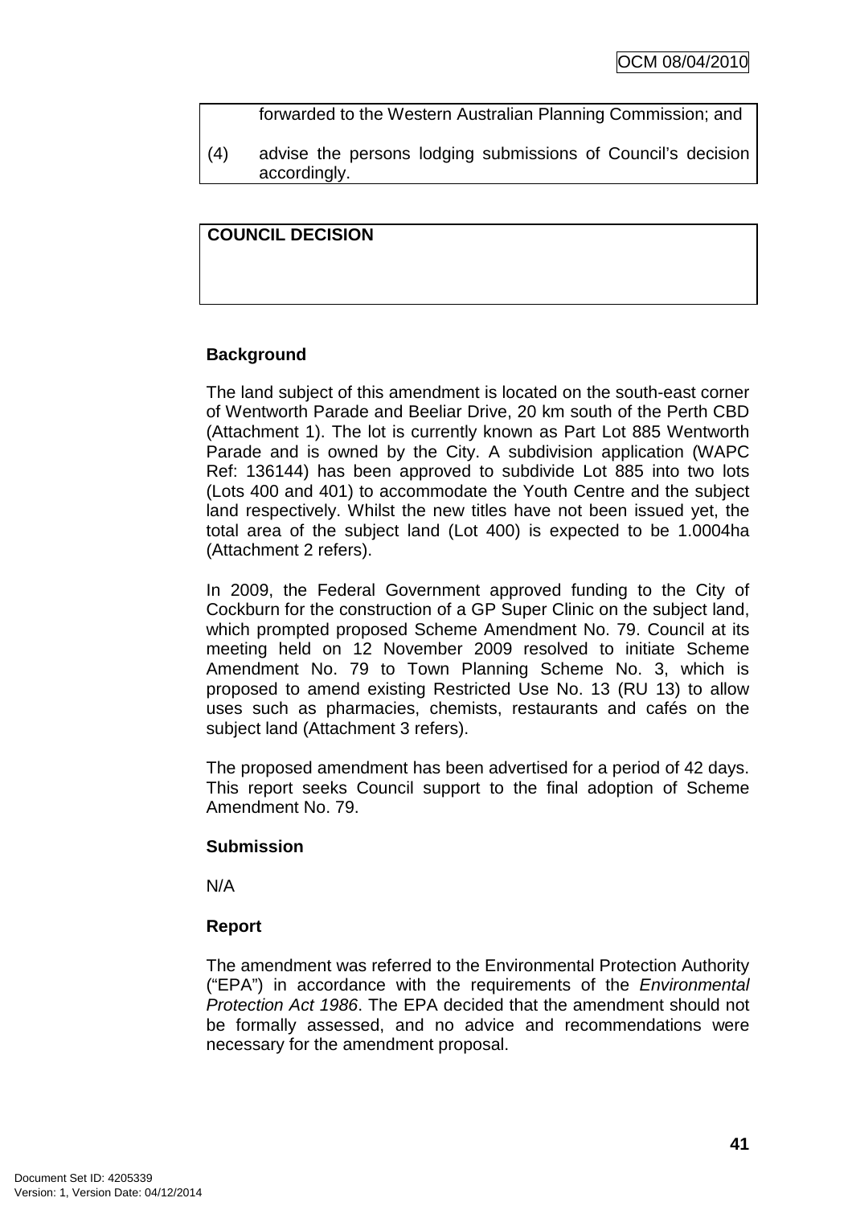forwarded to the Western Australian Planning Commission; and

(4) advise the persons lodging submissions of Council's decision accordingly.

**COUNCIL DECISION**

**Background**

The land subject of this amendment is located on the south-east corner of Wentworth Parade and Beeliar Drive, 20 km south of the Perth CBD (Attachment 1). The lot is currently known as Part Lot 885 Wentworth Parade and is owned by the City. A subdivision application (WAPC Ref: 136144) has been approved to subdivide Lot 885 into two lots (Lots 400 and 401) to accommodate the Youth Centre and the subject land respectively. Whilst the new titles have not been issued yet, the total area of the subject land (Lot 400) is expected to be 1.0004ha (Attachment 2 refers).

In 2009, the Federal Government approved funding to the City of Cockburn for the construction of a GP Super Clinic on the subject land, which prompted proposed Scheme Amendment No. 79. Council at its meeting held on 12 November 2009 resolved to initiate Scheme Amendment No. 79 to Town Planning Scheme No. 3, which is proposed to amend existing Restricted Use No. 13 (RU 13) to allow uses such as pharmacies, chemists, restaurants and cafés on the subject land (Attachment 3 refers).

The proposed amendment has been advertised for a period of 42 days. This report seeks Council support to the final adoption of Scheme Amendment No. 79.

**Submission**

N/A

**Report**

The amendment was referred to the Environmental Protection Authority ("EPA") in accordance with the requirements of the *Environmental Protection Act 1986*. The EPA decided that the amendment should not be formally assessed, and no advice and recommendations were necessary for the amendment proposal.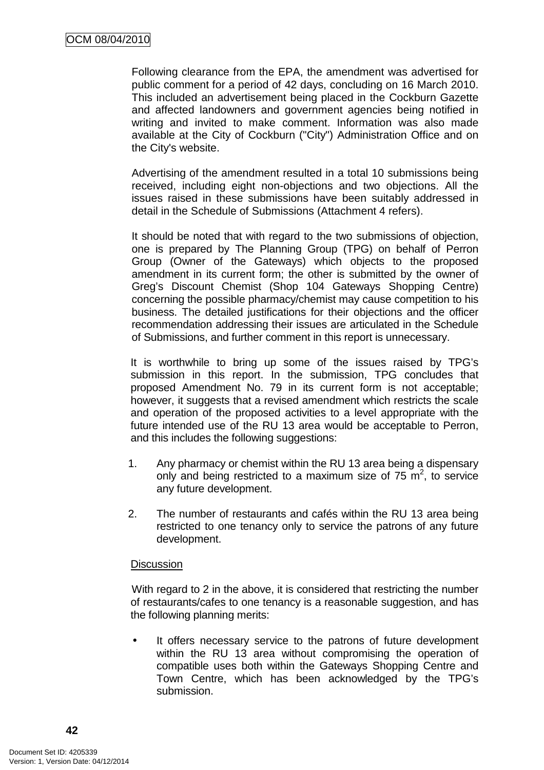Following clearance from the EPA, the amendment was advertised for public comment for a period of 42 days, concluding on 16 March 2010. This included an advertisement being placed in the Cockburn Gazette and affected landowners and government agencies being notified in writing and invited to make comment. Information was also made available at the City of Cockburn ("City") Administration Office and on the City's website.

Advertising of the amendment resulted in a total 10 submissions being received, including eight non-objections and two objections. All the issues raised in these submissions have been suitably addressed in detail in the Schedule of Submissions (Attachment 4 refers).

It should be noted that with regard to the two submissions of objection, one is prepared by The Planning Group (TPG) on behalf of Perron Group (Owner of the Gateways) which objects to the proposed amendment in its current form; the other is submitted by the owner of Greg's Discount Chemist (Shop 104 Gateways Shopping Centre) concerning the possible pharmacy/chemist may cause competition to his business. The detailed justifications for their objections and the officer recommendation addressing their issues are articulated in the Schedule of Submissions, and further comment in this report is unnecessary.

It is worthwhile to bring up some of the issues raised by TPG's submission in this report. In the submission, TPG concludes that proposed Amendment No. 79 in its current form is not acceptable; however, it suggests that a revised amendment which restricts the scale and operation of the proposed activities to a level appropriate with the future intended use of the RU 13 area would be acceptable to Perron, and this includes the following suggestions:

1. Any pharmacy or chemist within the RU 13 area being a dispensary only and being restricted to a maximum size of 75 $m^2$, to service any future development.

2. The number of restaurants and cafés within the RU 13 area being restricted to one tenancy only to service the patrons of any future development.

Discussion

With regard to 2 in the above, it is considered that restricting the number of restaurants/cafes to one tenancy is a reasonable suggestion, and has the following planning merits:

- It offers necessary service to the patrons of future development within the RU 13 area without compromising the operation of compatible uses both within the Gateways Shopping Centre and Town Centre, which has been acknowledged by the TPG's submission.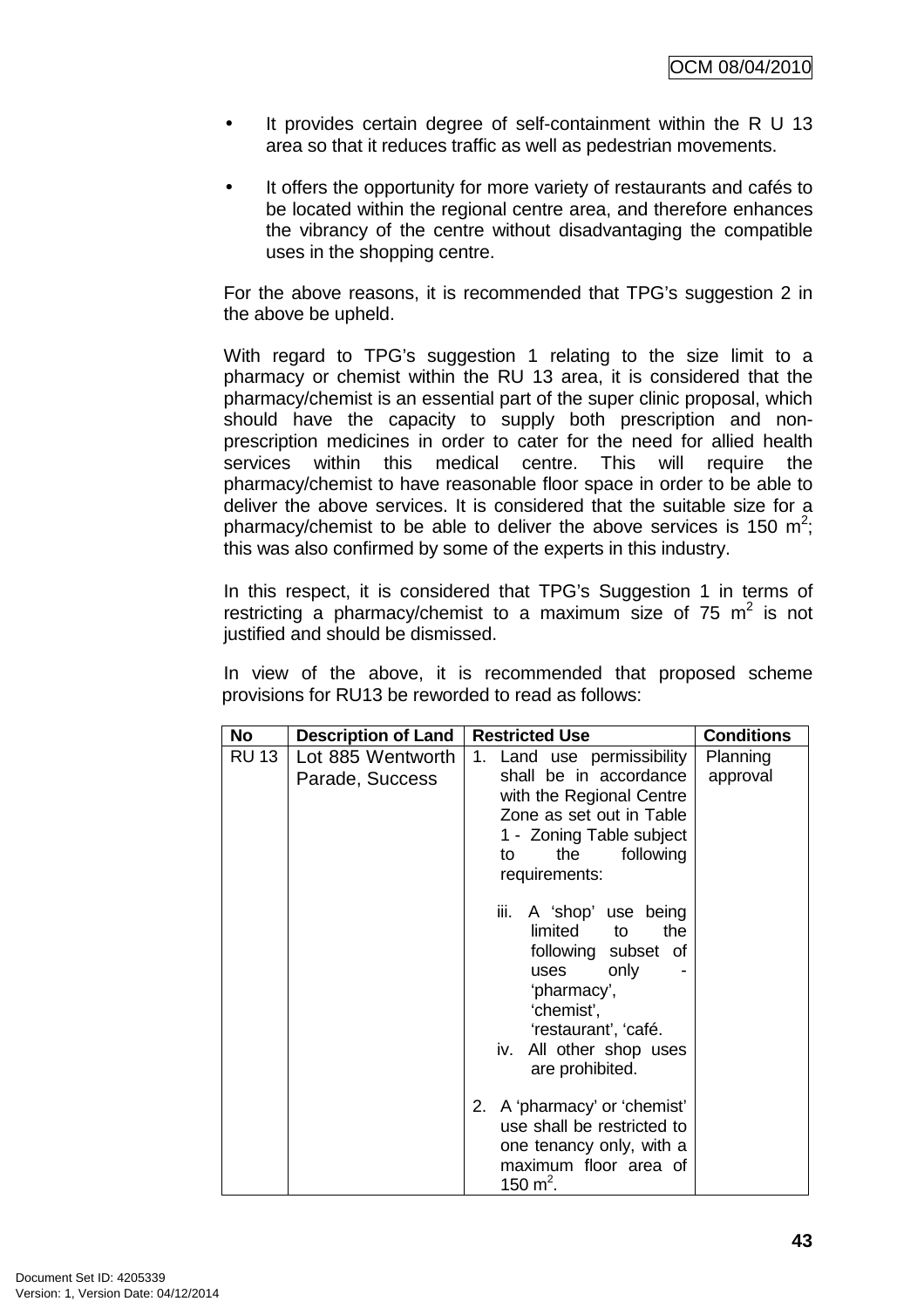- It provides certain degree of self-containment within the R U 13 area so that it reduces traffic as well as pedestrian movements.

- It offers the opportunity for more variety of restaurants and cafés to be located within the regional centre area, and therefore enhances the vibrancy of the centre without disadvantaging the compatible uses in the shopping centre.

For the above reasons, it is recommended that TPG's suggestion 2 in the above be upheld.

With regard to TPG's suggestion 1 relating to the size limit to a pharmacy or chemist within the RU 13 area, it is considered that the pharmacy/chemist is an essential part of the super clinic proposal, which should have the capacity to supply both prescription and non-prescription medicines in order to cater for the need for allied health services within this medical centre. This will require the pharmacy/chemist to have reasonable floor space in order to be able to deliver the above services. It is considered that the suitable size for a pharmacy/chemist to be able to deliver the above services is 150 $m^2$; this was also confirmed by some of the experts in this industry.

In this respect, it is considered that TPG's Suggestion 1 in terms of restricting a pharmacy/chemist to a maximum size of 75 $m^2$ is not justified and should be dismissed.

In view of the above, it is recommended that proposed scheme provisions for RU13 be reworded to read as follows:

| No | Description of Land | Restricted Use | Conditions |
|---|---|---|---|
| RU 13 | Lot 885 Wentworth Parade, Success | 1. Land use permissibility shall be in accordance with the Regional Centre Zone as set out in Table 1 - Zoning Table subject to the following requirements:<br><br>iii. A 'shop' use being limited to the following subset of uses only - 'pharmacy', 'chemist', 'restaurant', 'café.<br>iv. All other shop uses are prohibited.<br><br>2. A 'pharmacy' or 'chemist' use shall be restricted to one tenancy only, with a maximum floor area of 150 $m^2$. | Planning approval |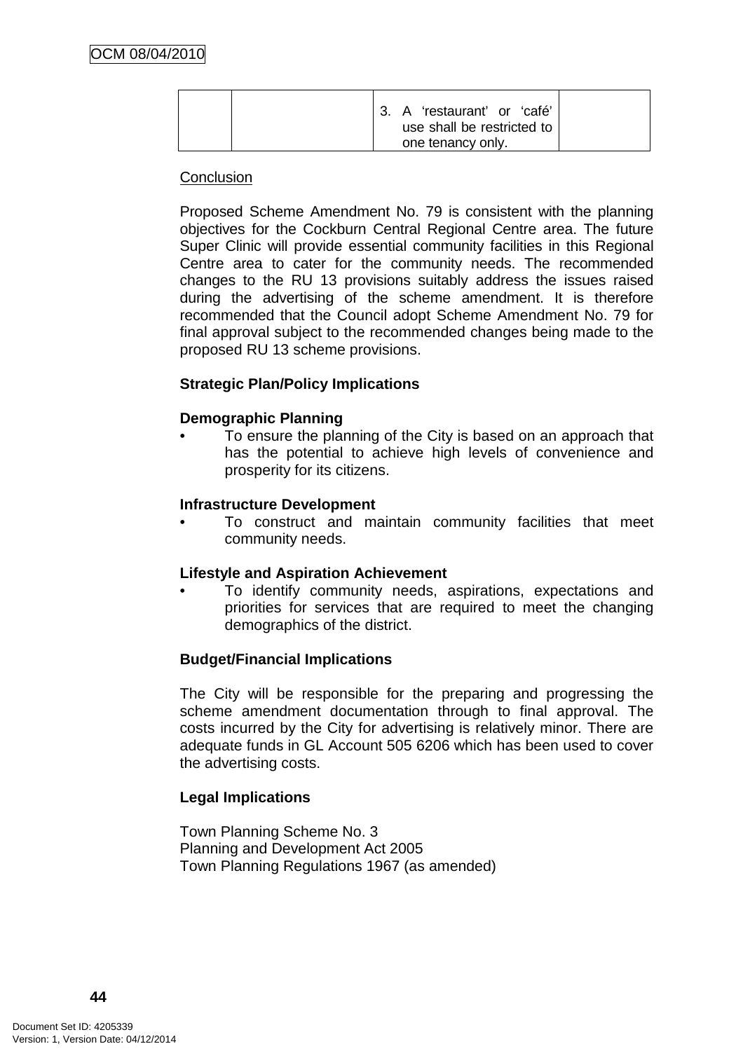|  |  | 3. A 'restaurant' or 'café' use shall be restricted to one tenancy only. |  |
|---|---|---|---|

Conclusion

Proposed Scheme Amendment No. 79 is consistent with the planning objectives for the Cockburn Central Regional Centre area. The future Super Clinic will provide essential community facilities in this Regional Centre area to cater for the community needs. The recommended changes to the RU 13 provisions suitably address the issues raised during the advertising of the scheme amendment. It is therefore recommended that the Council adopt Scheme Amendment No. 79 for final approval subject to the recommended changes being made to the proposed RU 13 scheme provisions.

**Strategic Plan/Policy Implications**

**Demographic Planning**

- To ensure the planning of the City is based on an approach that has the potential to achieve high levels of convenience and prosperity for its citizens.

**Infrastructure Development**

- To construct and maintain community facilities that meet community needs.

**Lifestyle and Aspiration Achievement**

- To identify community needs, aspirations, expectations and priorities for services that are required to meet the changing demographics of the district.

**Budget/Financial Implications**

The City will be responsible for the preparing and progressing the scheme amendment documentation through to final approval. The costs incurred by the City for advertising is relatively minor. There are adequate funds in GL Account 505 6206 which has been used to cover the advertising costs.

**Legal Implications**

Town Planning Scheme No. 3
Planning and Development Act 2005
Town Planning Regulations 1967 (as amended)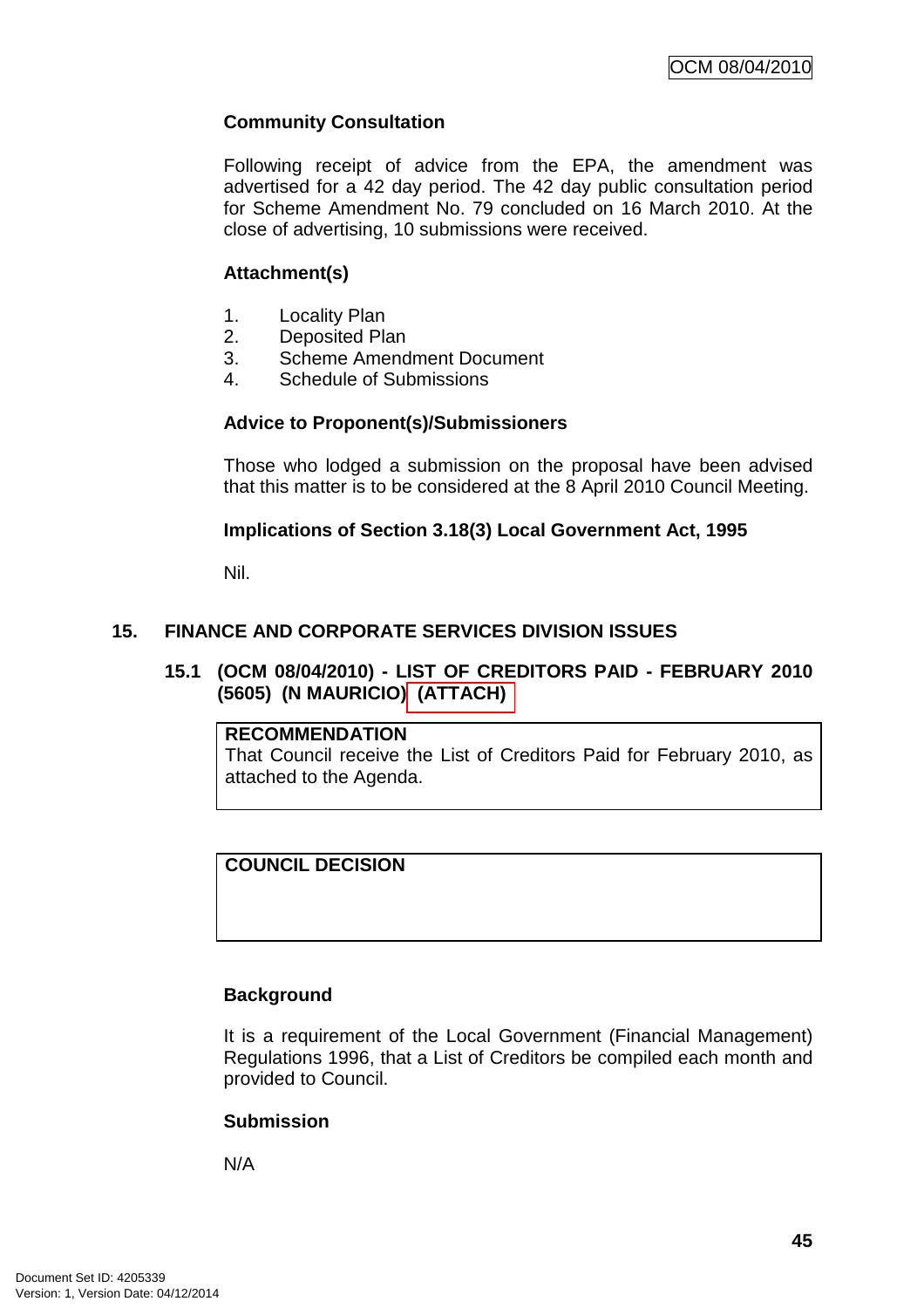**Community Consultation**

Following receipt of advice from the EPA, the amendment was advertised for a 42 day period. The 42 day public consultation period for Scheme Amendment No. 79 concluded on 16 March 2010. At the close of advertising, 10 submissions were received.

**Attachment(s)**

1. Locality Plan
2. Deposited Plan
3. Scheme Amendment Document
4. Schedule of Submissions

**Advice to Proponent(s)/Submissioners**

Those who lodged a submission on the proposal have been advised that this matter is to be considered at the 8 April 2010 Council Meeting.

**Implications of Section 3.18(3) Local Government Act, 1995**

Nil.

## 15. FINANCE AND CORPORATE SERVICES DIVISION ISSUES

### 15.1 (OCM 08/04/2010) - LIST OF CREDITORS PAID - FEBRUARY 2010 (5605) (N MAURICIO) (ATTACH)

**RECOMMENDATION**
That Council receive the List of Creditors Paid for February 2010, as attached to the Agenda.

**COUNCIL DECISION**

**Background**

It is a requirement of the Local Government (Financial Management) Regulations 1996, that a List of Creditors be compiled each month and provided to Council.

**Submission**

N/A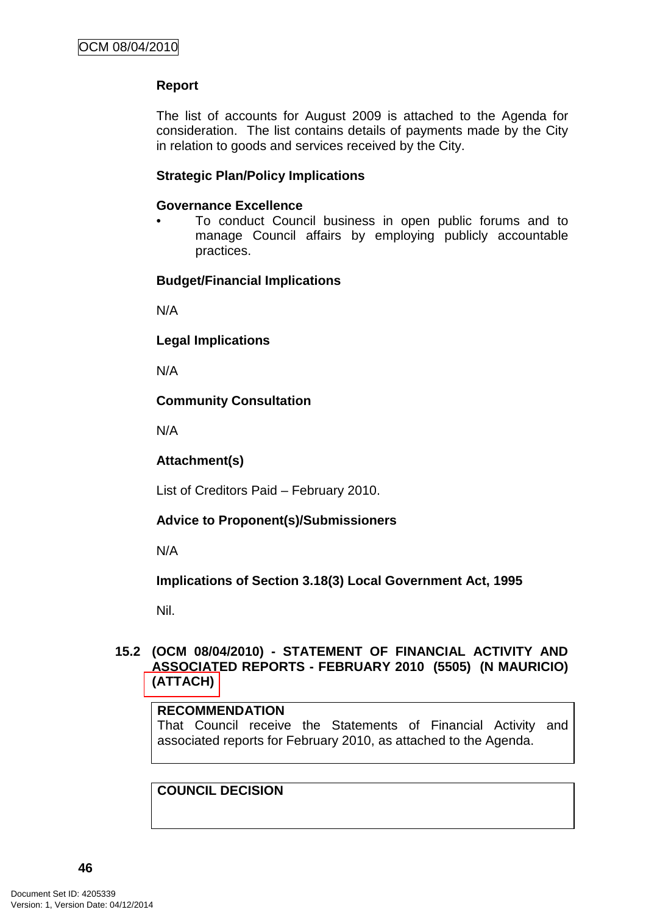**Report**

The list of accounts for August 2009 is attached to the Agenda for consideration. The list contains details of payments made by the City in relation to goods and services received by the City.

**Strategic Plan/Policy Implications**

**Governance Excellence**

- To conduct Council business in open public forums and to manage Council affairs by employing publicly accountable practices.

**Budget/Financial Implications**

N/A

**Legal Implications**

N/A

**Community Consultation**

N/A

**Attachment(s)**

List of Creditors Paid – February 2010.

**Advice to Proponent(s)/Submissioners**

N/A

**Implications of Section 3.18(3) Local Government Act, 1995**

Nil.

## 15.2 (OCM 08/04/2010) - STATEMENT OF FINANCIAL ACTIVITY AND ASSOCIATED REPORTS - FEBRUARY 2010 (5505) (N MAURICIO) (ATTACH)

**RECOMMENDATION**
That Council receive the Statements of Financial Activity and associated reports for February 2010, as attached to the Agenda.

**COUNCIL DECISION**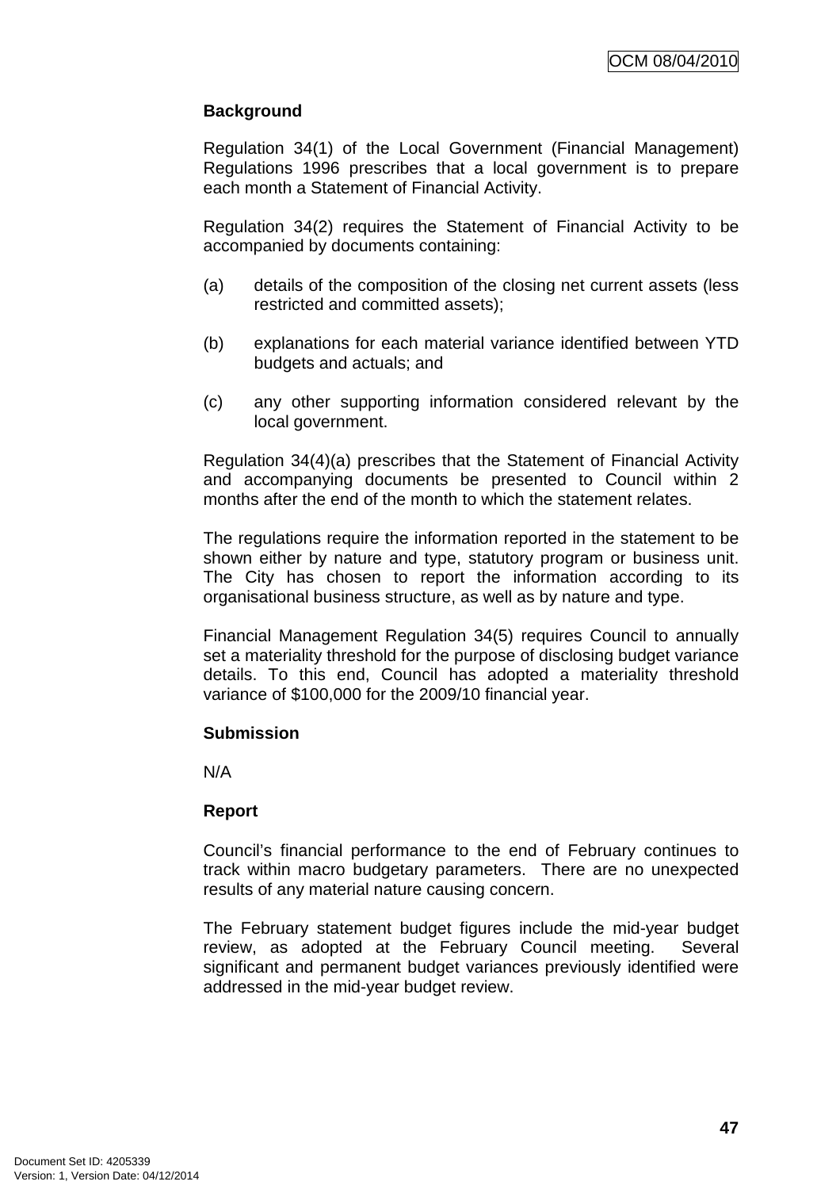**Background**

Regulation 34(1) of the Local Government (Financial Management) Regulations 1996 prescribes that a local government is to prepare each month a Statement of Financial Activity.

Regulation 34(2) requires the Statement of Financial Activity to be accompanied by documents containing:

(a) details of the composition of the closing net current assets (less restricted and committed assets);

(b) explanations for each material variance identified between YTD budgets and actuals; and

(c) any other supporting information considered relevant by the local government.

Regulation 34(4)(a) prescribes that the Statement of Financial Activity and accompanying documents be presented to Council within 2 months after the end of the month to which the statement relates.

The regulations require the information reported in the statement to be shown either by nature and type, statutory program or business unit. The City has chosen to report the information according to its organisational business structure, as well as by nature and type.

Financial Management Regulation 34(5) requires Council to annually set a materiality threshold for the purpose of disclosing budget variance details. To this end, Council has adopted a materiality threshold variance of $100,000 for the 2009/10 financial year.

**Submission**

N/A

**Report**

Council's financial performance to the end of February continues to track within macro budgetary parameters. There are no unexpected results of any material nature causing concern.

The February statement budget figures include the mid-year budget review, as adopted at the February Council meeting. Several significant and permanent budget variances previously identified were addressed in the mid-year budget review.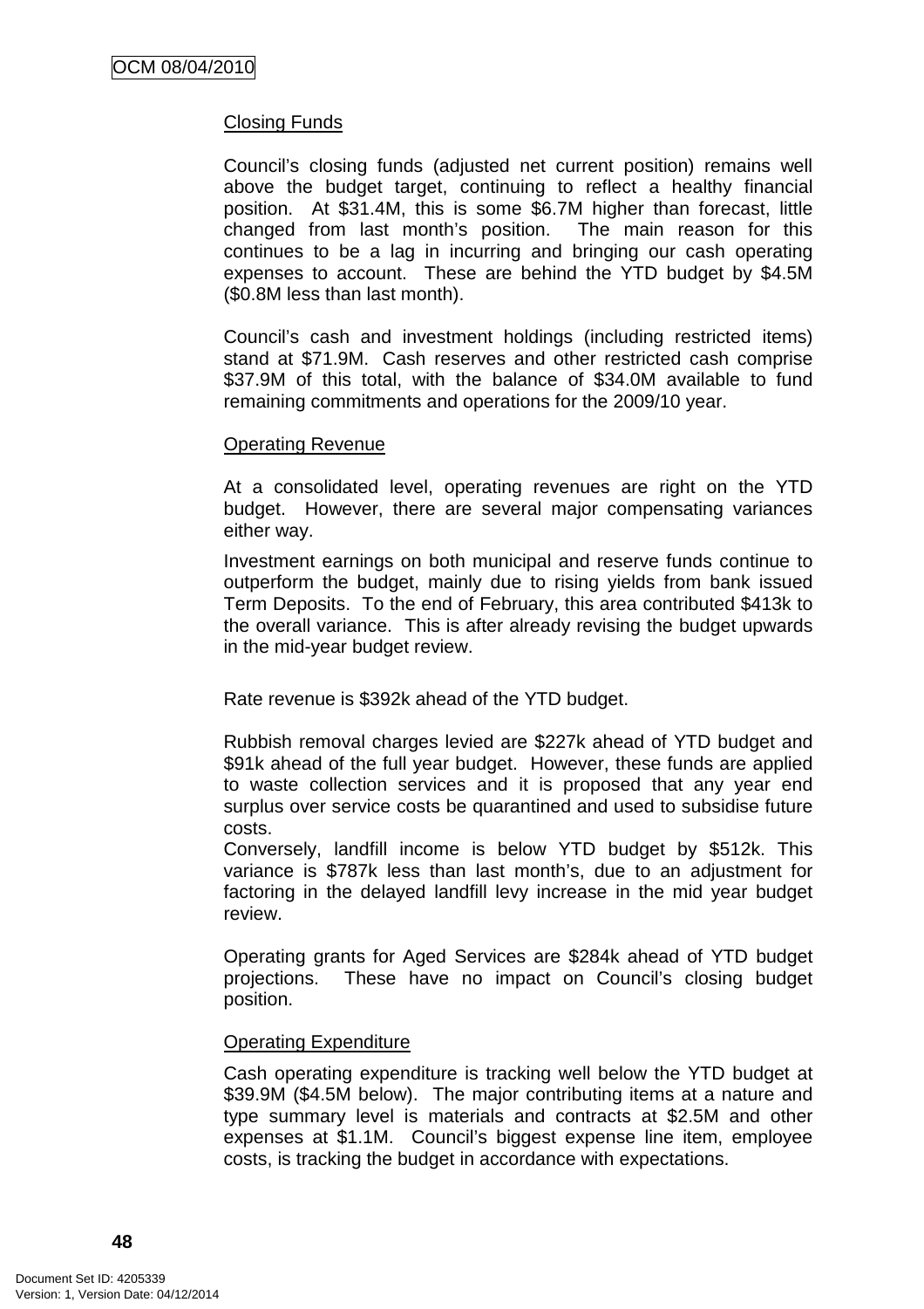## Closing Funds

Council's closing funds (adjusted net current position) remains well above the budget target, continuing to reflect a healthy financial position. At $31.4M, this is some $6.7M higher than forecast, little changed from last month's position. The main reason for this continues to be a lag in incurring and bringing our cash operating expenses to account. These are behind the YTD budget by $4.5M ($0.8M less than last month).

Council's cash and investment holdings (including restricted items) stand at $71.9M. Cash reserves and other restricted cash comprise $37.9M of this total, with the balance of $34.0M available to fund remaining commitments and operations for the 2009/10 year.

## Operating Revenue

At a consolidated level, operating revenues are right on the YTD budget. However, there are several major compensating variances either way.

Investment earnings on both municipal and reserve funds continue to outperform the budget, mainly due to rising yields from bank issued Term Deposits. To the end of February, this area contributed $413k to the overall variance. This is after already revising the budget upwards in the mid-year budget review.

Rate revenue is $392k ahead of the YTD budget.

Rubbish removal charges levied are $227k ahead of YTD budget and $91k ahead of the full year budget. However, these funds are applied to waste collection services and it is proposed that any year end surplus over service costs be quarantined and used to subsidise future costs.
Conversely, landfill income is below YTD budget by $512k. This variance is $787k less than last month's, due to an adjustment for factoring in the delayed landfill levy increase in the mid year budget review.

Operating grants for Aged Services are $284k ahead of YTD budget projections. These have no impact on Council's closing budget position.

## Operating Expenditure

Cash operating expenditure is tracking well below the YTD budget at $39.9M ($4.5M below). The major contributing items at a nature and type summary level is materials and contracts at $2.5M and other expenses at $1.1M. Council's biggest expense line item, employee costs, is tracking the budget in accordance with expectations.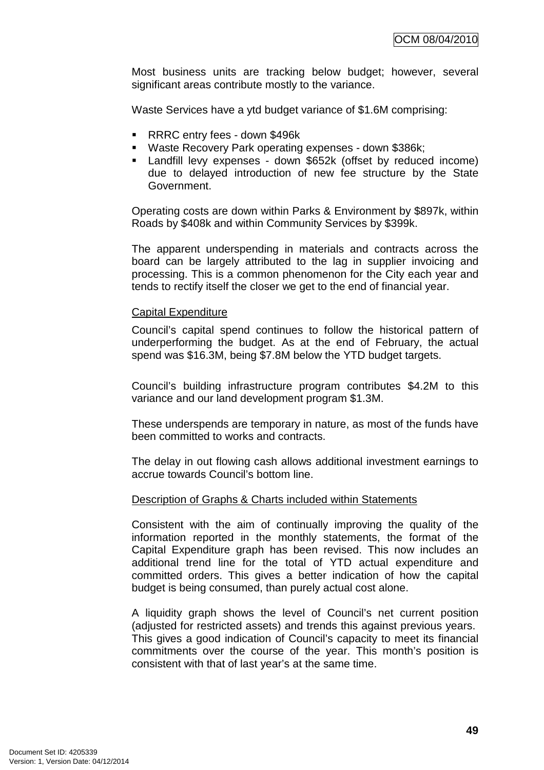Most business units are tracking below budget; however, several significant areas contribute mostly to the variance.

Waste Services have a ytd budget variance of $1.6M comprising:

- RRRC entry fees - down $496k
- Waste Recovery Park operating expenses - down $386k;
- Landfill levy expenses - down $652k (offset by reduced income) due to delayed introduction of new fee structure by the State Government.

Operating costs are down within Parks & Environment by $897k, within Roads by $408k and within Community Services by $399k.

The apparent underspending in materials and contracts across the board can be largely attributed to the lag in supplier invoicing and processing. This is a common phenomenon for the City each year and tends to rectify itself the closer we get to the end of financial year.

Capital Expenditure

Council's capital spend continues to follow the historical pattern of underperforming the budget. As at the end of February, the actual spend was $16.3M, being $7.8M below the YTD budget targets.

Council's building infrastructure program contributes $4.2M to this variance and our land development program $1.3M.

These underspends are temporary in nature, as most of the funds have been committed to works and contracts.

The delay in out flowing cash allows additional investment earnings to accrue towards Council's bottom line.

Description of Graphs & Charts included within Statements

Consistent with the aim of continually improving the quality of the information reported in the monthly statements, the format of the Capital Expenditure graph has been revised. This now includes an additional trend line for the total of YTD actual expenditure and committed orders. This gives a better indication of how the capital budget is being consumed, than purely actual cost alone.

A liquidity graph shows the level of Council's net current position (adjusted for restricted assets) and trends this against previous years. This gives a good indication of Council's capacity to meet its financial commitments over the course of the year. This month's position is consistent with that of last year's at the same time.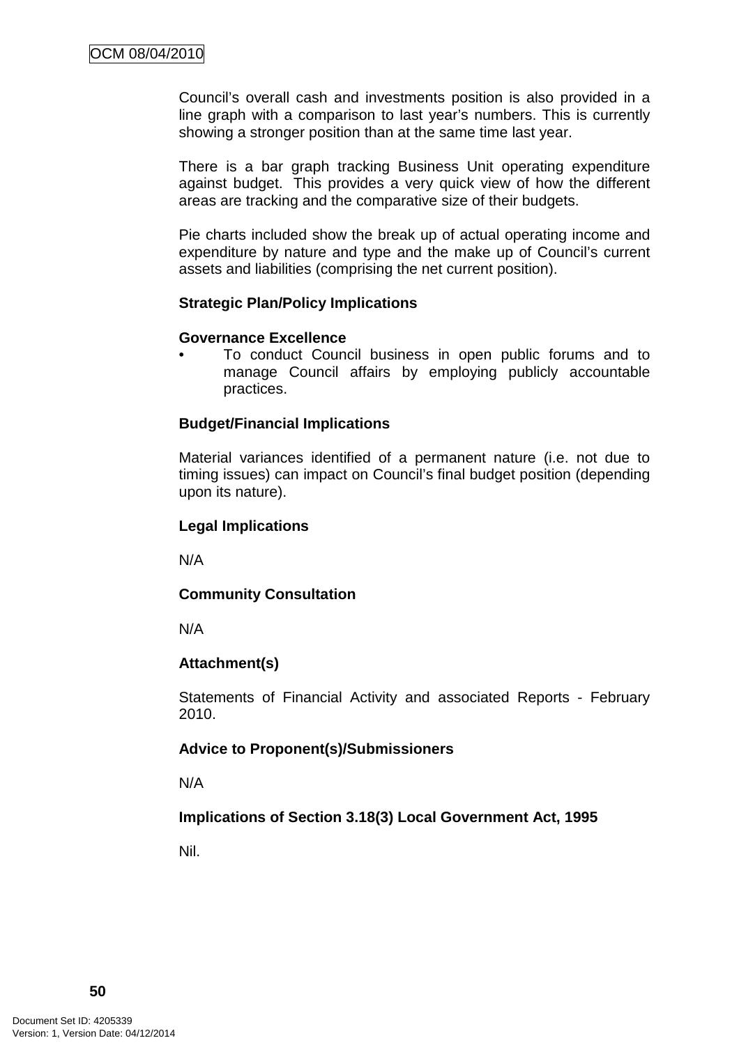Council's overall cash and investments position is also provided in a line graph with a comparison to last year's numbers. This is currently showing a stronger position than at the same time last year.

There is a bar graph tracking Business Unit operating expenditure against budget. This provides a very quick view of how the different areas are tracking and the comparative size of their budgets.

Pie charts included show the break up of actual operating income and expenditure by nature and type and the make up of Council's current assets and liabilities (comprising the net current position).

**Strategic Plan/Policy Implications**

**Governance Excellence**

- To conduct Council business in open public forums and to manage Council affairs by employing publicly accountable practices.

**Budget/Financial Implications**

Material variances identified of a permanent nature (i.e. not due to timing issues) can impact on Council's final budget position (depending upon its nature).

**Legal Implications**

N/A

**Community Consultation**

N/A

**Attachment(s)**

Statements of Financial Activity and associated Reports - February 2010.

**Advice to Proponent(s)/Submissioners**

N/A

**Implications of Section 3.18(3) Local Government Act, 1995**

Nil.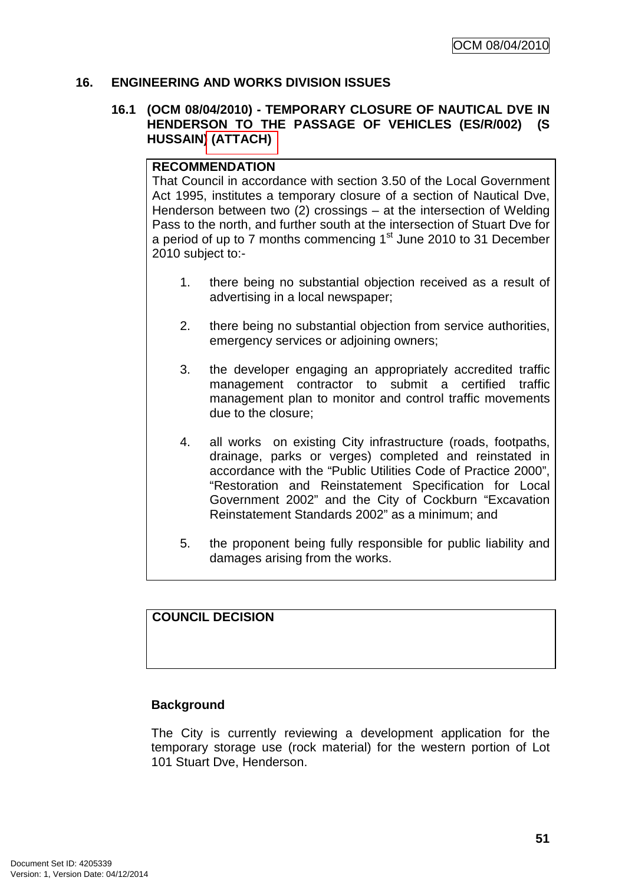## 16. ENGINEERING AND WORKS DIVISION ISSUES

### 16.1 (OCM 08/04/2010) - TEMPORARY CLOSURE OF NAUTICAL DVE IN HENDERSON TO THE PASSAGE OF VEHICLES (ES/R/002) (S HUSSAIN) (ATTACH)

**RECOMMENDATION**
That Council in accordance with section 3.50 of the Local Government Act 1995, institutes a temporary closure of a section of Nautical Dve, Henderson between two (2) crossings – at the intersection of Welding Pass to the north, and further south at the intersection of Stuart Dve for a period of up to 7 months commencing 1st June 2010 to 31 December 2010 subject to:-

1. there being no substantial objection received as a result of advertising in a local newspaper;

2. there being no substantial objection from service authorities, emergency services or adjoining owners;

3. the developer engaging an appropriately accredited traffic management contractor to submit a certified traffic management plan to monitor and control traffic movements due to the closure;

4. all works on existing City infrastructure (roads, footpaths, drainage, parks or verges) completed and reinstated in accordance with the "Public Utilities Code of Practice 2000", "Restoration and Reinstatement Specification for Local Government 2002" and the City of Cockburn "Excavation Reinstatement Standards 2002" as a minimum; and

5. the proponent being fully responsible for public liability and damages arising from the works.

**COUNCIL DECISION**

**Background**

The City is currently reviewing a development application for the temporary storage use (rock material) for the western portion of Lot 101 Stuart Dve, Henderson.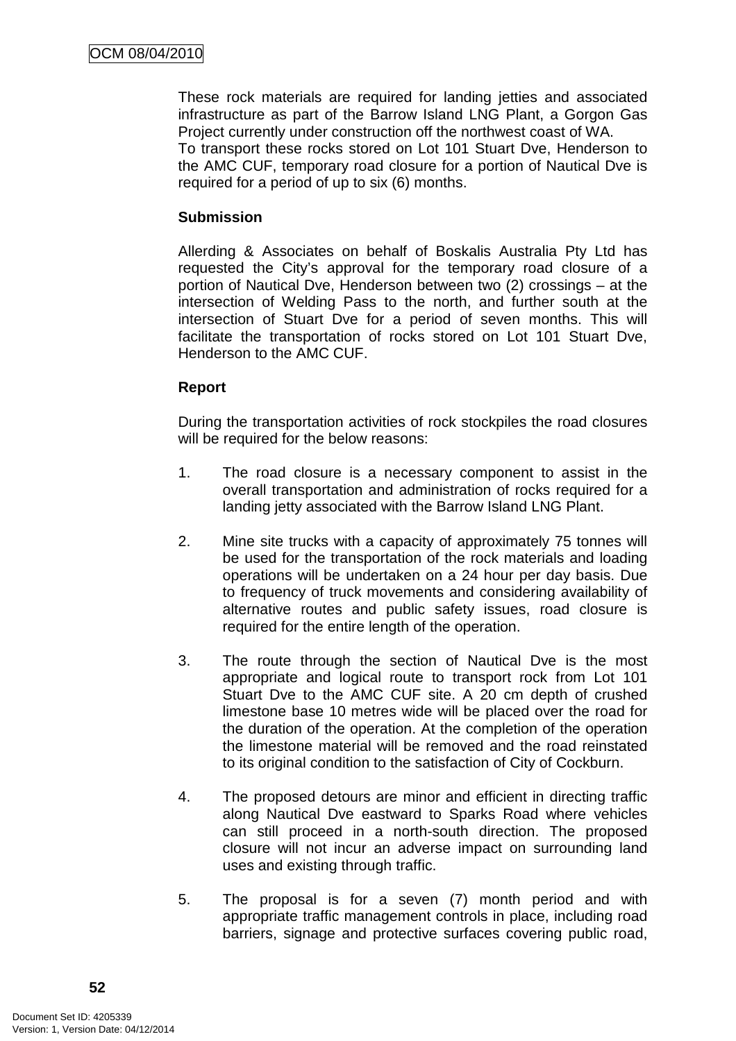These rock materials are required for landing jetties and associated infrastructure as part of the Barrow Island LNG Plant, a Gorgon Gas Project currently under construction off the northwest coast of WA.
To transport these rocks stored on Lot 101 Stuart Dve, Henderson to the AMC CUF, temporary road closure for a portion of Nautical Dve is required for a period of up to six (6) months.

**Submission**

Allerding & Associates on behalf of Boskalis Australia Pty Ltd has requested the City's approval for the temporary road closure of a portion of Nautical Dve, Henderson between two (2) crossings – at the intersection of Welding Pass to the north, and further south at the intersection of Stuart Dve for a period of seven months. This will facilitate the transportation of rocks stored on Lot 101 Stuart Dve, Henderson to the AMC CUF.

**Report**

During the transportation activities of rock stockpiles the road closures will be required for the below reasons:

1. The road closure is a necessary component to assist in the overall transportation and administration of rocks required for a landing jetty associated with the Barrow Island LNG Plant.

2. Mine site trucks with a capacity of approximately 75 tonnes will be used for the transportation of the rock materials and loading operations will be undertaken on a 24 hour per day basis. Due to frequency of truck movements and considering availability of alternative routes and public safety issues, road closure is required for the entire length of the operation.

3. The route through the section of Nautical Dve is the most appropriate and logical route to transport rock from Lot 101 Stuart Dve to the AMC CUF site. A 20 cm depth of crushed limestone base 10 metres wide will be placed over the road for the duration of the operation. At the completion of the operation the limestone material will be removed and the road reinstated to its original condition to the satisfaction of City of Cockburn.

4. The proposed detours are minor and efficient in directing traffic along Nautical Dve eastward to Sparks Road where vehicles can still proceed in a north-south direction. The proposed closure will not incur an adverse impact on surrounding land uses and existing through traffic.

5. The proposal is for a seven (7) month period and with appropriate traffic management controls in place, including road barriers, signage and protective surfaces covering public road,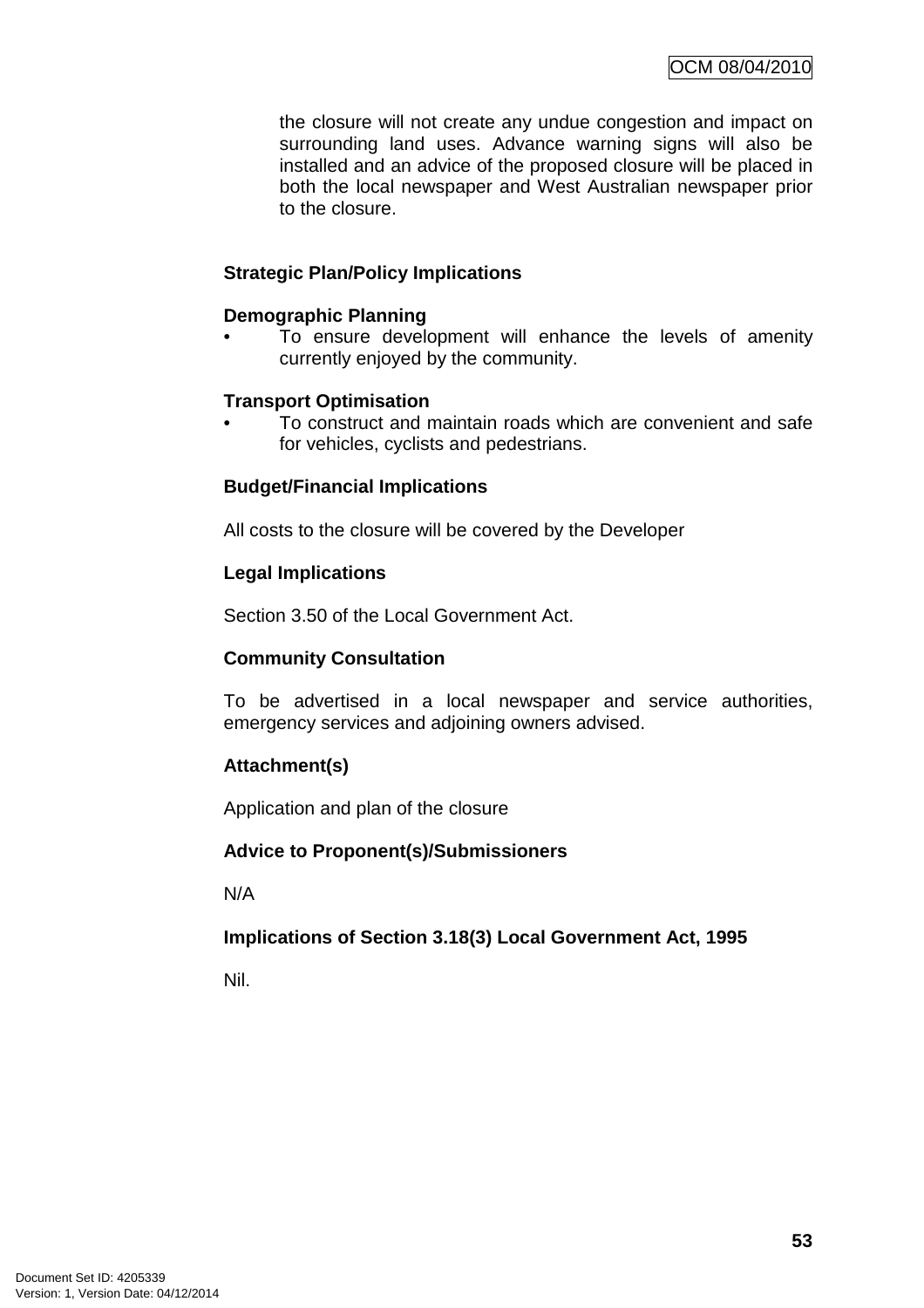the closure will not create any undue congestion and impact on surrounding land uses. Advance warning signs will also be installed and an advice of the proposed closure will be placed in both the local newspaper and West Australian newspaper prior to the closure.

**Strategic Plan/Policy Implications**

**Demographic Planning**

- To ensure development will enhance the levels of amenity currently enjoyed by the community.

**Transport Optimisation**

- To construct and maintain roads which are convenient and safe for vehicles, cyclists and pedestrians.

**Budget/Financial Implications**

All costs to the closure will be covered by the Developer

**Legal Implications**

Section 3.50 of the Local Government Act.

**Community Consultation**

To be advertised in a local newspaper and service authorities, emergency services and adjoining owners advised.

**Attachment(s)**

Application and plan of the closure

**Advice to Proponent(s)/Submissioners**

N/A

**Implications of Section 3.18(3) Local Government Act, 1995**

Nil.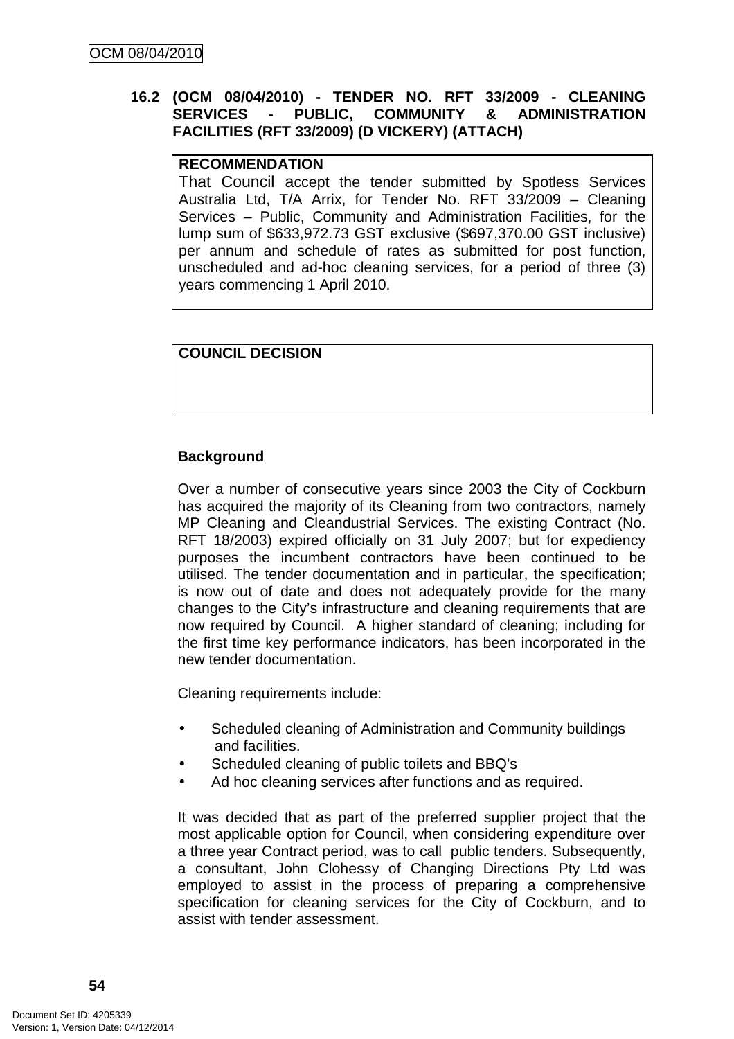## 16.2 (OCM 08/04/2010) - TENDER NO. RFT 33/2009 - CLEANING SERVICES - PUBLIC, COMMUNITY & ADMINISTRATION FACILITIES (RFT 33/2009) (D VICKERY) (ATTACH)

**RECOMMENDATION**

That Council accept the tender submitted by Spotless Services Australia Ltd, T/A Arrix, for Tender No. RFT 33/2009 – Cleaning Services – Public, Community and Administration Facilities, for the lump sum of $633,972.73 GST exclusive ($697,370.00 GST inclusive) per annum and schedule of rates as submitted for post function, unscheduled and ad-hoc cleaning services, for a period of three (3) years commencing 1 April 2010.

**COUNCIL DECISION**

**Background**

Over a number of consecutive years since 2003 the City of Cockburn has acquired the majority of its Cleaning from two contractors, namely MP Cleaning and Cleandustrial Services. The existing Contract (No. RFT 18/2003) expired officially on 31 July 2007; but for expediency purposes the incumbent contractors have been continued to be utilised. The tender documentation and in particular, the specification; is now out of date and does not adequately provide for the many changes to the City's infrastructure and cleaning requirements that are now required by Council. A higher standard of cleaning; including for the first time key performance indicators, has been incorporated in the new tender documentation.

Cleaning requirements include:

- Scheduled cleaning of Administration and Community buildings and facilities.
- Scheduled cleaning of public toilets and BBQ's
- Ad hoc cleaning services after functions and as required.

It was decided that as part of the preferred supplier project that the most applicable option for Council, when considering expenditure over a three year Contract period, was to call public tenders. Subsequently, a consultant, John Clohessy of Changing Directions Pty Ltd was employed to assist in the process of preparing a comprehensive specification for cleaning services for the City of Cockburn, and to assist with tender assessment.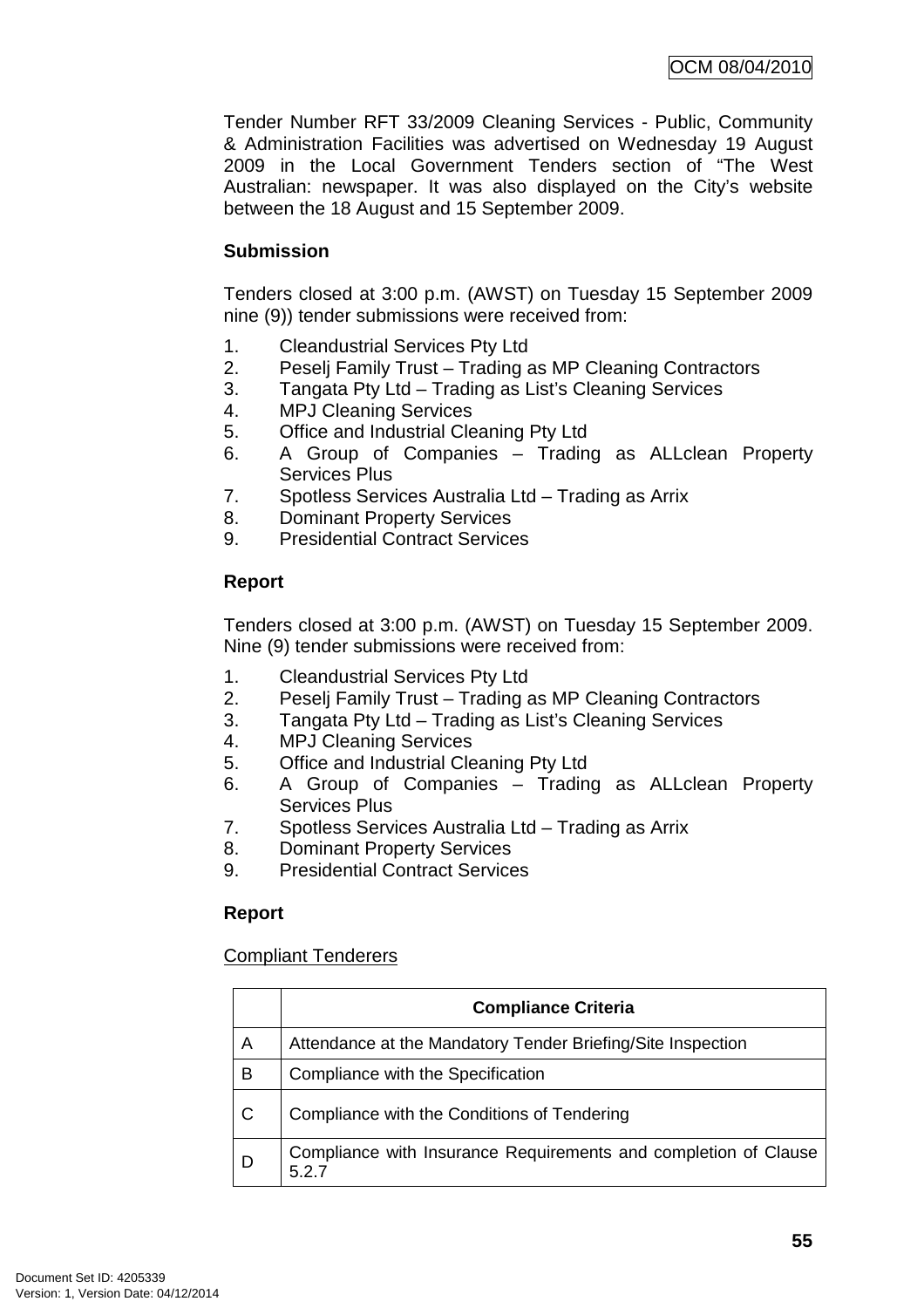Tender Number RFT 33/2009 Cleaning Services - Public, Community & Administration Facilities was advertised on Wednesday 19 August 2009 in the Local Government Tenders section of "The West Australian: newspaper. It was also displayed on the City's website between the 18 August and 15 September 2009.

**Submission**

Tenders closed at 3:00 p.m. (AWST) on Tuesday 15 September 2009 nine (9)) tender submissions were received from:

1. Cleandustrial Services Pty Ltd
2. Peselj Family Trust – Trading as MP Cleaning Contractors
3. Tangata Pty Ltd – Trading as List's Cleaning Services
4. MPJ Cleaning Services
5. Office and Industrial Cleaning Pty Ltd
6. A Group of Companies – Trading as ALLclean Property Services Plus
7. Spotless Services Australia Ltd – Trading as Arrix
8. Dominant Property Services
9. Presidential Contract Services

**Report**

Tenders closed at 3:00 p.m. (AWST) on Tuesday 15 September 2009. Nine (9) tender submissions were received from:

1. Cleandustrial Services Pty Ltd
2. Peselj Family Trust – Trading as MP Cleaning Contractors
3. Tangata Pty Ltd – Trading as List's Cleaning Services
4. MPJ Cleaning Services
5. Office and Industrial Cleaning Pty Ltd
6. A Group of Companies – Trading as ALLclean Property Services Plus
7. Spotless Services Australia Ltd – Trading as Arrix
8. Dominant Property Services
9. Presidential Contract Services

**Report**

Compliant Tenderers

| | Compliance Criteria |
|---|---|
| A | Attendance at the Mandatory Tender Briefing/Site Inspection |
| B | Compliance with the Specification |
| C | Compliance with the Conditions of Tendering |
| D | Compliance with Insurance Requirements and completion of Clause 5.2.7 |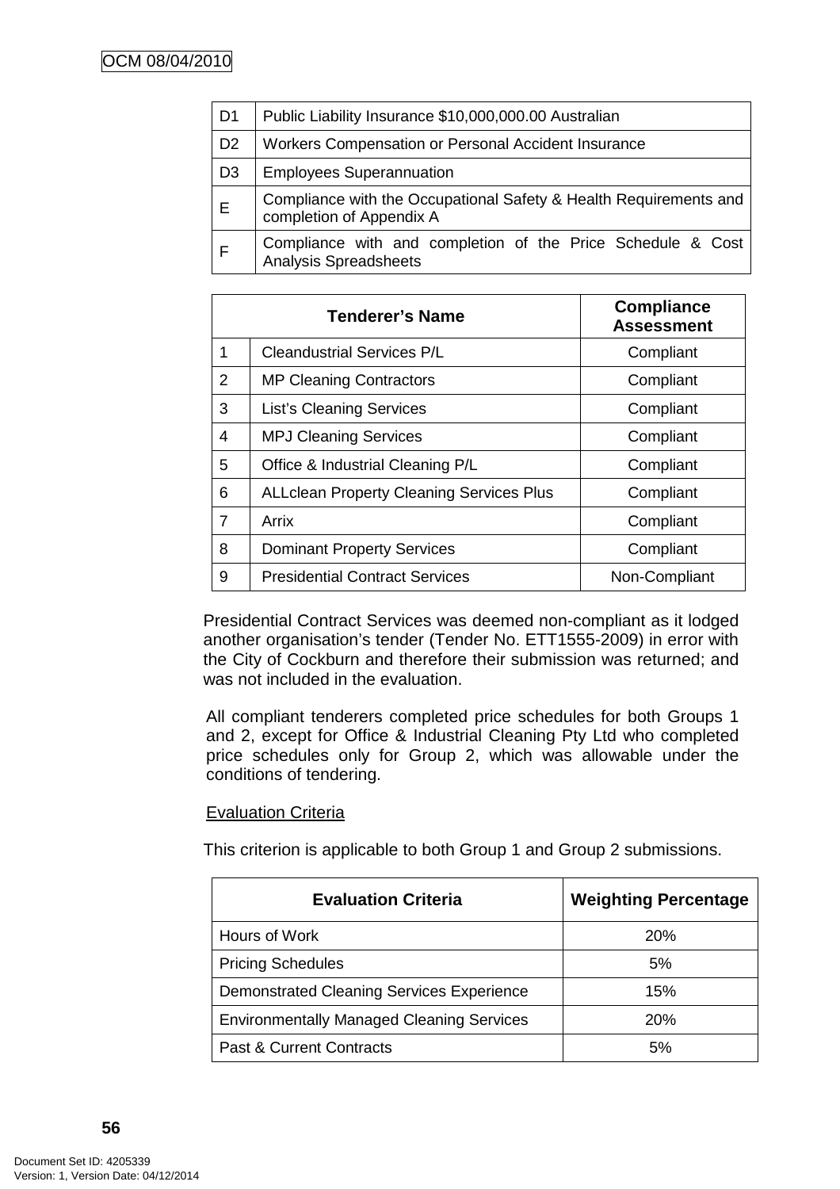| | |
|---|---|
| D1 | Public Liability Insurance $10,000,000.00 Australian |
| D2 | Workers Compensation or Personal Accident Insurance |
| D3 | Employees Superannuation |
| E | Compliance with the Occupational Safety & Health Requirements and completion of Appendix A |
| F | Compliance with and completion of the Price Schedule & Cost Analysis Spreadsheets |

| Tenderer's Name | | Compliance Assessment |
|---|---|---|
| 1 | Cleandustrial Services P/L | Compliant |
| 2 | MP Cleaning Contractors | Compliant |
| 3 | List's Cleaning Services | Compliant |
| 4 | MPJ Cleaning Services | Compliant |
| 5 | Office & Industrial Cleaning P/L | Compliant |
| 6 | ALLclean Property Cleaning Services Plus | Compliant |
| 7 | Arrix | Compliant |
| 8 | Dominant Property Services | Compliant |
| 9 | Presidential Contract Services | Non-Compliant |

Presidential Contract Services was deemed non-compliant as it lodged another organisation's tender (Tender No. ETT1555-2009) in error with the City of Cockburn and therefore their submission was returned; and was not included in the evaluation.

All compliant tenderers completed price schedules for both Groups 1 and 2, except for Office & Industrial Cleaning Pty Ltd who completed price schedules only for Group 2, which was allowable under the conditions of tendering.

<u>Evaluation Criteria</u>

This criterion is applicable to both Group 1 and Group 2 submissions.

| Evaluation Criteria | Weighting Percentage |
|---|---|
| Hours of Work | 20% |
| Pricing Schedules | 5% |
| Demonstrated Cleaning Services Experience | 15% |
| Environmentally Managed Cleaning Services | 20% |
| Past & Current Contracts | 5% |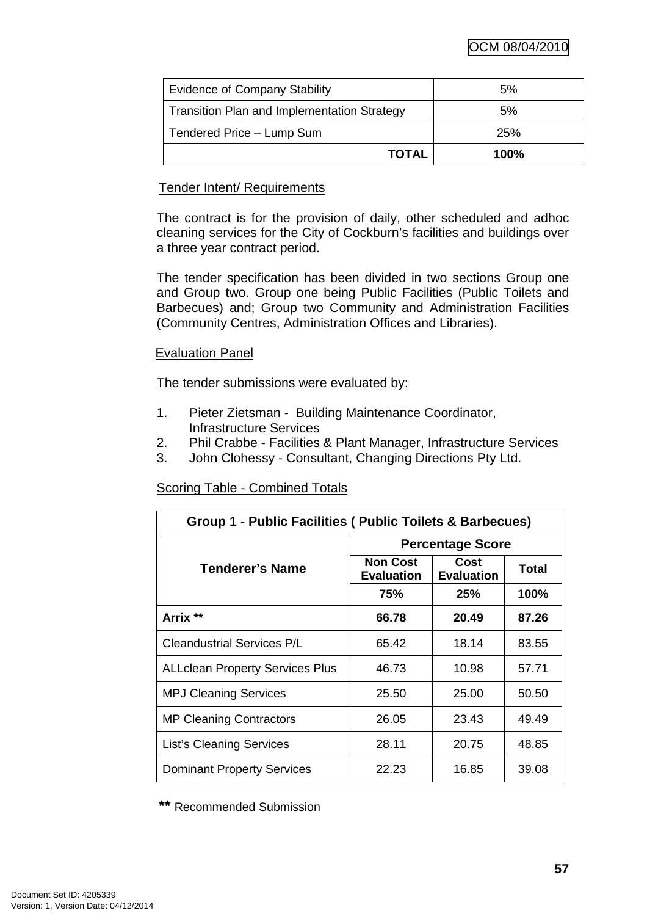| Evidence of Company Stability | 5% |
|---|---|
| Transition Plan and Implementation Strategy | 5% |
| Tendered Price – Lump Sum | 25% |
| **TOTAL** | **100%** |

Tender Intent/ Requirements

The contract is for the provision of daily, other scheduled and adhoc cleaning services for the City of Cockburn's facilities and buildings over a three year contract period.

The tender specification has been divided in two sections Group one and Group two. Group one being Public Facilities (Public Toilets and Barbecues) and; Group two Community and Administration Facilities (Community Centres, Administration Offices and Libraries).

Evaluation Panel

The tender submissions were evaluated by:

1. Pieter Zietsman - Building Maintenance Coordinator, Infrastructure Services
2. Phil Crabbe - Facilities & Plant Manager, Infrastructure Services
3. John Clohessy - Consultant, Changing Directions Pty Ltd.

Scoring Table - Combined Totals

| **Group 1 - Public Facilities ( Public Toilets & Barbecues)** | | | |
|---|---|---|---|
| **Tenderer's Name** | **Percentage Score** | | |
| | **Non Cost Evaluation** | **Cost Evaluation** | **Total** |
| | **75%** | **25%** | **100%** |
| **Arrix \*\*** | **66.78** | **20.49** | **87.26** |
| Cleandustrial Services P/L | 65.42 | 18.14 | 83.55 |
| ALLclean Property Services Plus | 46.73 | 10.98 | 57.71 |
| MPJ Cleaning Services | 25.50 | 25.00 | 50.50 |
| MP Cleaning Contractors | 26.05 | 23.43 | 49.49 |
| List's Cleaning Services | 28.11 | 20.75 | 48.85 |
| Dominant Property Services | 22.23 | 16.85 | 39.08 |

**\*\*** Recommended Submission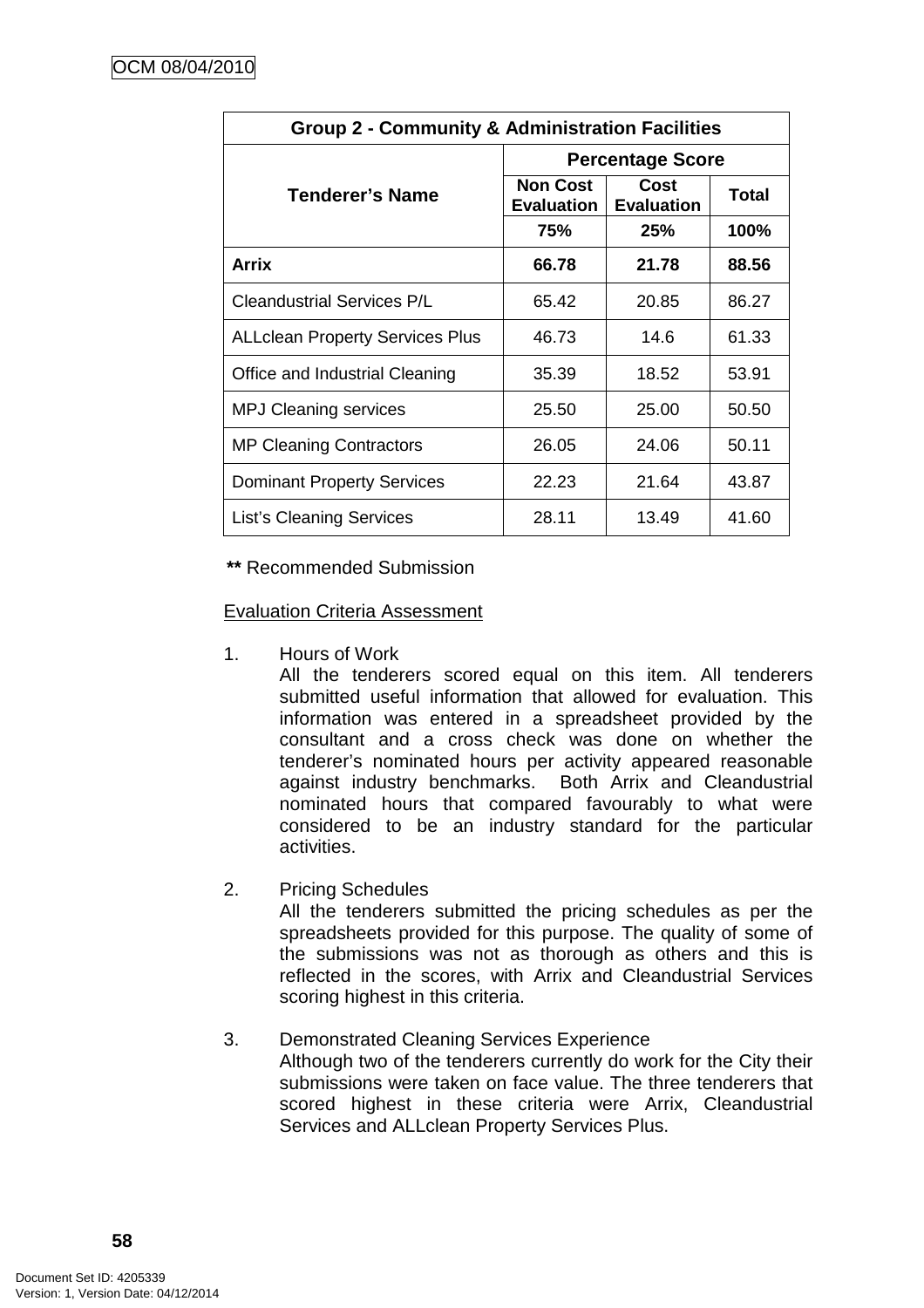| Group 2 - Community & Administration Facilities | | | |
|---|---|---|---|
| Tenderer's Name | Percentage Score | | |
| | Non Cost Evaluation | Cost Evaluation | Total |
| | 75% | 25% | 100% |
| **Arrix** | **66.78** | **21.78** | **88.56** |
| Cleandustrial Services P/L | 65.42 | 20.85 | 86.27 |
| ALLclean Property Services Plus | 46.73 | 14.6 | 61.33 |
| Office and Industrial Cleaning | 35.39 | 18.52 | 53.91 |
| MPJ Cleaning services | 25.50 | 25.00 | 50.50 |
| MP Cleaning Contractors | 26.05 | 24.06 | 50.11 |
| Dominant Property Services | 22.23 | 21.64 | 43.87 |
| List's Cleaning Services | 28.11 | 13.49 | 41.60 |

**\*\*** Recommended Submission

Evaluation Criteria Assessment

1. Hours of Work
   All the tenderers scored equal on this item. All tenderers submitted useful information that allowed for evaluation. This information was entered in a spreadsheet provided by the consultant and a cross check was done on whether the tenderer's nominated hours per activity appeared reasonable against industry benchmarks. Both Arrix and Cleandustrial nominated hours that compared favourably to what were considered to be an industry standard for the particular activities.

2. Pricing Schedules
   All the tenderers submitted the pricing schedules as per the spreadsheets provided for this purpose. The quality of some of the submissions was not as thorough as others and this is reflected in the scores, with Arrix and Cleandustrial Services scoring highest in this criteria.

3. Demonstrated Cleaning Services Experience
   Although two of the tenderers currently do work for the City their submissions were taken on face value. The three tenderers that scored highest in these criteria were Arrix, Cleandustrial Services and ALLclean Property Services Plus.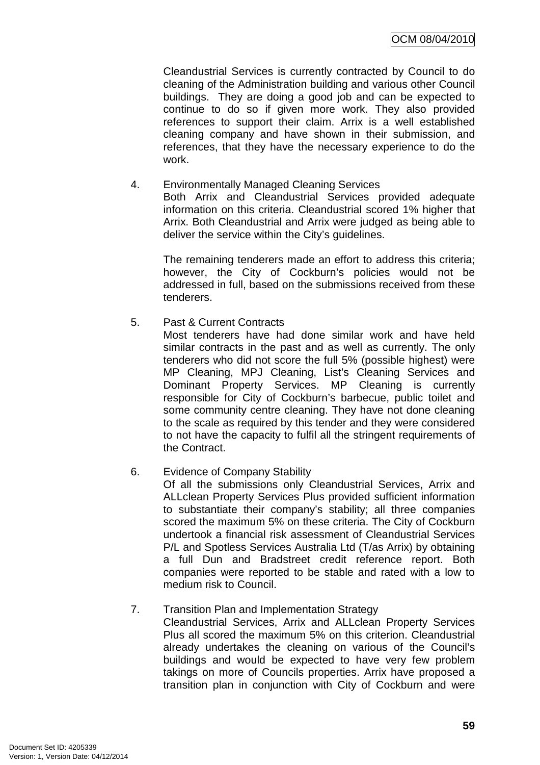Cleandustrial Services is currently contracted by Council to do cleaning of the Administration building and various other Council buildings. They are doing a good job and can be expected to continue to do so if given more work. They also provided references to support their claim. Arrix is a well established cleaning company and have shown in their submission, and references, that they have the necessary experience to do the work.

4. Environmentally Managed Cleaning Services
   Both Arrix and Cleandustrial Services provided adequate information on this criteria. Cleandustrial scored 1% higher that Arrix. Both Cleandustrial and Arrix were judged as being able to deliver the service within the City's guidelines.

   The remaining tenderers made an effort to address this criteria; however, the City of Cockburn's policies would not be addressed in full, based on the submissions received from these tenderers.

5. Past & Current Contracts
   Most tenderers have had done similar work and have held similar contracts in the past and as well as currently. The only tenderers who did not score the full 5% (possible highest) were MP Cleaning, MPJ Cleaning, List's Cleaning Services and Dominant Property Services. MP Cleaning is currently responsible for City of Cockburn's barbecue, public toilet and some community centre cleaning. They have not done cleaning to the scale as required by this tender and they were considered to not have the capacity to fulfil all the stringent requirements of the Contract.

6. Evidence of Company Stability
   Of all the submissions only Cleandustrial Services, Arrix and ALLclean Property Services Plus provided sufficient information to substantiate their company's stability; all three companies scored the maximum 5% on these criteria. The City of Cockburn undertook a financial risk assessment of Cleandustrial Services P/L and Spotless Services Australia Ltd (T/as Arrix) by obtaining a full Dun and Bradstreet credit reference report. Both companies were reported to be stable and rated with a low to medium risk to Council.

7. Transition Plan and Implementation Strategy
   Cleandustrial Services, Arrix and ALLclean Property Services Plus all scored the maximum 5% on this criterion. Cleandustrial already undertakes the cleaning on various of the Council's buildings and would be expected to have very few problem takings on more of Councils properties. Arrix have proposed a transition plan in conjunction with City of Cockburn and were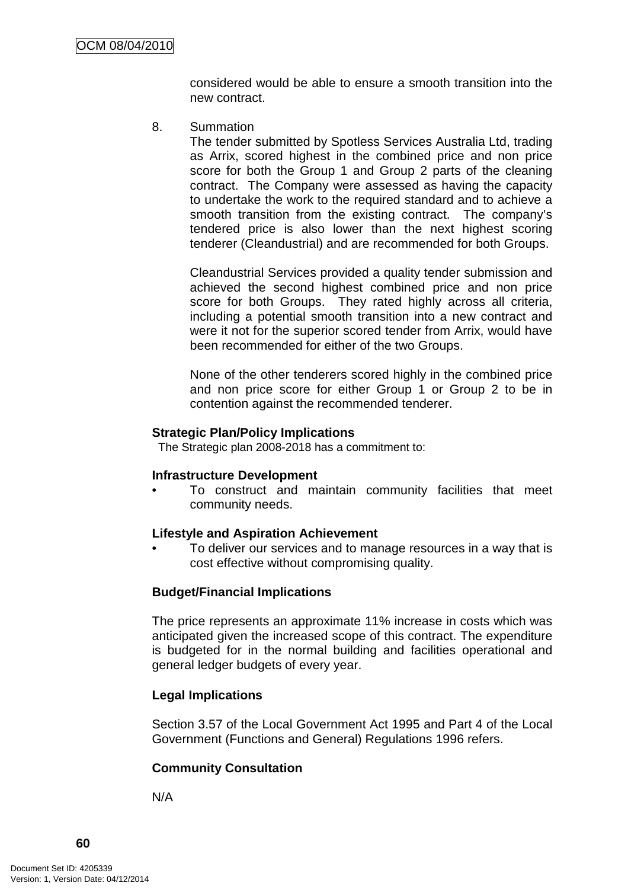considered would be able to ensure a smooth transition into the new contract.

8. Summation

   The tender submitted by Spotless Services Australia Ltd, trading as Arrix, scored highest in the combined price and non price score for both the Group 1 and Group 2 parts of the cleaning contract. The Company were assessed as having the capacity to undertake the work to the required standard and to achieve a smooth transition from the existing contract. The company's tendered price is also lower than the next highest scoring tenderer (Cleandustrial) and are recommended for both Groups.

   Cleandustrial Services provided a quality tender submission and achieved the second highest combined price and non price score for both Groups. They rated highly across all criteria, including a potential smooth transition into a new contract and were it not for the superior scored tender from Arrix, would have been recommended for either of the two Groups.

   None of the other tenderers scored highly in the combined price and non price score for either Group 1 or Group 2 to be in contention against the recommended tenderer.

**Strategic Plan/Policy Implications**

The Strategic plan 2008-2018 has a commitment to:

**Infrastructure Development**

- To construct and maintain community facilities that meet community needs.

**Lifestyle and Aspiration Achievement**

- To deliver our services and to manage resources in a way that is cost effective without compromising quality.

**Budget/Financial Implications**

The price represents an approximate 11% increase in costs which was anticipated given the increased scope of this contract. The expenditure is budgeted for in the normal building and facilities operational and general ledger budgets of every year.

**Legal Implications**

Section 3.57 of the Local Government Act 1995 and Part 4 of the Local Government (Functions and General) Regulations 1996 refers.

**Community Consultation**

N/A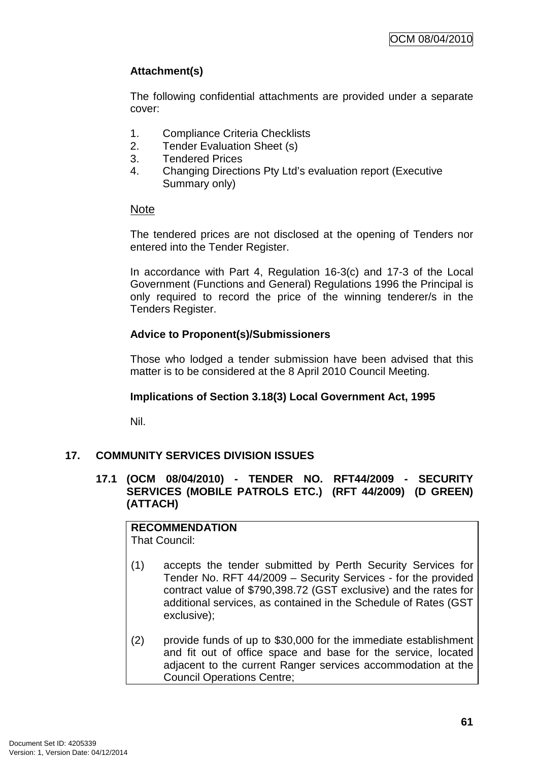**Attachment(s)**

The following confidential attachments are provided under a separate cover:

1. Compliance Criteria Checklists
2. Tender Evaluation Sheet (s)
3. Tendered Prices
4. Changing Directions Pty Ltd's evaluation report (Executive Summary only)

<u>Note</u>

The tendered prices are not disclosed at the opening of Tenders nor entered into the Tender Register.

In accordance with Part 4, Regulation 16-3(c) and 17-3 of the Local Government (Functions and General) Regulations 1996 the Principal is only required to record the price of the winning tenderer/s in the Tenders Register.

**Advice to Proponent(s)/Submissioners**

Those who lodged a tender submission have been advised that this matter is to be considered at the 8 April 2010 Council Meeting.

**Implications of Section 3.18(3) Local Government Act, 1995**

Nil.

## 17. COMMUNITY SERVICES DIVISION ISSUES

### 17.1 (OCM 08/04/2010) - TENDER NO. RFT44/2009 - SECURITY SERVICES (MOBILE PATROLS ETC.) (RFT 44/2009) (D GREEN) (ATTACH)

**RECOMMENDATION**
That Council:

(1) accepts the tender submitted by Perth Security Services for Tender No. RFT 44/2009 – Security Services - for the provided contract value of $790,398.72 (GST exclusive) and the rates for additional services, as contained in the Schedule of Rates (GST exclusive);

(2) provide funds of up to $30,000 for the immediate establishment and fit out of office space and base for the service, located adjacent to the current Ranger services accommodation at the Council Operations Centre;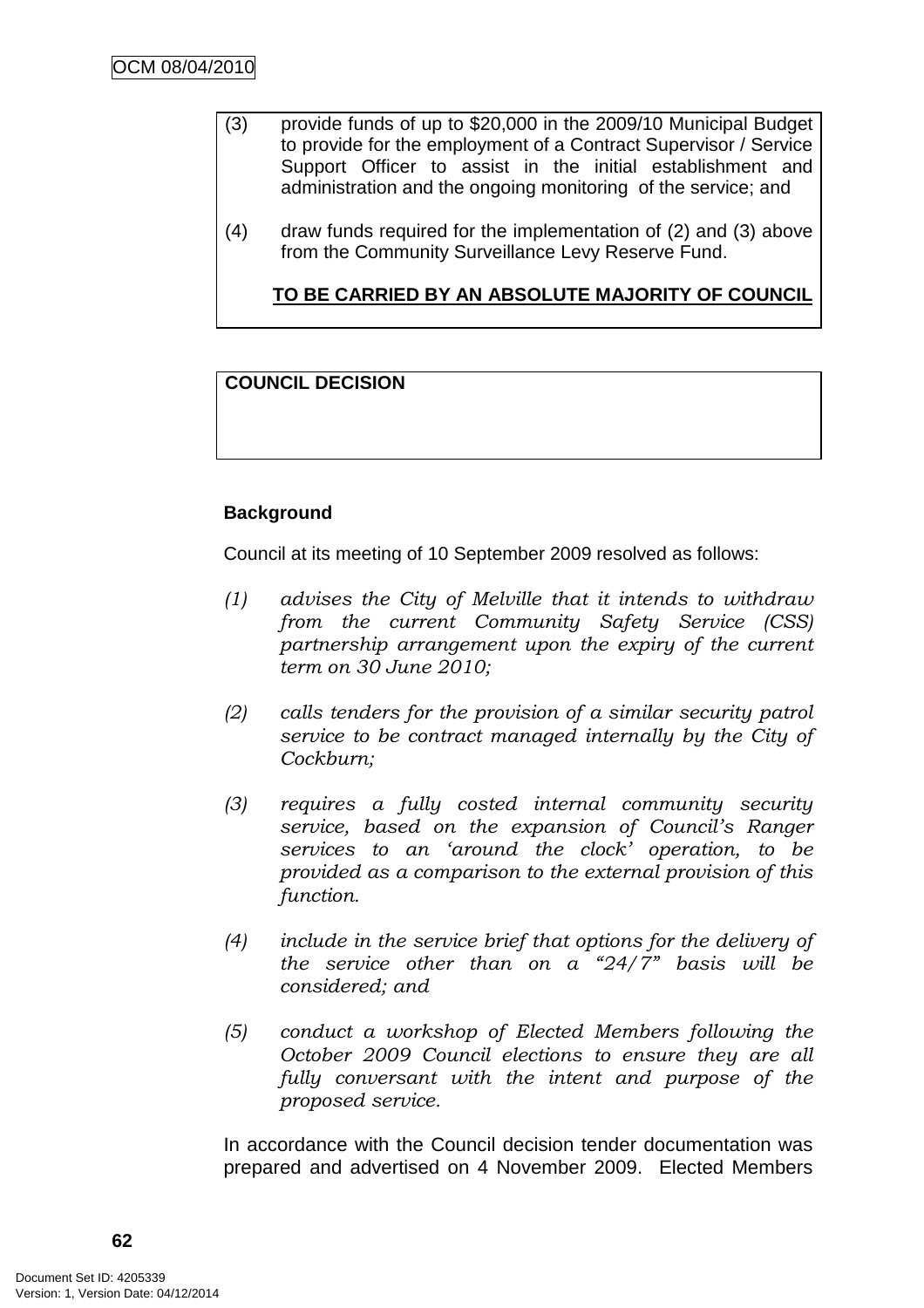(3) provide funds of up to $20,000 in the 2009/10 Municipal Budget to provide for the employment of a Contract Supervisor / Service Support Officer to assist in the initial establishment and administration and the ongoing monitoring of the service; and

(4) draw funds required for the implementation of (2) and (3) above from the Community Surveillance Levy Reserve Fund.

**TO BE CARRIED BY AN ABSOLUTE MAJORITY OF COUNCIL**

**COUNCIL DECISION**

**Background**

Council at its meeting of 10 September 2009 resolved as follows:

*(1) advises the City of Melville that it intends to withdraw from the current Community Safety Service (CSS) partnership arrangement upon the expiry of the current term on 30 June 2010;*

*(2) calls tenders for the provision of a similar security patrol service to be contract managed internally by the City of Cockburn;*

*(3) requires a fully costed internal community security service, based on the expansion of Council's Ranger services to an 'around the clock' operation, to be provided as a comparison to the external provision of this function.*

*(4) include in the service brief that options for the delivery of the service other than on a "24/7" basis will be considered; and*

*(5) conduct a workshop of Elected Members following the October 2009 Council elections to ensure they are all fully conversant with the intent and purpose of the proposed service.*

In accordance with the Council decision tender documentation was prepared and advertised on 4 November 2009. Elected Members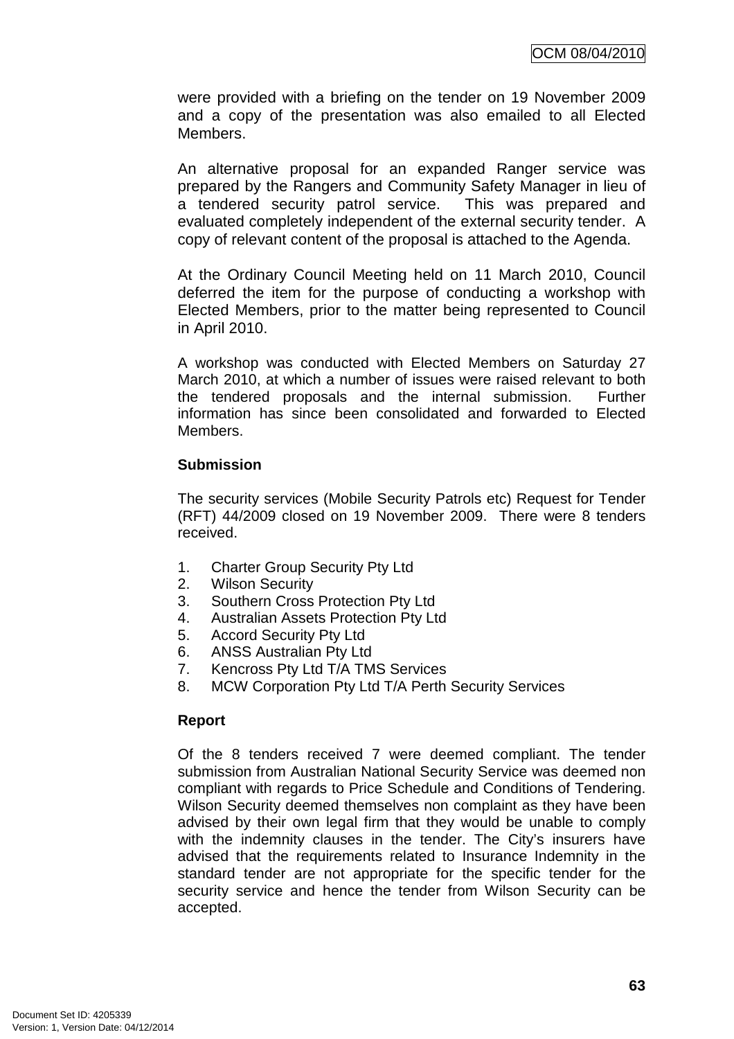were provided with a briefing on the tender on 19 November 2009 and a copy of the presentation was also emailed to all Elected Members.

An alternative proposal for an expanded Ranger service was prepared by the Rangers and Community Safety Manager in lieu of a tendered security patrol service. This was prepared and evaluated completely independent of the external security tender. A copy of relevant content of the proposal is attached to the Agenda.

At the Ordinary Council Meeting held on 11 March 2010, Council deferred the item for the purpose of conducting a workshop with Elected Members, prior to the matter being represented to Council in April 2010.

A workshop was conducted with Elected Members on Saturday 27 March 2010, at which a number of issues were raised relevant to both the tendered proposals and the internal submission. Further information has since been consolidated and forwarded to Elected Members.

**Submission**

The security services (Mobile Security Patrols etc) Request for Tender (RFT) 44/2009 closed on 19 November 2009. There were 8 tenders received.

1. Charter Group Security Pty Ltd
2. Wilson Security
3. Southern Cross Protection Pty Ltd
4. Australian Assets Protection Pty Ltd
5. Accord Security Pty Ltd
6. ANSS Australian Pty Ltd
7. Kencross Pty Ltd T/A TMS Services
8. MCW Corporation Pty Ltd T/A Perth Security Services

**Report**

Of the 8 tenders received 7 were deemed compliant. The tender submission from Australian National Security Service was deemed non compliant with regards to Price Schedule and Conditions of Tendering. Wilson Security deemed themselves non complaint as they have been advised by their own legal firm that they would be unable to comply with the indemnity clauses in the tender. The City's insurers have advised that the requirements related to Insurance Indemnity in the standard tender are not appropriate for the specific tender for the security service and hence the tender from Wilson Security can be accepted.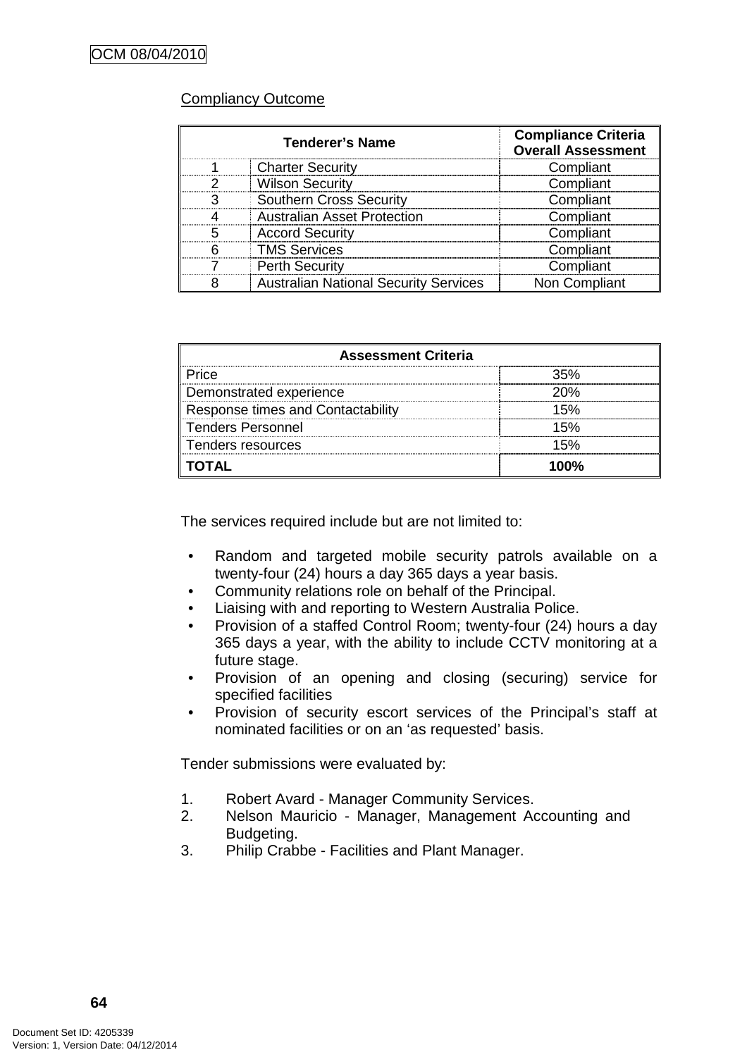Compliancy Outcome

| Tenderer's Name | | Compliance Criteria Overall Assessment |
|---|---|---|
| 1 | Charter Security | Compliant |
| 2 | Wilson Security | Compliant |
| 3 | Southern Cross Security | Compliant |
| 4 | Australian Asset Protection | Compliant |
| 5 | Accord Security | Compliant |
| 6 | TMS Services | Compliant |
| 7 | Perth Security | Compliant |
| 8 | Australian National Security Services | Non Compliant |

| Assessment Criteria | |
|---|---|
| Price | 35% |
| Demonstrated experience | 20% |
| Response times and Contactability | 15% |
| Tenders Personnel | 15% |
| Tenders resources | 15% |
| **TOTAL** | **100%** |

The services required include but are not limited to:

- Random and targeted mobile security patrols available on a twenty-four (24) hours a day 365 days a year basis.
- Community relations role on behalf of the Principal.
- Liaising with and reporting to Western Australia Police.
- Provision of a staffed Control Room; twenty-four (24) hours a day 365 days a year, with the ability to include CCTV monitoring at a future stage.
- Provision of an opening and closing (securing) service for specified facilities
- Provision of security escort services of the Principal's staff at nominated facilities or on an 'as requested' basis.

Tender submissions were evaluated by:

1. Robert Avard - Manager Community Services.
2. Nelson Mauricio - Manager, Management Accounting and Budgeting.
3. Philip Crabbe - Facilities and Plant Manager.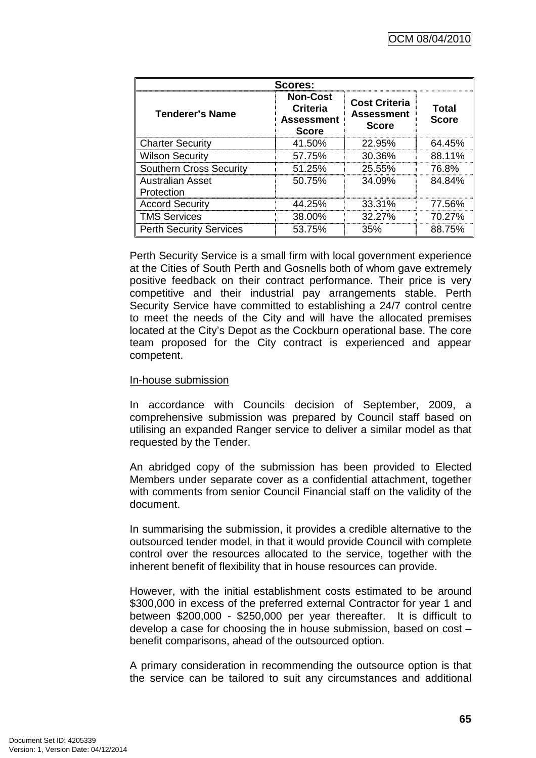| **Scores:** | | | |
|---|---|---|---|
| **Tenderer's Name** | **Non-Cost Criteria Assessment Score** | **Cost Criteria Assessment Score** | **Total Score** |
| Charter Security | 41.50% | 22.95% | 64.45% |
| Wilson Security | 57.75% | 30.36% | 88.11% |
| Southern Cross Security | 51.25% | 25.55% | 76.8% |
| Australian Asset Protection | 50.75% | 34.09% | 84.84% |
| Accord Security | 44.25% | 33.31% | 77.56% |
| TMS Services | 38.00% | 32.27% | 70.27% |
| Perth Security Services | 53.75% | 35% | 88.75% |

Perth Security Service is a small firm with local government experience at the Cities of South Perth and Gosnells both of whom gave extremely positive feedback on their contract performance. Their price is very competitive and their industrial pay arrangements stable. Perth Security Service have committed to establishing a 24/7 control centre to meet the needs of the City and will have the allocated premises located at the City's Depot as the Cockburn operational base. The core team proposed for the City contract is experienced and appear competent.

In-house submission

In accordance with Councils decision of September, 2009, a comprehensive submission was prepared by Council staff based on utilising an expanded Ranger service to deliver a similar model as that requested by the Tender.

An abridged copy of the submission has been provided to Elected Members under separate cover as a confidential attachment, together with comments from senior Council Financial staff on the validity of the document.

In summarising the submission, it provides a credible alternative to the outsourced tender model, in that it would provide Council with complete control over the resources allocated to the service, together with the inherent benefit of flexibility that in house resources can provide.

However, with the initial establishment costs estimated to be around $300,000 in excess of the preferred external Contractor for year 1 and between $200,000 - $250,000 per year thereafter. It is difficult to develop a case for choosing the in house submission, based on cost – benefit comparisons, ahead of the outsourced option.

A primary consideration in recommending the outsource option is that the service can be tailored to suit any circumstances and additional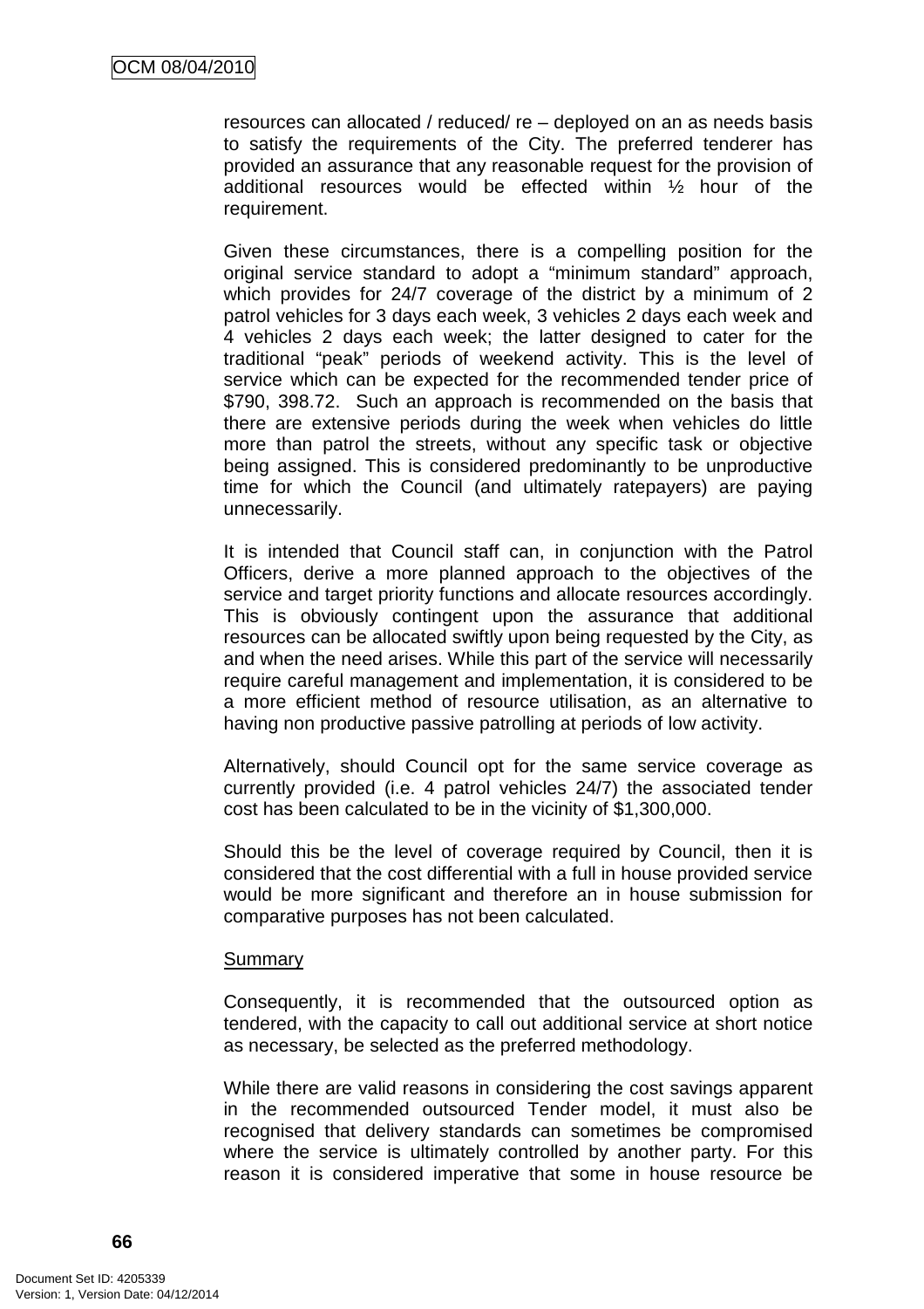resources can allocated / reduced/ re – deployed on an as needs basis to satisfy the requirements of the City. The preferred tenderer has provided an assurance that any reasonable request for the provision of additional resources would be effected within ½ hour of the requirement.

Given these circumstances, there is a compelling position for the original service standard to adopt a "minimum standard" approach, which provides for 24/7 coverage of the district by a minimum of 2 patrol vehicles for 3 days each week, 3 vehicles 2 days each week and 4 vehicles 2 days each week; the latter designed to cater for the traditional "peak" periods of weekend activity. This is the level of service which can be expected for the recommended tender price of $790, 398.72. Such an approach is recommended on the basis that there are extensive periods during the week when vehicles do little more than patrol the streets, without any specific task or objective being assigned. This is considered predominantly to be unproductive time for which the Council (and ultimately ratepayers) are paying unnecessarily.

It is intended that Council staff can, in conjunction with the Patrol Officers, derive a more planned approach to the objectives of the service and target priority functions and allocate resources accordingly. This is obviously contingent upon the assurance that additional resources can be allocated swiftly upon being requested by the City, as and when the need arises. While this part of the service will necessarily require careful management and implementation, it is considered to be a more efficient method of resource utilisation, as an alternative to having non productive passive patrolling at periods of low activity.

Alternatively, should Council opt for the same service coverage as currently provided (i.e. 4 patrol vehicles 24/7) the associated tender cost has been calculated to be in the vicinity of $1,300,000.

Should this be the level of coverage required by Council, then it is considered that the cost differential with a full in house provided service would be more significant and therefore an in house submission for comparative purposes has not been calculated.

Summary

Consequently, it is recommended that the outsourced option as tendered, with the capacity to call out additional service at short notice as necessary, be selected as the preferred methodology.

While there are valid reasons in considering the cost savings apparent in the recommended outsourced Tender model, it must also be recognised that delivery standards can sometimes be compromised where the service is ultimately controlled by another party. For this reason it is considered imperative that some in house resource be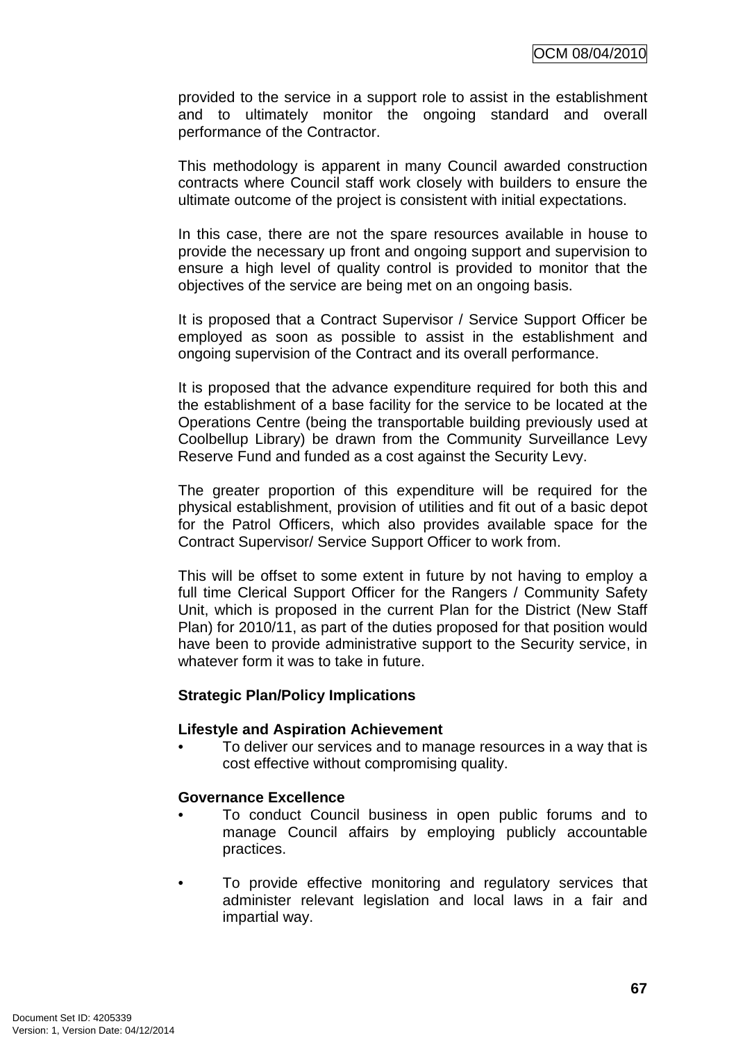provided to the service in a support role to assist in the establishment and to ultimately monitor the ongoing standard and overall performance of the Contractor.

This methodology is apparent in many Council awarded construction contracts where Council staff work closely with builders to ensure the ultimate outcome of the project is consistent with initial expectations.

In this case, there are not the spare resources available in house to provide the necessary up front and ongoing support and supervision to ensure a high level of quality control is provided to monitor that the objectives of the service are being met on an ongoing basis.

It is proposed that a Contract Supervisor / Service Support Officer be employed as soon as possible to assist in the establishment and ongoing supervision of the Contract and its overall performance.

It is proposed that the advance expenditure required for both this and the establishment of a base facility for the service to be located at the Operations Centre (being the transportable building previously used at Coolbellup Library) be drawn from the Community Surveillance Levy Reserve Fund and funded as a cost against the Security Levy.

The greater proportion of this expenditure will be required for the physical establishment, provision of utilities and fit out of a basic depot for the Patrol Officers, which also provides available space for the Contract Supervisor/ Service Support Officer to work from.

This will be offset to some extent in future by not having to employ a full time Clerical Support Officer for the Rangers / Community Safety Unit, which is proposed in the current Plan for the District (New Staff Plan) for 2010/11, as part of the duties proposed for that position would have been to provide administrative support to the Security service, in whatever form it was to take in future.

**Strategic Plan/Policy Implications**

**Lifestyle and Aspiration Achievement**

- To deliver our services and to manage resources in a way that is cost effective without compromising quality.

**Governance Excellence**

- To conduct Council business in open public forums and to manage Council affairs by employing publicly accountable practices.

- To provide effective monitoring and regulatory services that administer relevant legislation and local laws in a fair and impartial way.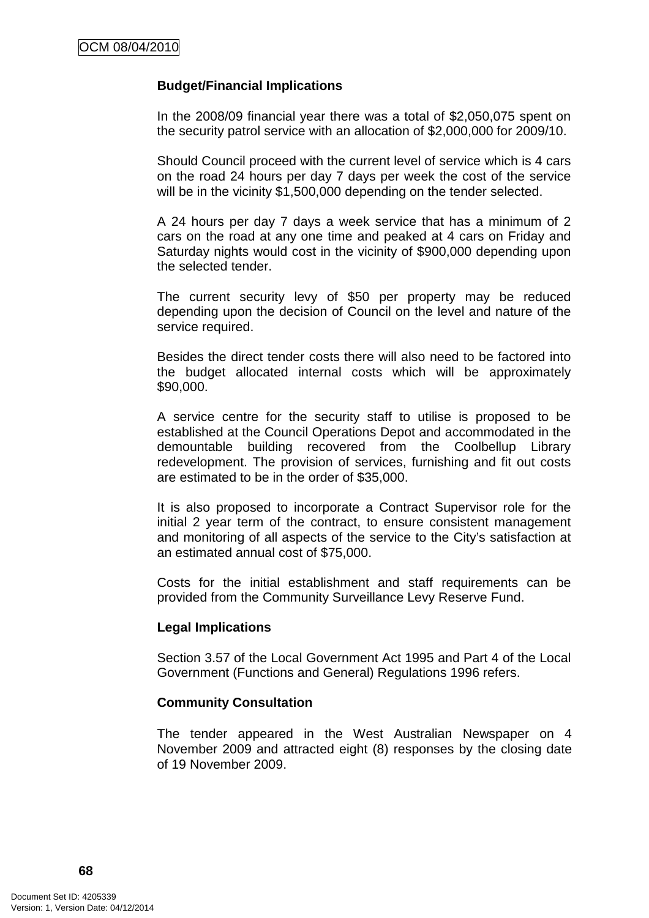**Budget/Financial Implications**

In the 2008/09 financial year there was a total of $2,050,075 spent on the security patrol service with an allocation of $2,000,000 for 2009/10.

Should Council proceed with the current level of service which is 4 cars on the road 24 hours per day 7 days per week the cost of the service will be in the vicinity $1,500,000 depending on the tender selected.

A 24 hours per day 7 days a week service that has a minimum of 2 cars on the road at any one time and peaked at 4 cars on Friday and Saturday nights would cost in the vicinity of $900,000 depending upon the selected tender.

The current security levy of $50 per property may be reduced depending upon the decision of Council on the level and nature of the service required.

Besides the direct tender costs there will also need to be factored into the budget allocated internal costs which will be approximately $90,000.

A service centre for the security staff to utilise is proposed to be established at the Council Operations Depot and accommodated in the demountable building recovered from the Coolbellup Library redevelopment. The provision of services, furnishing and fit out costs are estimated to be in the order of $35,000.

It is also proposed to incorporate a Contract Supervisor role for the initial 2 year term of the contract, to ensure consistent management and monitoring of all aspects of the service to the City's satisfaction at an estimated annual cost of $75,000.

Costs for the initial establishment and staff requirements can be provided from the Community Surveillance Levy Reserve Fund.

**Legal Implications**

Section 3.57 of the Local Government Act 1995 and Part 4 of the Local Government (Functions and General) Regulations 1996 refers.

**Community Consultation**

The tender appeared in the West Australian Newspaper on 4 November 2009 and attracted eight (8) responses by the closing date of 19 November 2009.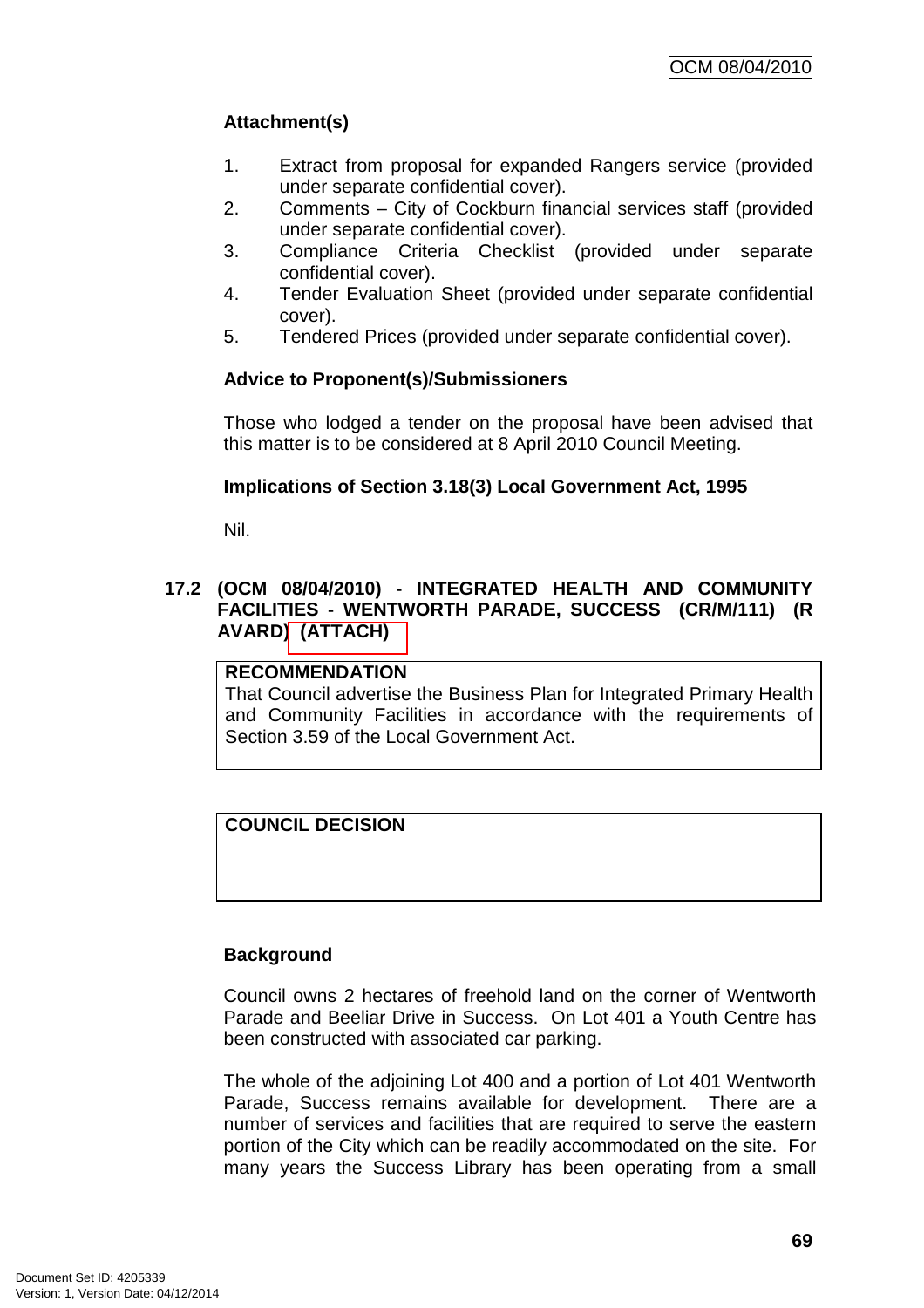### Attachment(s)

1. Extract from proposal for expanded Rangers service (provided under separate confidential cover).
2. Comments – City of Cockburn financial services staff (provided under separate confidential cover).
3. Compliance Criteria Checklist (provided under separate confidential cover).
4. Tender Evaluation Sheet (provided under separate confidential cover).
5. Tendered Prices (provided under separate confidential cover).

### Advice to Proponent(s)/Submissioners

Those who lodged a tender on the proposal have been advised that this matter is to be considered at 8 April 2010 Council Meeting.

### Implications of Section 3.18(3) Local Government Act, 1995

Nil.

## 17.2 (OCM 08/04/2010) - INTEGRATED HEALTH AND COMMUNITY FACILITIES - WENTWORTH PARADE, SUCCESS (CR/M/111) (R AVARD) (ATTACH)

**RECOMMENDATION**
That Council advertise the Business Plan for Integrated Primary Health and Community Facilities in accordance with the requirements of Section 3.59 of the Local Government Act.

**COUNCIL DECISION**

### Background

Council owns 2 hectares of freehold land on the corner of Wentworth Parade and Beeliar Drive in Success. On Lot 401 a Youth Centre has been constructed with associated car parking.

The whole of the adjoining Lot 400 and a portion of Lot 401 Wentworth Parade, Success remains available for development. There are a number of services and facilities that are required to serve the eastern portion of the City which can be readily accommodated on the site. For many years the Success Library has been operating from a small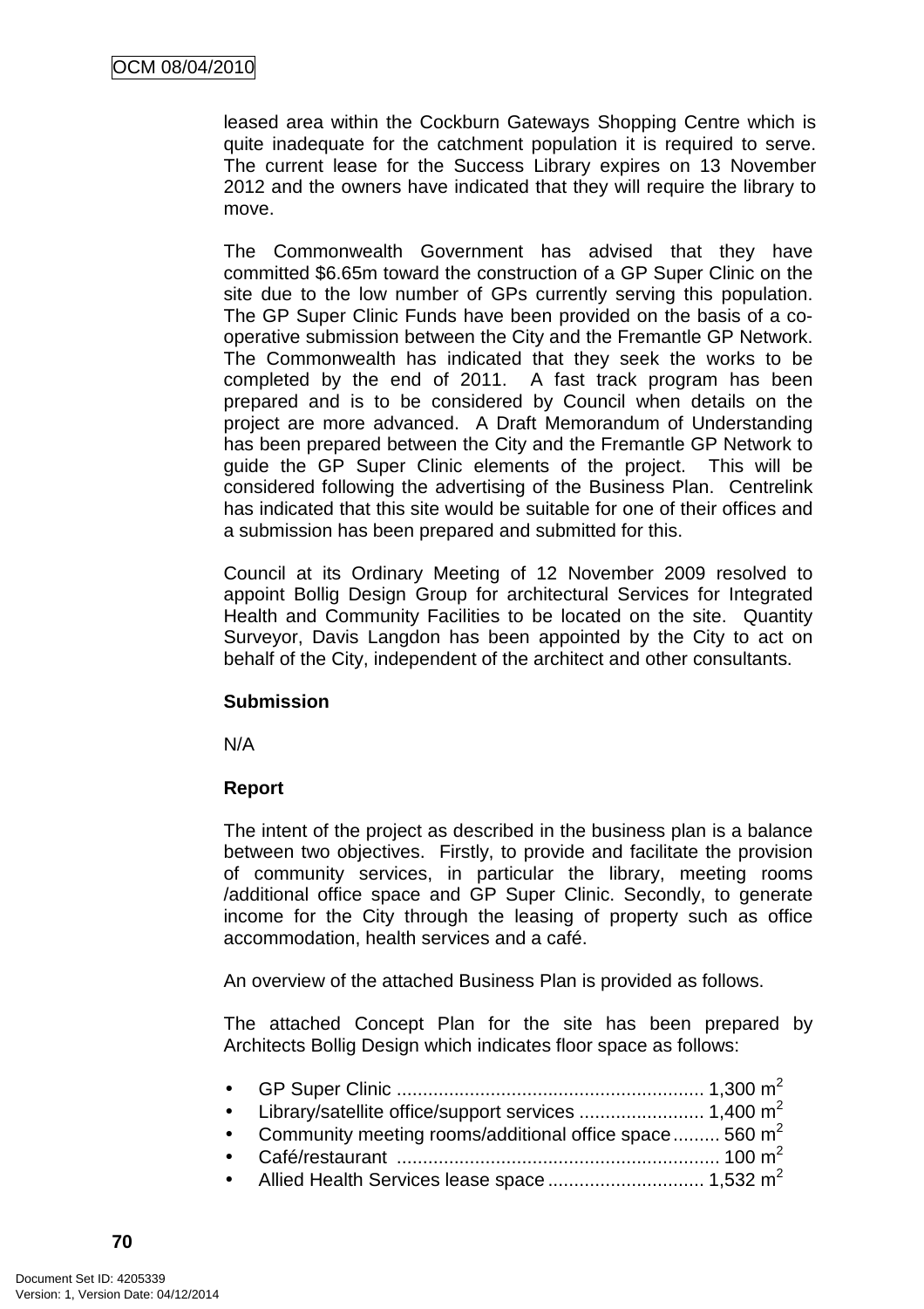leased area within the Cockburn Gateways Shopping Centre which is quite inadequate for the catchment population it is required to serve. The current lease for the Success Library expires on 13 November 2012 and the owners have indicated that they will require the library to move.

The Commonwealth Government has advised that they have committed $6.65m toward the construction of a GP Super Clinic on the site due to the low number of GPs currently serving this population. The GP Super Clinic Funds have been provided on the basis of a co-operative submission between the City and the Fremantle GP Network. The Commonwealth has indicated that they seek the works to be completed by the end of 2011. A fast track program has been prepared and is to be considered by Council when details on the project are more advanced. A Draft Memorandum of Understanding has been prepared between the City and the Fremantle GP Network to guide the GP Super Clinic elements of the project. This will be considered following the advertising of the Business Plan. Centrelink has indicated that this site would be suitable for one of their offices and a submission has been prepared and submitted for this.

Council at its Ordinary Meeting of 12 November 2009 resolved to appoint Bollig Design Group for architectural Services for Integrated Health and Community Facilities to be located on the site. Quantity Surveyor, Davis Langdon has been appointed by the City to act on behalf of the City, independent of the architect and other consultants.

**Submission**

N/A

**Report**

The intent of the project as described in the business plan is a balance between two objectives. Firstly, to provide and facilitate the provision of community services, in particular the library, meeting rooms /additional office space and GP Super Clinic. Secondly, to generate income for the City through the leasing of property such as office accommodation, health services and a café.

An overview of the attached Business Plan is provided as follows.

The attached Concept Plan for the site has been prepared by Architects Bollig Design which indicates floor space as follows:

- GP Super Clinic ........................................................... 1,300 $m^2$
- Library/satellite office/support services ........................ 1,400 $m^2$
- Community meeting rooms/additional office space ......... 560 $m^2$
- Café/restaurant ............................................................. 100 $m^2$
- Allied Health Services lease space .............................. 1,532 $m^2$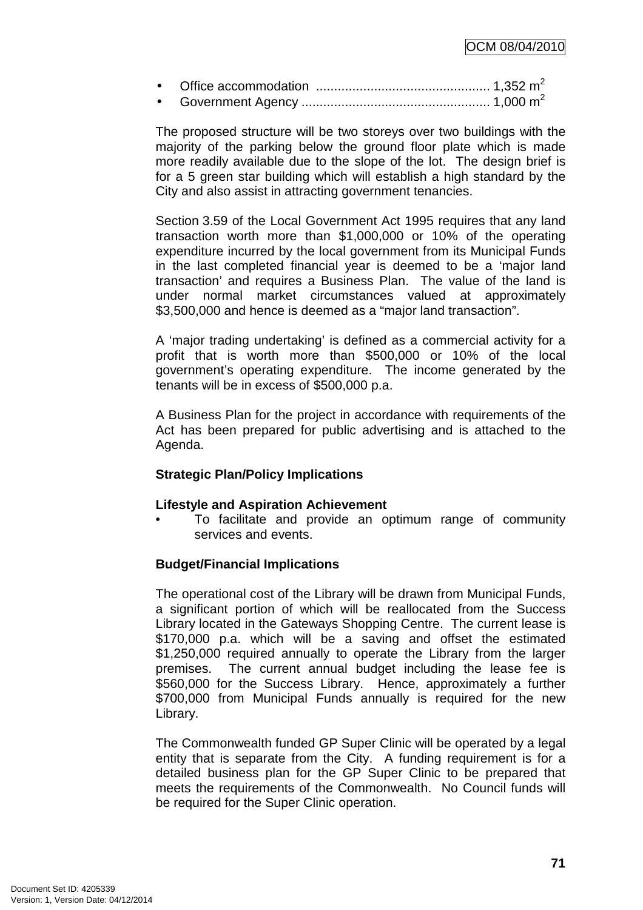- Office accommodation ................................................ 1,352 $m^2$
- Government Agency .................................................... 1,000 $m^2$

The proposed structure will be two storeys over two buildings with the majority of the parking below the ground floor plate which is made more readily available due to the slope of the lot. The design brief is for a 5 green star building which will establish a high standard by the City and also assist in attracting government tenancies.

Section 3.59 of the Local Government Act 1995 requires that any land transaction worth more than $1,000,000 or 10% of the operating expenditure incurred by the local government from its Municipal Funds in the last completed financial year is deemed to be a 'major land transaction' and requires a Business Plan. The value of the land is under normal market circumstances valued at approximately $3,500,000 and hence is deemed as a "major land transaction".

A 'major trading undertaking' is defined as a commercial activity for a profit that is worth more than $500,000 or 10% of the local government's operating expenditure. The income generated by the tenants will be in excess of $500,000 p.a.

A Business Plan for the project in accordance with requirements of the Act has been prepared for public advertising and is attached to the Agenda.

**Strategic Plan/Policy Implications**

**Lifestyle and Aspiration Achievement**

- To facilitate and provide an optimum range of community services and events.

**Budget/Financial Implications**

The operational cost of the Library will be drawn from Municipal Funds, a significant portion of which will be reallocated from the Success Library located in the Gateways Shopping Centre. The current lease is $170,000 p.a. which will be a saving and offset the estimated $1,250,000 required annually to operate the Library from the larger premises. The current annual budget including the lease fee is $560,000 for the Success Library. Hence, approximately a further $700,000 from Municipal Funds annually is required for the new Library.

The Commonwealth funded GP Super Clinic will be operated by a legal entity that is separate from the City. A funding requirement is for a detailed business plan for the GP Super Clinic to be prepared that meets the requirements of the Commonwealth. No Council funds will be required for the Super Clinic operation.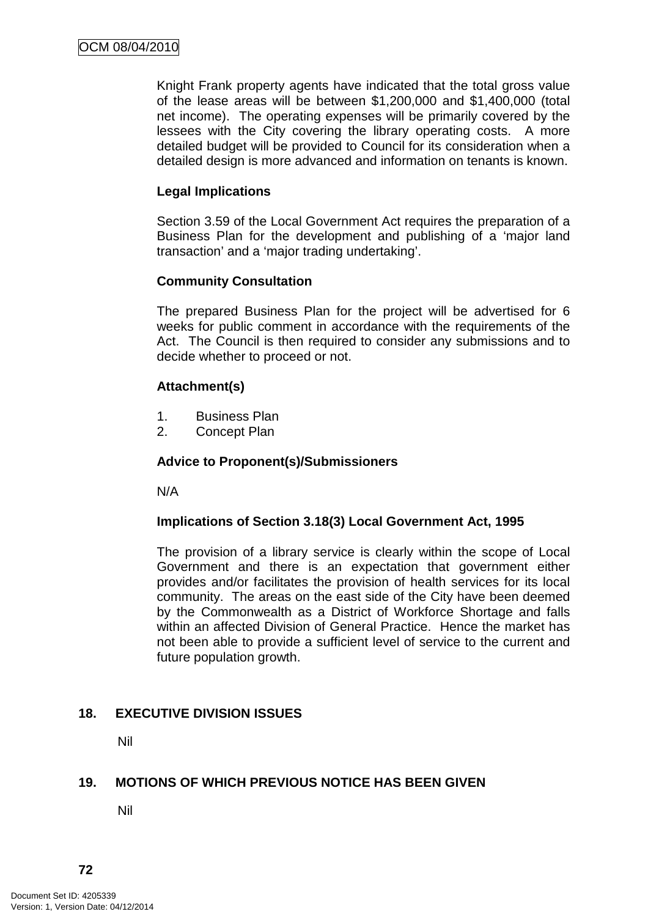Knight Frank property agents have indicated that the total gross value of the lease areas will be between $1,200,000 and $1,400,000 (total net income). The operating expenses will be primarily covered by the lessees with the City covering the library operating costs. A more detailed budget will be provided to Council for its consideration when a detailed design is more advanced and information on tenants is known.

**Legal Implications**

Section 3.59 of the Local Government Act requires the preparation of a Business Plan for the development and publishing of a 'major land transaction' and a 'major trading undertaking'.

**Community Consultation**

The prepared Business Plan for the project will be advertised for 6 weeks for public comment in accordance with the requirements of the Act. The Council is then required to consider any submissions and to decide whether to proceed or not.

**Attachment(s)**

1. Business Plan
2. Concept Plan

**Advice to Proponent(s)/Submissioners**

N/A

**Implications of Section 3.18(3) Local Government Act, 1995**

The provision of a library service is clearly within the scope of Local Government and there is an expectation that government either provides and/or facilitates the provision of health services for its local community. The areas on the east side of the City have been deemed by the Commonwealth as a District of Workforce Shortage and falls within an affected Division of General Practice. Hence the market has not been able to provide a sufficient level of service to the current and future population growth.

## 18. EXECUTIVE DIVISION ISSUES

Nil

## 19. MOTIONS OF WHICH PREVIOUS NOTICE HAS BEEN GIVEN

Nil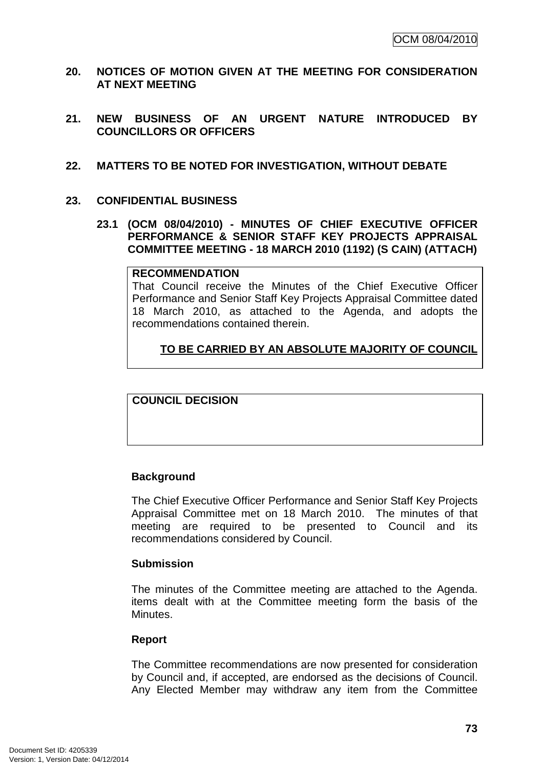## 20. NOTICES OF MOTION GIVEN AT THE MEETING FOR CONSIDERATION AT NEXT MEETING

## 21. NEW BUSINESS OF AN URGENT NATURE INTRODUCED BY COUNCILLORS OR OFFICERS

## 22. MATTERS TO BE NOTED FOR INVESTIGATION, WITHOUT DEBATE

## 23. CONFIDENTIAL BUSINESS

### 23.1 (OCM 08/04/2010) - MINUTES OF CHIEF EXECUTIVE OFFICER PERFORMANCE & SENIOR STAFF KEY PROJECTS APPRAISAL COMMITTEE MEETING - 18 MARCH 2010 (1192) (S CAIN) (ATTACH)

**RECOMMENDATION**

That Council receive the Minutes of the Chief Executive Officer Performance and Senior Staff Key Projects Appraisal Committee dated 18 March 2010, as attached to the Agenda, and adopts the recommendations contained therein.

**TO BE CARRIED BY AN ABSOLUTE MAJORITY OF COUNCIL**

**COUNCIL DECISION**

**Background**

The Chief Executive Officer Performance and Senior Staff Key Projects Appraisal Committee met on 18 March 2010. The minutes of that meeting are required to be presented to Council and its recommendations considered by Council.

**Submission**

The minutes of the Committee meeting are attached to the Agenda. items dealt with at the Committee meeting form the basis of the Minutes.

**Report**

The Committee recommendations are now presented for consideration by Council and, if accepted, are endorsed as the decisions of Council. Any Elected Member may withdraw any item from the Committee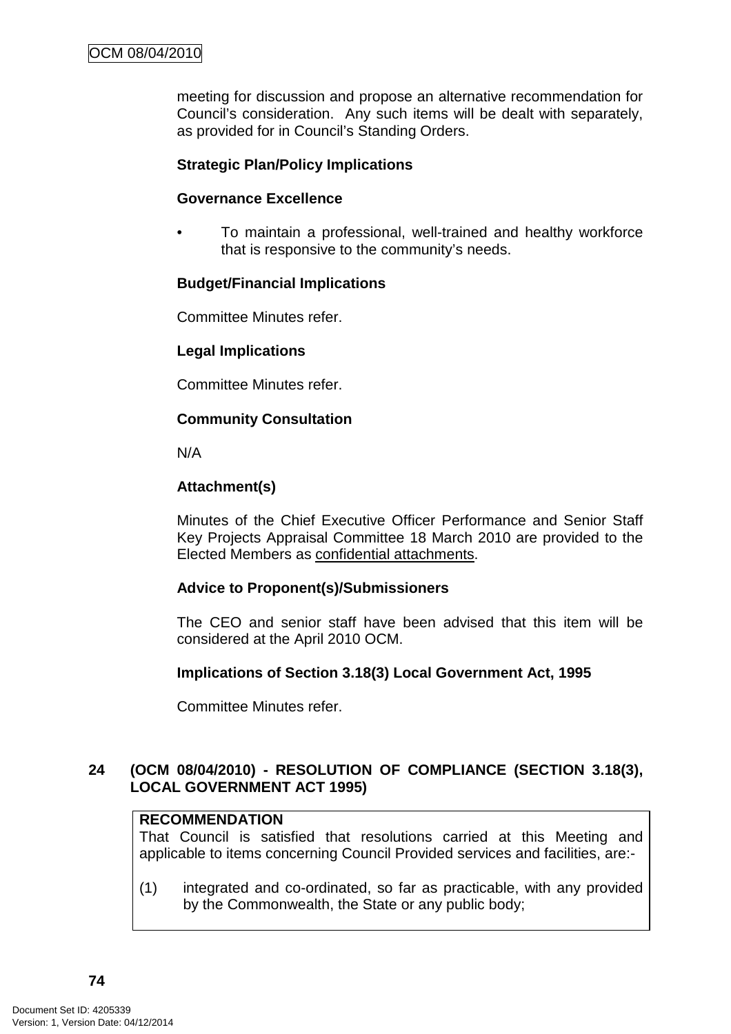meeting for discussion and propose an alternative recommendation for Council's consideration. Any such items will be dealt with separately, as provided for in Council's Standing Orders.

**Strategic Plan/Policy Implications**

**Governance Excellence**

- To maintain a professional, well-trained and healthy workforce that is responsive to the community's needs.

**Budget/Financial Implications**

Committee Minutes refer.

**Legal Implications**

Committee Minutes refer.

**Community Consultation**

N/A

**Attachment(s)**

Minutes of the Chief Executive Officer Performance and Senior Staff Key Projects Appraisal Committee 18 March 2010 are provided to the Elected Members as <u>confidential attachments</u>.

**Advice to Proponent(s)/Submissioners**

The CEO and senior staff have been advised that this item will be considered at the April 2010 OCM.

**Implications of Section 3.18(3) Local Government Act, 1995**

Committee Minutes refer.

## 24 (OCM 08/04/2010) - RESOLUTION OF COMPLIANCE (SECTION 3.18(3), LOCAL GOVERNMENT ACT 1995)

**RECOMMENDATION**
That Council is satisfied that resolutions carried at this Meeting and applicable to items concerning Council Provided services and facilities, are:-

(1) integrated and co-ordinated, so far as practicable, with any provided by the Commonwealth, the State or any public body;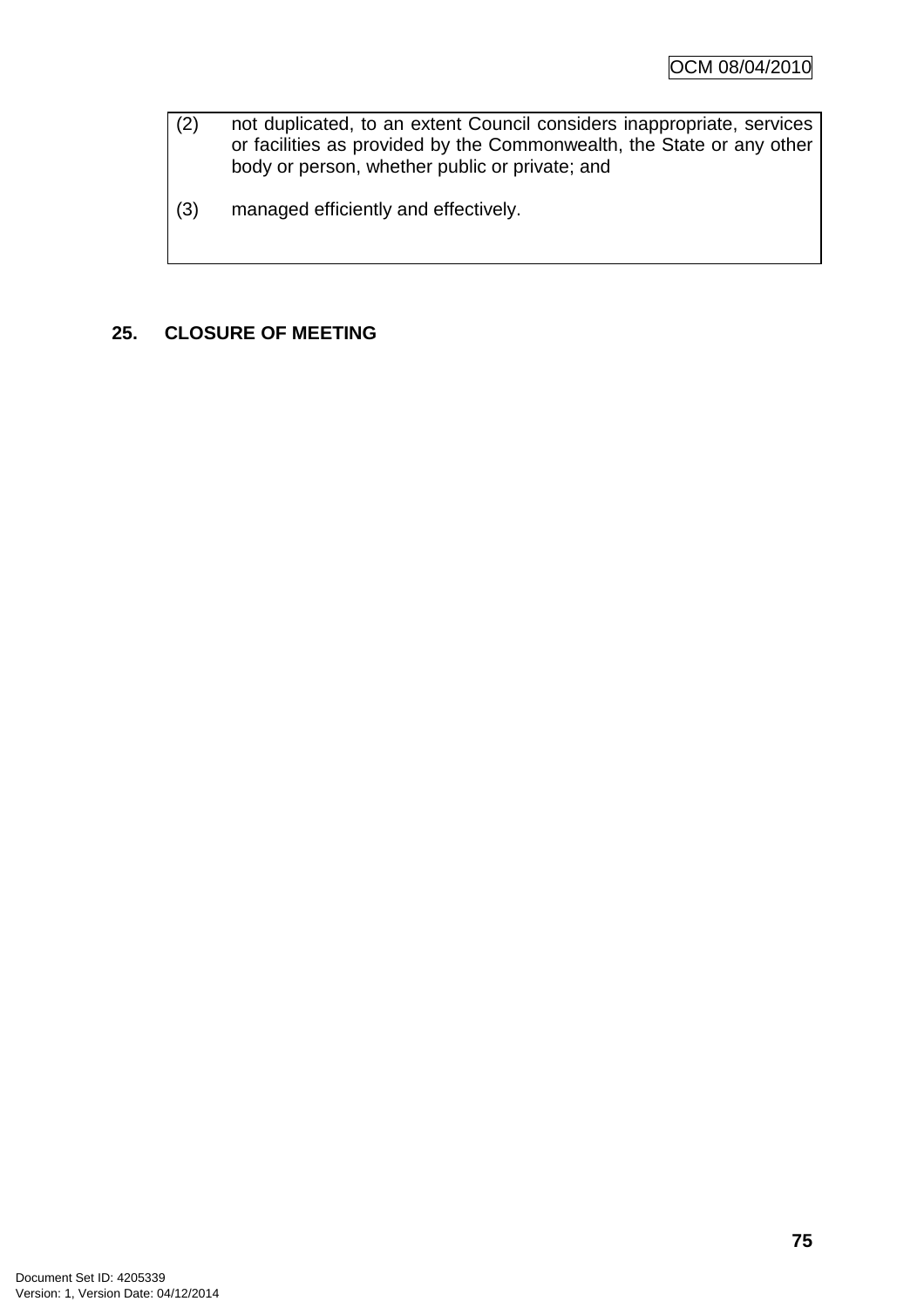(2) not duplicated, to an extent Council considers inappropriate, services or facilities as provided by the Commonwealth, the State or any other body or person, whether public or private; and

(3) managed efficiently and effectively.

## 25. CLOSURE OF MEETING